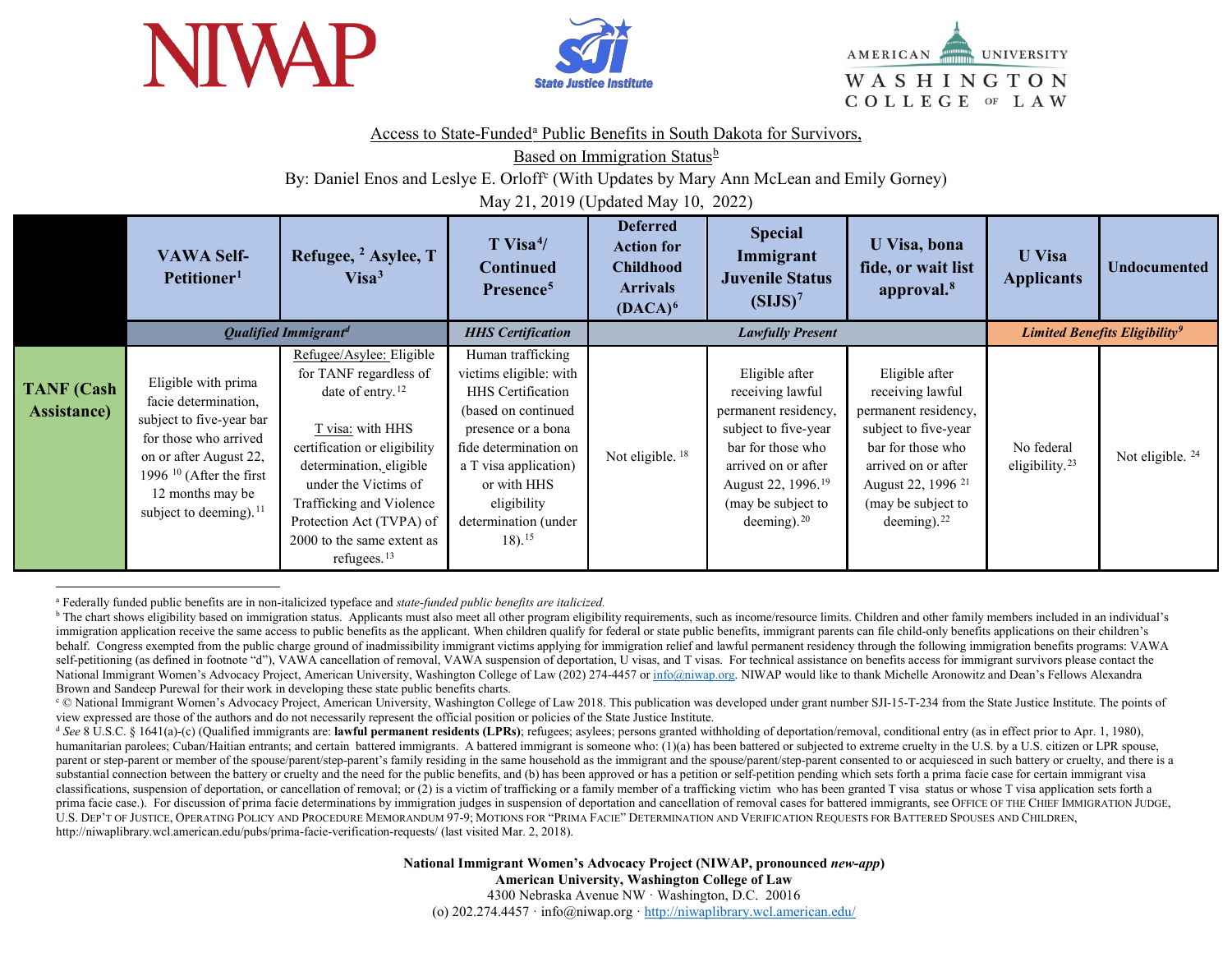Access to State-Funded[a] Public Benefits in South Dakota for Survivors,

Based on Immigration Status[b]

By: Daniel Enos and Leslye E. Orloff[c] (With Updates by Mary Ann McLean and Emily Gorney)

May 21, 2019 (Updated May 10, 2022)

| | VAWA Self-Petitioner[1] | Refugee, [2] Asylee, T Visa[3] | T Visa[4]/ Continued Presence[5] | Deferred Action for Childhood Arrivals (DACA)[6] | Special Immigrant Juvenile Status (SIJS)[7] | U Visa, bona fide, or wait list approval.[8] | U Visa Applicants | Undocumented |
|---|---|---|---|---|---|---|---|---|
| | *Qualified Immigrant[d]* | | *HHS Certification* | *Lawfully Present* | | | *Limited Benefits Eligibility[9]* | |
| **TANF (Cash Assistance)** | Eligible with prima facie determination, subject to five-year bar for those who arrived on or after August 22, 1996 [10] (After the first 12 months may be subject to deeming).[11] | Refugee/Asylee: Eligible for TANF regardless of date of entry.[12] T visa: with HHS certification or eligibility determination, eligible under the Victims of Trafficking and Violence Protection Act (TVPA) of 2000 to the same extent as refugees.[13] | Human trafficking victims eligible: with HHS Certification (based on continued presence or a bona fide determination on a T visa application) or with HHS eligibility determination (under 18).[15] | Not eligible. [18] | Eligible after receiving lawful permanent residency, subject to five-year bar for those who arrived on or after August 22, 1996.[19] (may be subject to deeming).[20] | Eligible after receiving lawful permanent residency, subject to five-year bar for those who arrived on or after August 22, 1996 [21] (may be subject to deeming).[22] | No federal eligibility.[23] | Not eligible. [24] |

[a] Federally funded public benefits are in non-italicized typeface and *state-funded public benefits are italicized.*

[b] The chart shows eligibility based on immigration status. Applicants must also meet all other program eligibility requirements, such as income/resource limits. Children and other family members included in an individual's immigration application receive the same access to public benefits as the applicant. When children qualify for federal or state public benefits, immigrant parents can file child-only benefits applications on their children's behalf. Congress exempted from the public charge ground of inadmissibility immigrant victims applying for immigration relief and lawful permanent residency through the following immigration benefits programs: VAWA self-petitioning (as defined in footnote "d"), VAWA cancellation of removal, VAWA suspension of deportation, U visas, and T visas. For technical assistance on benefits access for immigrant survivors please contact the National Immigrant Women's Advocacy Project, American University, Washington College of Law (202) 274-4457 or info@niwap.org. NIWAP would like to thank Michelle Aronowitz and Dean's Fellows Alexandra Brown and Sandeep Purewal for their work in developing these state public benefits charts.

[c] © National Immigrant Women's Advocacy Project, American University, Washington College of Law 2018. This publication was developed under grant number SJI-15-T-234 from the State Justice Institute. The points of view expressed are those of the authors and do not necessarily represent the official position or policies of the State Justice Institute.

[d] *See* 8 U.S.C. § 1641(a)-(c) (Qualified immigrants are: **lawful permanent residents (LPRs)**; refugees; asylees; persons granted withholding of deportation/removal, conditional entry (as in effect prior to Apr. 1, 1980), humanitarian parolees; Cuban/Haitian entrants; and certain battered immigrants. A battered immigrant is someone who: (1)(a) has been battered or subjected to extreme cruelty in the U.S. by a U.S. citizen or LPR spouse, parent or step-parent or member of the spouse/parent/step-parent's family residing in the same household as the immigrant and the spouse/parent/step-parent consented to or acquiesced in such battery or cruelty, and there is a substantial connection between the battery or cruelty and the need for the public benefits, and (b) has been approved or has a petition or self-petition pending which sets forth a prima facie case for certain immigrant visa classifications, suspension of deportation, or cancellation of removal; or (2) is a victim of trafficking or a family member of a trafficking victim who has been granted T visa status or whose T visa application sets forth a prima facie case.). For discussion of prima facie determinations by immigration judges in suspension of deportation and cancellation of removal cases for battered immigrants, see OFFICE OF THE CHIEF IMMIGRATION JUDGE, U.S. DEP'T OF JUSTICE, OPERATING POLICY AND PROCEDURE MEMORANDUM 97-9; MOTIONS FOR "PRIMA FACIE" DETERMINATION AND VERIFICATION REQUESTS FOR BATTERED SPOUSES AND CHILDREN, http://niwaplibrary.wcl.american.edu/pubs/prima-facie-verification-requests/ (last visited Mar. 2, 2018).

**National Immigrant Women's Advocacy Project (NIWAP, pronounced *new-app*)**
**American University, Washington College of Law**
4300 Nebraska Avenue NW · Washington, D.C. 20016
(o) 202.274.4457 · info@niwap.org · http://niwaplibrary.wcl.american.edu/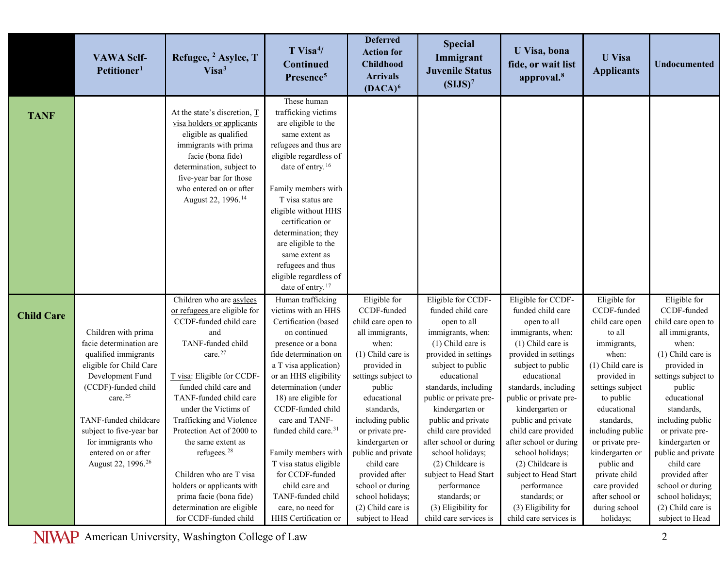| | VAWA Self-Petitioner[1] | Refugee, [2] Asylee, T Visa[3] | T Visa[4]/ Continued Presence[5] | Deferred Action for Childhood Arrivals (DACA)[6] | Special Immigrant Juvenile Status (SIJS)[7] | U Visa, bona fide, or wait list approval.[8] | U Visa Applicants | Undocumented |
|---|---|---|---|---|---|---|---|---|
| **TANF** | | At the state's discretion, T visa holders or applicants eligible as qualified immigrants with prima facie (bona fide) determination, subject to five-year bar for those who entered on or after August 22, 1996.[14] | These human trafficking victims are eligible to the same extent as refugees and thus are eligible regardless of date of entry.[16]<br><br>Family members with T visa status are eligible without HHS certification or determination; they are eligible to the same extent as refugees and thus eligible regardless of date of entry.[17] | | | | | |
| **Child Care** | Children with prima facie determination are qualified immigrants eligible for Child Care Development Fund (CCDF)-funded child care.[25]<br><br>TANF-funded childcare subject to five-year bar for immigrants who entered on or after August 22, 1996.[26] | Children who are asylees or refugees are eligible for CCDF-funded child care and TANF-funded child care.[27]<br><br>T visa: Eligible for CCDF-funded child care and TANF-funded child care under the Victims of Trafficking and Violence Protection Act of 2000 to the same extent as refugees.[28]<br><br>Children who are T visa holders or applicants with prima facie (bona fide) determination are eligible for CCDF-funded child | Human trafficking victims with an HHS Certification (based on continued presence or a bona fide determination on a T visa application) or an HHS eligibility determination (under 18) are eligible for CCDF-funded child care and TANF-funded child care.[31]<br><br>Family members with T visa status eligible for CCDF-funded child care and TANF-funded child care, no need for HHS Certification or | Eligible for CCDF-funded child care open to all immigrants, when:<br>(1) Child care is provided in settings subject to public educational standards, including public or private pre-kindergarten or public and private child care provided after school or during school holidays;<br>(2) Child care is subject to Head | Eligible for CCDF-funded child care open to all immigrants, when:<br>(1) Child care is provided in settings subject to public educational standards, including public or private pre-kindergarten or public and private child care provided after school or during school holidays;<br>(2) Childcare is subject to Head Start performance standards; or<br>(3) Eligibility for child care services is | Eligible for CCDF-funded child care open to all immigrants, when:<br>(1) Child care is provided in settings subject to public educational standards, including public or private pre-kindergarten or public and private child care provided after school or during school holidays;<br>(2) Childcare is subject to Head Start performance standards; or<br>(3) Eligibility for child care services is | Eligible for CCDF-funded child care open to all immigrants, when:<br>(1) Child care is provided in settings subject to public educational standards, including public or private pre-kindergarten or public and private child care provided after school or during school holidays; | Eligible for CCDF-funded child care open to all immigrants, when:<br>(1) Child care is provided in settings subject to public educational standards, including public or private pre-kindergarten or public and private child care provided after school or during school holidays;<br>(2) Child care is subject to Head |

NIWAP American University, Washington College of Law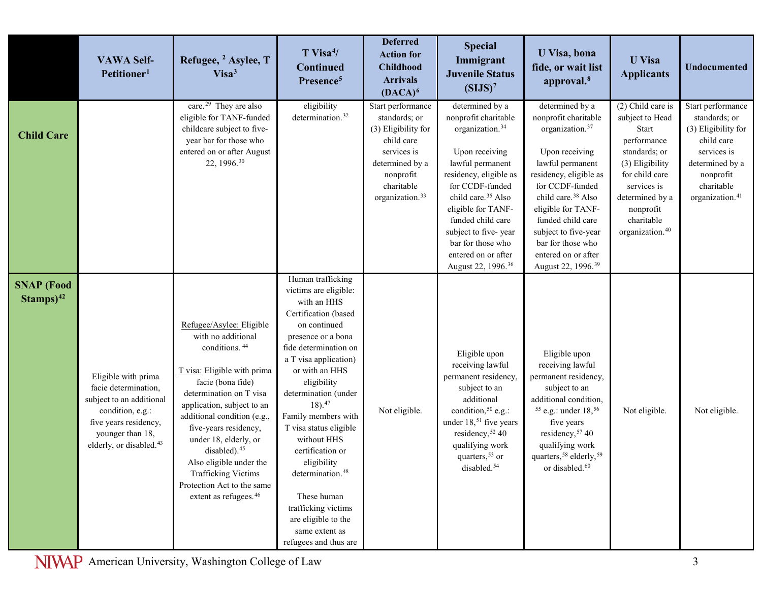| | VAWA Self-Petitioner[1] | Refugee, [2] Asylee, T Visa[3] | T Visa[4]/ Continued Presence[5] | Deferred Action for Childhood Arrivals (DACA)[6] | Special Immigrant Juvenile Status (SIJS)[7] | U Visa, bona fide, or wait list approval.[8] | U Visa Applicants | Undocumented |
|---|---|---|---|---|---|---|---|---|
| **Child Care** | | care.[29] They are also eligible for TANF-funded childcare subject to five-year bar for those who entered on or after August 22, 1996.[30] | eligibility determination.[32] | Start performance standards; or (3) Eligibility for child care services is determined by a nonprofit charitable organization.[33] | determined by a nonprofit charitable organization.[34] Upon receiving lawful permanent residency, eligible as for CCDF-funded child care.[35] Also eligible for TANF-funded child care subject to five- year bar for those who entered on or after August 22, 1996.[36] | determined by a nonprofit charitable organization.[37] Upon receiving lawful permanent residency, eligible as for CCDF-funded child care.[38] Also eligible for TANF-funded child care subject to five-year bar for those who entered on or after August 22, 1996.[39] | (2) Child care is subject to Head Start performance standards; or (3) Eligibility for child care services is determined by a nonprofit charitable organization.[40] | Start performance standards; or (3) Eligibility for child care services is determined by a nonprofit charitable organization.[41] |
| **SNAP (Food Stamps)[42]** | Eligible with prima facie determination, subject to an additional condition, e.g.: five years residency, younger than 18, elderly, or disabled.[43] | Refugee/Asylee: Eligible with no additional conditions. [44] T visa: Eligible with prima facie (bona fide) determination on T visa application, subject to an additional condition (e.g., five-years residency, under 18, elderly, or disabled).[45] Also eligible under the Trafficking Victims Protection Act to the same extent as refugees.[46] | Human trafficking victims are eligible: with an HHS Certification (based on continued presence or a bona fide determination on a T visa application) or with an HHS eligibility determination (under 18).[47] Family members with T visa status eligible without HHS certification or eligibility determination.[48] These human trafficking victims are eligible to the same extent as refugees and thus are | Not eligible. | Eligible upon receiving lawful permanent residency, subject to an additional condition,[50] e.g.: under 18,[51] five years residency,[52] 40 qualifying work quarters,[53] or disabled.[54] | Eligible upon receiving lawful permanent residency, subject to an additional condition,[55] e.g.: under 18,[56] five years residency,[57] 40 qualifying work quarters,[58] elderly,[59] or disabled.[60] | Not eligible. | Not eligible. |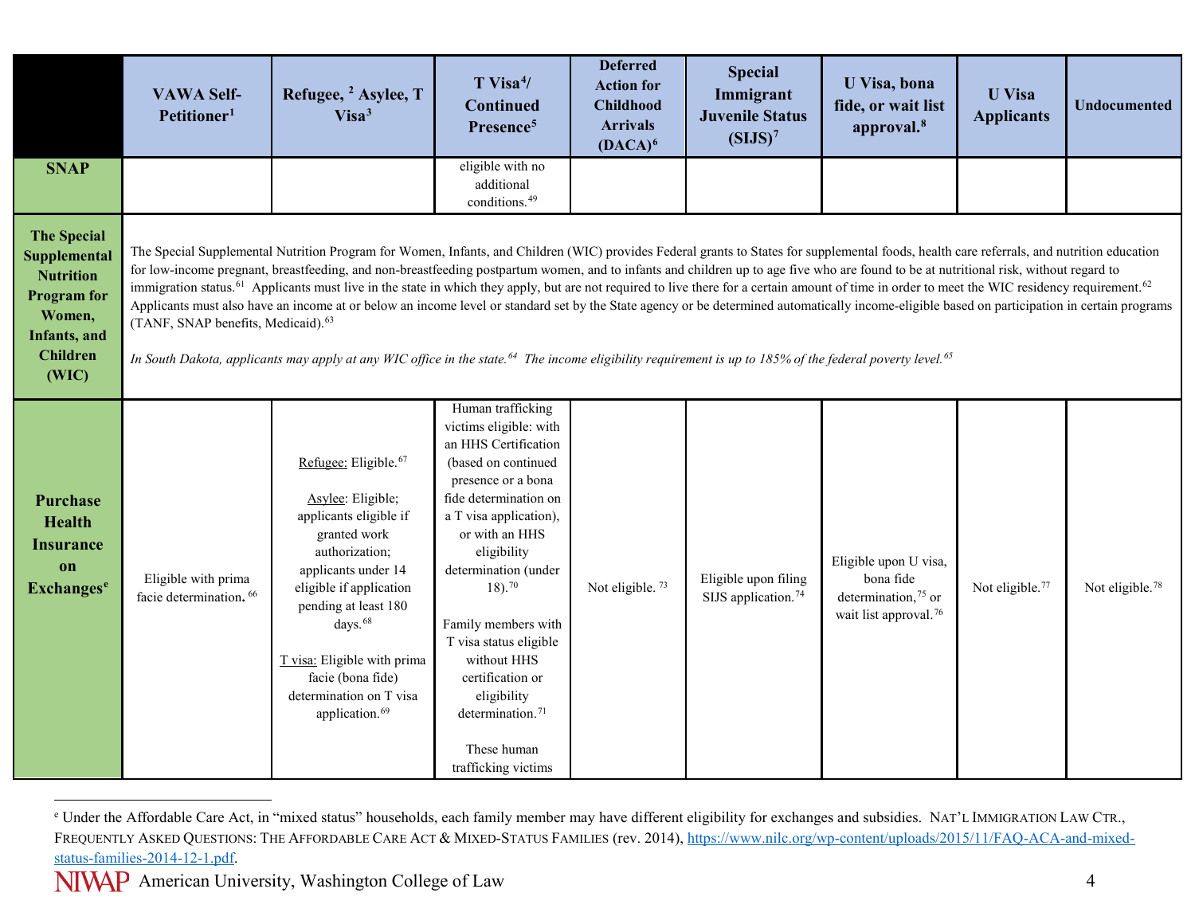| | VAWA Self-Petitioner[1] | Refugee,[2] Asylee, T Visa[3] | T Visa[4]/ Continued Presence[5] | Deferred Action for Childhood Arrivals (DACA)[6] | Special Immigrant Juvenile Status (SIJS)[7] | U Visa, bona fide, or wait list approval.[8] | U Visa Applicants | Undocumented |
|---|---|---|---|---|---|---|---|---|
| **SNAP** | | | eligible with no additional conditions.[49] | | | | | |
| **The Special Supplemental Nutrition Program for Women, Infants, and Children (WIC)** | The Special Supplemental Nutrition Program for Women, Infants, and Children (WIC) provides Federal grants to States for supplemental foods, health care referrals, and nutrition education for low-income pregnant, breastfeeding, and non-breastfeeding postpartum women, and to infants and children up to age five who are found to be at nutritional risk, without regard to immigration status.[61] Applicants must live in the state in which they apply, but are not required to live there for a certain amount of time in order to meet the WIC residency requirement.[62] Applicants must also have an income at or below an income level or standard set by the State agency or be determined automatically income-eligible based on participation in certain programs (TANF, SNAP benefits, Medicaid).[63] *In South Dakota, applicants may apply at any WIC office in the state.[64] The income eligibility requirement is up to 185% of the federal poverty level.[65]* | | | | | | | |
| **Purchase Health Insurance on Exchanges[e]** | Eligible with prima facie determination.[66] | Refugee: Eligible.[67] Asylee: Eligible; applicants eligible if granted work authorization; applicants under 14 eligible if application pending at least 180 days.[68] T visa: Eligible with prima facie (bona fide) determination on T visa application.[69] | Human trafficking victims eligible: with an HHS Certification (based on continued presence or a bona fide determination on a T visa application), or with an HHS eligibility determination (under 18).[70] Family members with T visa status eligible without HHS certification or eligibility determination.[71] These human trafficking victims | Not eligible.[73] | Eligible upon filing SIJS application.[74] | Eligible upon U visa, bona fide determination,[75] or wait list approval.[76] | Not eligible.[77] | Not eligible.[78] |

[e] Under the Affordable Care Act, in "mixed status" households, each family member may have different eligibility for exchanges and subsidies. NAT'L IMMIGRATION LAW CTR., FREQUENTLY ASKED QUESTIONS: THE AFFORDABLE CARE ACT & MIXED-STATUS FAMILIES (rev. 2014), https://www.nilc.org/wp-content/uploads/2015/11/FAQ-ACA-and-mixed-status-families-2014-12-1.pdf.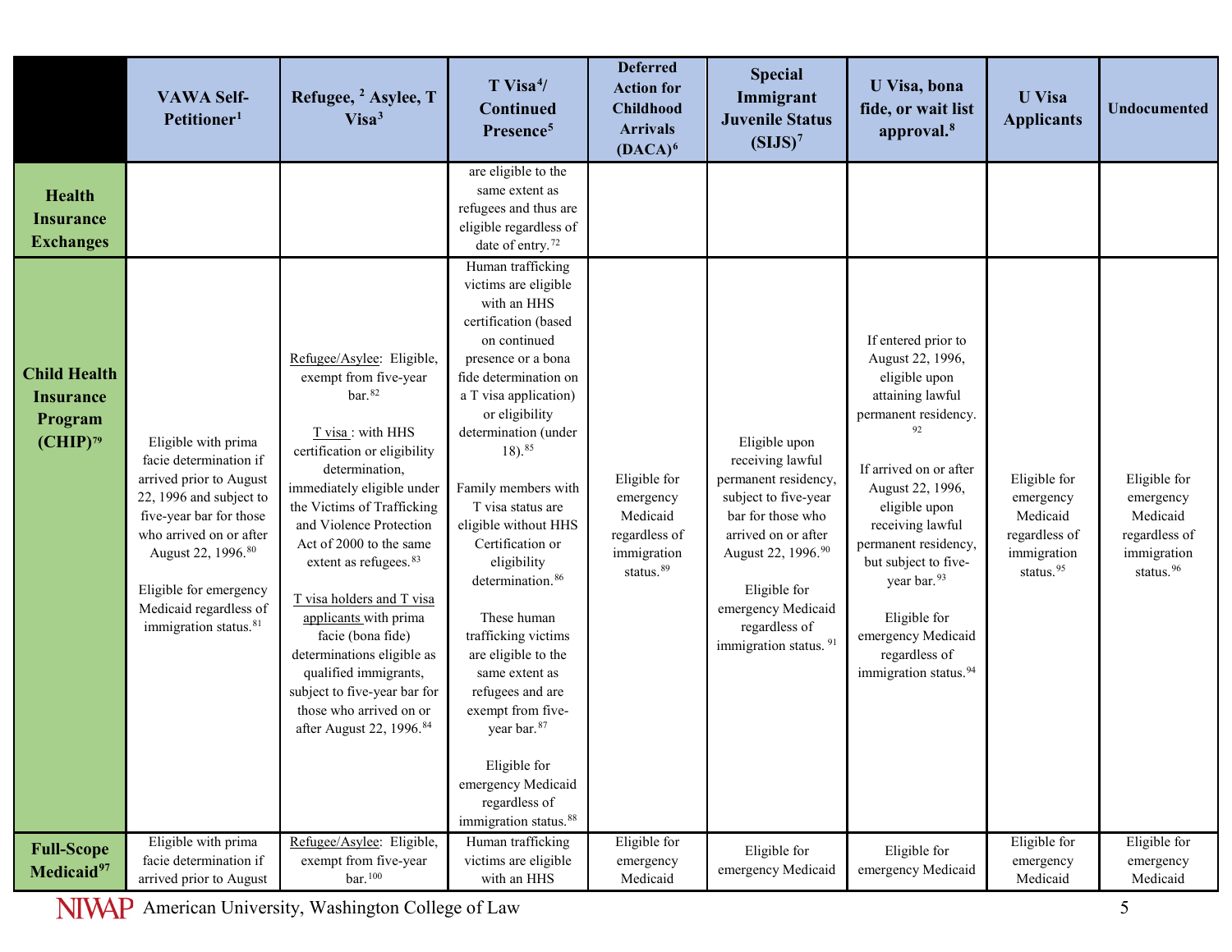| | VAWA Self-Petitioner[1] | Refugee,[2] Asylee, T Visa[3] | T Visa[4]/ Continued Presence[5] | Deferred Action for Childhood Arrivals (DACA)[6] | Special Immigrant Juvenile Status (SIJS)[7] | U Visa, bona fide, or wait list approval.[8] | U Visa Applicants | Undocumented |
|---|---|---|---|---|---|---|---|---|
| **Health Insurance Exchanges** | | | are eligible to the same extent as refugees and thus are eligible regardless of date of entry.[72] | | | | | |
| **Child Health Insurance Program (CHIP)[79]** | Eligible with prima facie determination if arrived prior to August 22, 1996 and subject to five-year bar for those who arrived on or after August 22, 1996.[80]<br><br>Eligible for emergency Medicaid regardless of immigration status.[81] | Refugee/Asylee: Eligible, exempt from five-year bar.[82]<br><br>T visa : with HHS certification or eligibility determination, immediately eligible under the Victims of Trafficking and Violence Protection Act of 2000 to the same extent as refugees.[83]<br><br>T visa holders and T visa applicants with prima facie (bona fide) determinations eligible as qualified immigrants, subject to five-year bar for those who arrived on or after August 22, 1996.[84] | Human trafficking victims are eligible with an HHS certification (based on continued presence or a bona fide determination on a T visa application) or eligibility determination (under 18).[85]<br><br>Family members with T visa status are eligible without HHS Certification or eligibility determination.[86]<br><br>These human trafficking victims are eligible to the same extent as refugees and are exempt from five-year bar.[87]<br><br>Eligible for emergency Medicaid regardless of immigration status.[88] | Eligible for emergency Medicaid regardless of immigration status.[89] | Eligible upon receiving lawful permanent residency, subject to five-year bar for those who arrived on or after August 22, 1996.[90]<br><br>Eligible for emergency Medicaid regardless of immigration status.[91] | If entered prior to August 22, 1996, eligible upon attaining lawful permanent residency.[92]<br><br>If arrived on or after August 22, 1996, eligible upon receiving lawful permanent residency, but subject to five-year bar.[93]<br><br>Eligible for emergency Medicaid regardless of immigration status.[94] | Eligible for emergency Medicaid regardless of immigration status.[95] | Eligible for emergency Medicaid regardless of immigration status.[96] |
| **Full-Scope Medicaid[97]** | Eligible with prima facie determination if arrived prior to August | Refugee/Asylee: Eligible, exempt from five-year bar.[100] | Human trafficking victims are eligible with an HHS | Eligible for emergency Medicaid | Eligible for emergency Medicaid | Eligible for emergency Medicaid | Eligible for emergency Medicaid | Eligible for emergency Medicaid |

NIWAP American University, Washington College of Law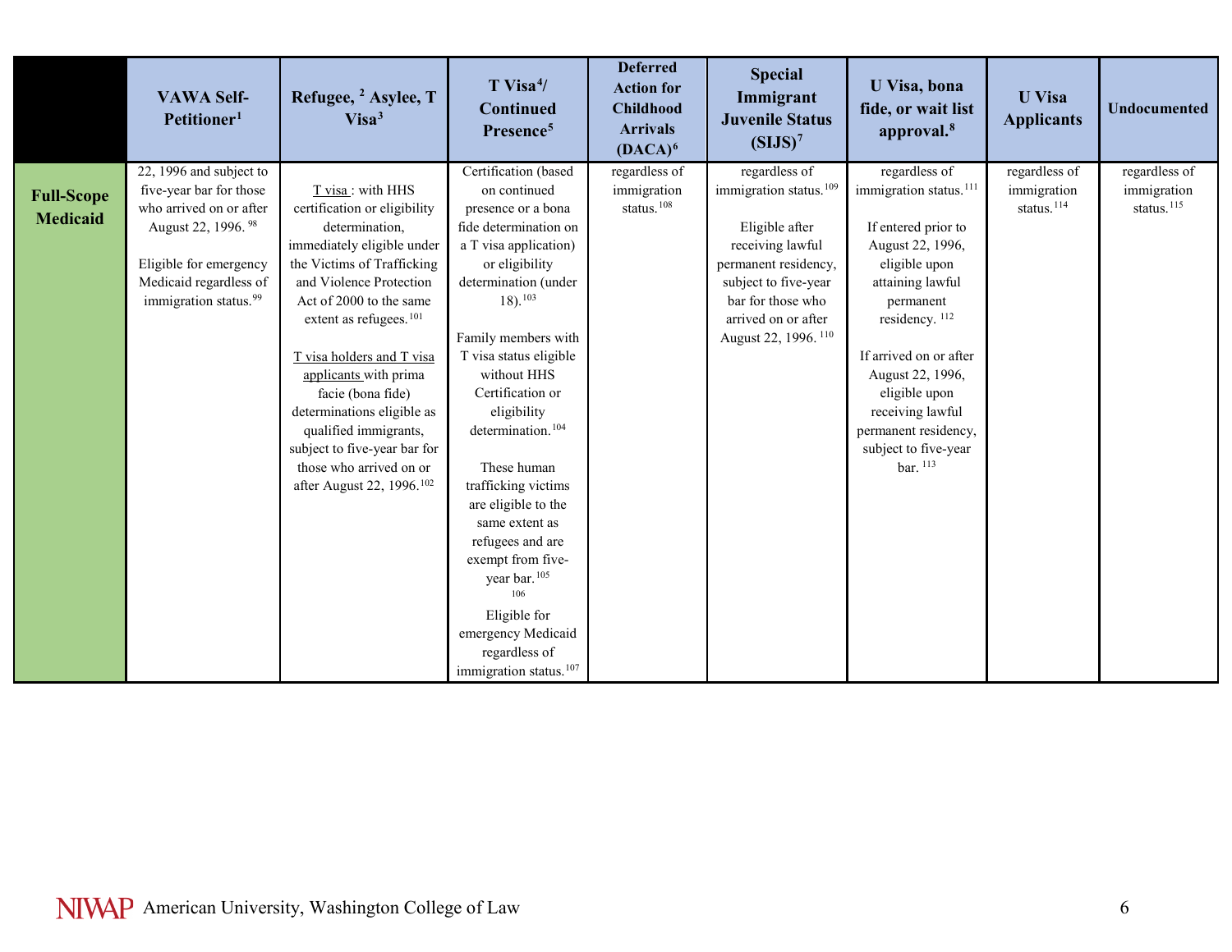| | VAWA Self-Petitioner[1] | Refugee,[2] Asylee, T Visa[3] | T Visa[4]/ Continued Presence[5] | Deferred Action for Childhood Arrivals (DACA)[6] | Special Immigrant Juvenile Status (SIJS)[7] | U Visa, bona fide, or wait list approval.[8] | U Visa Applicants | Undocumented |
|---|---|---|---|---|---|---|---|---|
| **Full-Scope Medicaid** | 22, 1996 and subject to five-year bar for those who arrived on or after August 22, 1996.[98]<br><br>Eligible for emergency Medicaid regardless of immigration status.[99] | T visa: with HHS certification or eligibility determination, immediately eligible under the Victims of Trafficking and Violence Protection Act of 2000 to the same extent as refugees.[101]<br><br>T visa holders and T visa applicants with prima facie (bona fide) determinations eligible as qualified immigrants, subject to five-year bar for those who arrived on or after August 22, 1996.[102] | Certification (based on continued presence or a bona fide determination on a T visa application) or eligibility determination (under 18).[103]<br><br>Family members with T visa status eligible without HHS Certification or eligibility determination.[104]<br><br>These human trafficking victims are eligible to the same extent as refugees and are exempt from five-year bar.[105][106]<br><br>Eligible for emergency Medicaid regardless of immigration status.[107] | regardless of immigration status.[108] | regardless of immigration status.[109]<br><br>Eligible after receiving lawful permanent residency, subject to five-year bar for those who arrived on or after August 22, 1996.[110] | regardless of immigration status.[111]<br><br>If entered prior to August 22, 1996, eligible upon attaining lawful permanent residency.[112]<br><br>If arrived on or after August 22, 1996, eligible upon receiving lawful permanent residency, subject to five-year bar.[113] | regardless of immigration status.[114] | regardless of immigration status.[115] |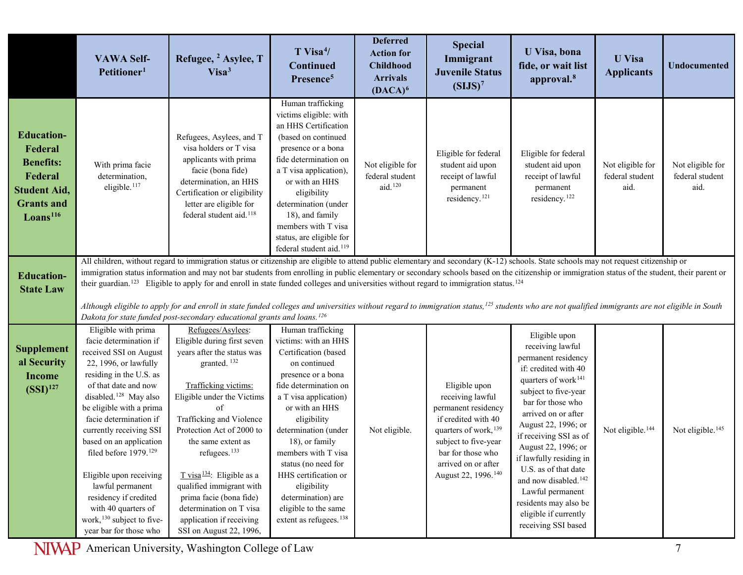| | VAWA Self-Petitioner[1] | Refugee,[2] Asylee, T Visa[3] | T Visa[4]/ Continued Presence[5] | Deferred Action for Childhood Arrivals (DACA)[6] | Special Immigrant Juvenile Status (SIJS)[7] | U Visa, bona fide, or wait list approval.[8] | U Visa Applicants | Undocumented |
|---|---|---|---|---|---|---|---|---|
| **Education-Federal Benefits: Federal Student Aid, Grants and Loans[116]** | With prima facie determination, eligible.[117] | Refugees, Asylees, and T visa holders or T visa applicants with prima facie (bona fide) determination, an HHS Certification or eligibility letter are eligible for federal student aid.[118] | Human trafficking victims eligible: with an HHS Certification (based on continued presence or a bona fide determination on a T visa application), or with an HHS eligibility determination (under 18), and family members with T visa status, are eligible for federal student aid.[119] | Not eligible for federal student aid.[120] | Eligible for federal student aid upon receipt of lawful permanent residency.[121] | Eligible for federal student aid upon receipt of lawful permanent residency.[122] | Not eligible for federal student aid. | Not eligible for federal student aid. |
| **Education-State Law** | All children, without regard to immigration status or citizenship are eligible to attend public elementary and secondary (K-12) schools. State schools may not request citizenship or immigration status information and may not bar students from enrolling in public elementary or secondary schools based on the citizenship or immigration status of the student, their parent or their guardian.[123] Eligible to apply for and enroll in state funded colleges and universities without regard to immigration status.[124] *Although eligible to apply for and enroll in state funded colleges and universities without regard to immigration status,[125] students who are not qualified immigrants are not eligible in South Dakota for state funded post-secondary educational grants and loans.[126]* | | | | | | | |
| **Supplemental Security Income (SSI)[127]** | Eligible with prima facie determination if received SSI on August 22, 1996, or lawfully residing in the U.S. as of that date and now disabled.[128] May also be eligible with a prima facie determination if currently receiving SSI based on an application filed before 1979.[129] Eligible upon receiving lawful permanent residency if credited with 40 quarters of work,[130] subject to five-year bar for those who | <u>Refugees/Asylees</u>: Eligible during first seven years after the status was granted.[132] <u>Trafficking victims:</u> Eligible under the Victims of Trafficking and Violence Protection Act of 2000 to the same extent as refugees.[133] <u>T visa[134]</u>: Eligible as a qualified immigrant with prima facie (bona fide) determination on T visa application if receiving SSI on August 22, 1996, | Human trafficking victims: with an HHS Certification (based on continued presence or a bona fide determination on a T visa application) or with an HHS eligibility determination (under 18), or family members with T visa status (no need for HHS certification or eligibility determination) are eligible to the same extent as refugees.[138] | Not eligible. | Eligible upon receiving lawful permanent residency if credited with 40 quarters of work,[139] subject to five-year bar for those who arrived on or after August 22, 1996.[140] | Eligible upon receiving lawful permanent residency if: credited with 40 quarters of work[141] subject to five-year bar for those who arrived on or after August 22, 1996; or if receiving SSI as of August 22, 1996; or if lawfully residing in U.S. as of that date and now disabled.[142] Lawful permanent residents may also be eligible if currently receiving SSI based | Not eligible.[144] | Not eligible.[145] |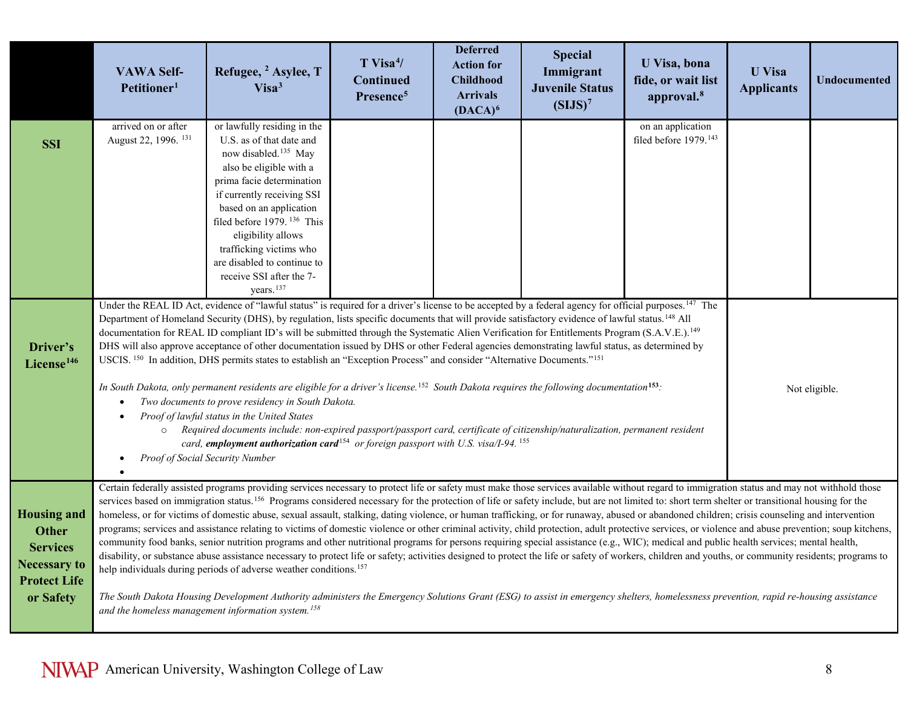| | VAWA Self-Petitioner[1] | Refugee, [2] Asylee, T Visa[3] | T Visa[4]/ Continued Presence[5] | Deferred Action for Childhood Arrivals (DACA)[6] | Special Immigrant Juvenile Status (SIJS)[7] | U Visa, bona fide, or wait list approval.[8] | U Visa Applicants | Undocumented |
|---|---|---|---|---|---|---|---|---|
| **SSI** | arrived on or after August 22, 1996. [131] | or lawfully residing in the U.S. as of that date and now disabled.[135] May also be eligible with a prima facie determination if currently receiving SSI based on an application filed before 1979. [136] This eligibility allows trafficking victims who are disabled to continue to receive SSI after the 7-years.[137] | | | | on an application filed before 1979.[143] | | |
| **Driver's License[146]** | Under the REAL ID Act, evidence of "lawful status" is required for a driver's license to be accepted by a federal agency for official purposes.[147] The Department of Homeland Security (DHS), by regulation, lists specific documents that will provide satisfactory evidence of lawful status.[148] All documentation for REAL ID compliant ID's will be submitted through the Systematic Alien Verification for Entitlements Program (S.A.V.E.).[149] DHS will also approve acceptance of other documentation issued by DHS or other Federal agencies demonstrating lawful status, as determined by USCIS. [150] In addition, DHS permits states to establish an "Exception Process" and consider "Alternative Documents."[151]<br><br>*In South Dakota, only permanent residents are eligible for a driver's license.*[152] *South Dakota requires the following documentation*[153]*:*<br>• *Two documents to prove residency in South Dakota.*<br>• *Proof of lawful status in the United States*<br>  ○ *Required documents include: non-expired passport/passport card, certificate of citizenship/naturalization, permanent resident card, **employment authorization card***[154] *or foreign passport with U.S. visa/I-94.* [155]<br>• *Proof of Social Security Number*<br>• | | | | | | Not eligible. | |
| **Housing and Other Services Necessary to Protect Life or Safety** | Certain federally assisted programs providing services necessary to protect life or safety must make those services available without regard to immigration status and may not withhold those services based on immigration status.[156] Programs considered necessary for the protection of life or safety include, but are not limited to: short term shelter or transitional housing for the homeless, or for victims of domestic abuse, sexual assault, stalking, dating violence, or human trafficking, or for runaway, abused or abandoned children; crisis counseling and intervention programs; services and assistance relating to victims of domestic violence or other criminal activity, child protection, adult protective services, or violence and abuse prevention; soup kitchens, community food banks, senior nutrition programs and other nutritional programs for persons requiring special assistance (e.g., WIC); medical and public health services; mental health, disability, or substance abuse assistance necessary to protect life or safety; activities designed to protect the life or safety of workers, children and youths, or community residents; programs to help individuals during periods of adverse weather conditions.[157]<br><br>*The South Dakota Housing Development Authority administers the Emergency Solutions Grant (ESG) to assist in emergency shelters, homelessness prevention, rapid re-housing assistance and the homeless management information system.*[158] | | | | | | | |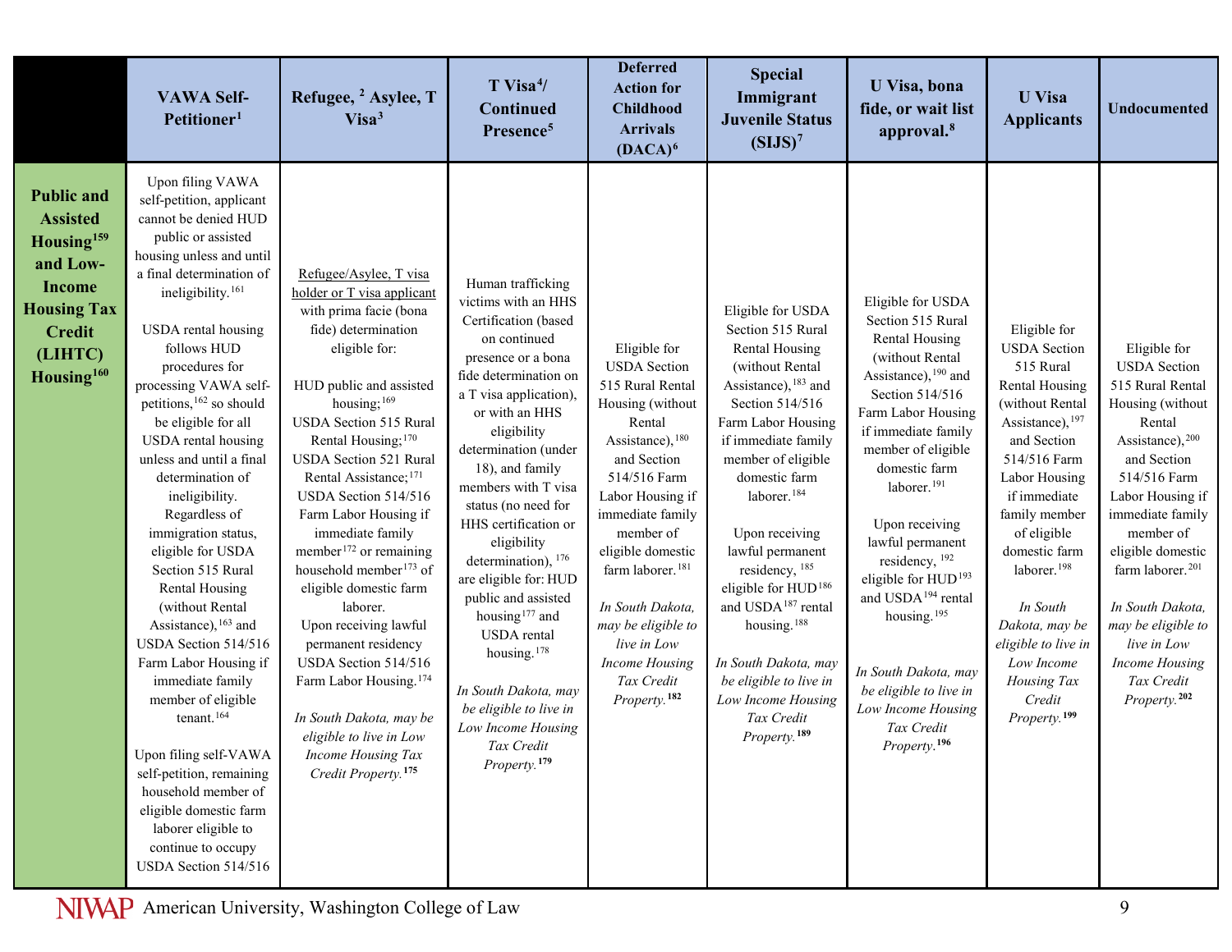| | VAWA Self-Petitioner[1] | Refugee, [2] Asylee, T Visa[3] | T Visa[4]/ Continued Presence[5] | Deferred Action for Childhood Arrivals (DACA)[6] | Special Immigrant Juvenile Status (SIJS)[7] | U Visa, bona fide, or wait list approval.[8] | U Visa Applicants | Undocumented |
|---|---|---|---|---|---|---|---|---|
| **Public and Assisted Housing[159] and Low-Income Housing Tax Credit (LIHTC) Housing[160]** | Upon filing VAWA self-petition, applicant cannot be denied HUD public or assisted housing unless and until a final determination of ineligibility.[161]<br><br>USDA rental housing follows HUD procedures for processing VAWA self-petitions,[162] so should be eligible for all USDA rental housing unless and until a final determination of ineligibility. Regardless of immigration status, eligible for USDA Section 515 Rural Rental Housing (without Rental Assistance),[163] and USDA Section 514/516 Farm Labor Housing if immediate family member of eligible tenant.[164]<br><br>Upon filing self-VAWA self-petition, remaining household member of eligible domestic farm laborer eligible to continue to occupy USDA Section 514/516 | Refugee/Asylee, T visa holder or T visa applicant with prima facie (bona fide) determination eligible for:<br><br>HUD public and assisted housing;[169]<br>USDA Section 515 Rural Rental Housing;[170]<br>USDA Section 521 Rural Rental Assistance;[171]<br>USDA Section 514/516 Farm Labor Housing if immediate family member[172] or remaining household member[173] of eligible domestic farm laborer.<br>Upon receiving lawful permanent residency USDA Section 514/516 Farm Labor Housing.[174]<br><br>*In South Dakota, may be eligible to live in Low Income Housing Tax Credit Property.*[175] | Human trafficking victims with an HHS Certification (based on continued presence or a bona fide determination on a T visa application), or with an HHS eligibility determination (under 18), and family members with T visa status (no need for HHS certification or eligibility determination), [176] are eligible for: HUD public and assisted housing[177] and USDA rental housing.[178]<br><br>*In South Dakota, may be eligible to live in Low Income Housing Tax Credit Property.*[179] | Eligible for USDA Section 515 Rural Rental Housing (without Rental Assistance),[180] and Section 514/516 Farm Labor Housing if immediate family member of eligible domestic farm laborer.[181]<br><br>*In South Dakota, may be eligible to live in Low Income Housing Tax Credit Property.*[182] | Eligible for USDA Section 515 Rural Rental Housing (without Rental Assistance),[183] and Section 514/516 Farm Labor Housing if immediate family member of eligible domestic farm laborer.[184]<br><br>Upon receiving lawful permanent residency, [185] eligible for HUD[186] and USDA[187] rental housing.[188]<br><br>*In South Dakota, may be eligible to live in Low Income Housing Tax Credit Property.*[189] | Eligible for USDA Section 515 Rural Rental Housing (without Rental Assistance),[190] and Section 514/516 Farm Labor Housing if immediate family member of eligible domestic farm laborer.[191]<br><br>Upon receiving lawful permanent residency, [192] eligible for HUD[193] and USDA[194] rental housing.[195]<br><br>*In South Dakota, may be eligible to live in Low Income Housing Tax Credit Property.*[196] | Eligible for USDA Section 515 Rural Rental Housing (without Rental Assistance),[197] and Section 514/516 Farm Labor Housing if immediate family member of eligible domestic farm laborer.[198]<br><br>*In South Dakota, may be eligible to live in Low Income Housing Tax Credit Property.*[199] | Eligible for USDA Section 515 Rural Rental Housing (without Rental Assistance),[200] and Section 514/516 Farm Labor Housing if immediate family member of eligible domestic farm laborer.[201]<br><br>*In South Dakota, may be eligible to live in Low Income Housing Tax Credit Property.*[202] |

NIWAP American University, Washington College of Law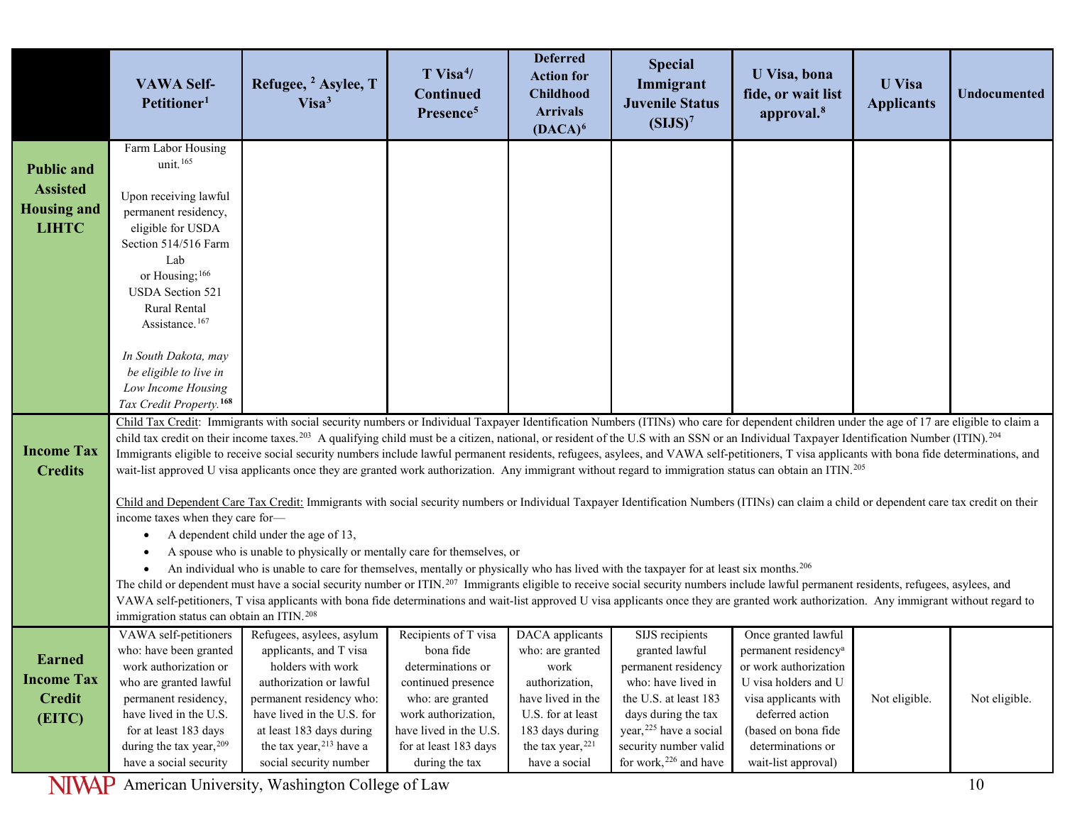| | VAWA Self-Petitioner[1] | Refugee, [2] Asylee, T Visa[3] | T Visa[4]/ Continued Presence[5] | Deferred Action for Childhood Arrivals (DACA)[6] | Special Immigrant Juvenile Status (SIJS)[7] | U Visa, bona fide, or wait list approval.[8] | U Visa Applicants | Undocumented |
|---|---|---|---|---|---|---|---|---|
| **Public and Assisted Housing and LIHTC** | Farm Labor Housing unit.[165]<br><br>Upon receiving lawful permanent residency, eligible for USDA Section 514/516 Farm Lab or Housing;[166] USDA Section 521 Rural Rental Assistance.[167]<br><br>*In South Dakota, may be eligible to live in Low Income Housing Tax Credit Property.*[168] | | | | | | | |
| **Income Tax Credits** | Child Tax Credit: Immigrants with social security numbers or Individual Taxpayer Identification Numbers (ITINs) who care for dependent children under the age of 17 are eligible to claim a child tax credit on their income taxes.[203] A qualifying child must be a citizen, national, or resident of the U.S with an SSN or an Individual Taxpayer Identification Number (ITIN).[204] Immigrants eligible to receive social security numbers include lawful permanent residents, refugees, asylees, and VAWA self-petitioners, T visa applicants with bona fide determinations, and wait-list approved U visa applicants once they are granted work authorization. Any immigrant without regard to immigration status can obtain an ITIN.[205]<br><br>Child and Dependent Care Tax Credit: Immigrants with social security numbers or Individual Taxpayer Identification Numbers (ITINs) can claim a child or dependent care tax credit on their income taxes when they care for—<br>• A dependent child under the age of 13,<br>• A spouse who is unable to physically or mentally care for themselves, or<br>• An individual who is unable to care for themselves, mentally or physically who has lived with the taxpayer for at least six months.[206]<br>The child or dependent must have a social security number or ITIN.[207] Immigrants eligible to receive social security numbers include lawful permanent residents, refugees, asylees, and VAWA self-petitioners, T visa applicants with bona fide determinations and wait-list approved U visa applicants once they are granted work authorization. Any immigrant without regard to immigration status can obtain an ITIN.[208] | | | | | | | |
| **Earned Income Tax Credit (EITC)** | VAWA self-petitioners who: have been granted work authorization or who are granted lawful permanent residency, have lived in the U.S. for at least 183 days during the tax year,[209] have a social security | Refugees, asylees, asylum applicants, and T visa holders with work authorization or lawful permanent residency who: have lived in the U.S. for at least 183 days during the tax year,[213] have a social security number | Recipients of T visa bona fide determinations or continued presence who: are granted work authorization, have lived in the U.S. for at least 183 days during the tax | DACA applicants who: are granted work authorization, have lived in the U.S. for at least 183 days during the tax year,[221] have a social | SIJS recipients granted lawful permanent residency who: have lived in the U.S. at least 183 days during the tax year,[225] have a social security number valid for work,[226] and have | Once granted lawful permanent residency[a] or work authorization U visa holders and U visa applicants with deferred action (based on bona fide determinations or wait-list approval) | Not eligible. | Not eligible. |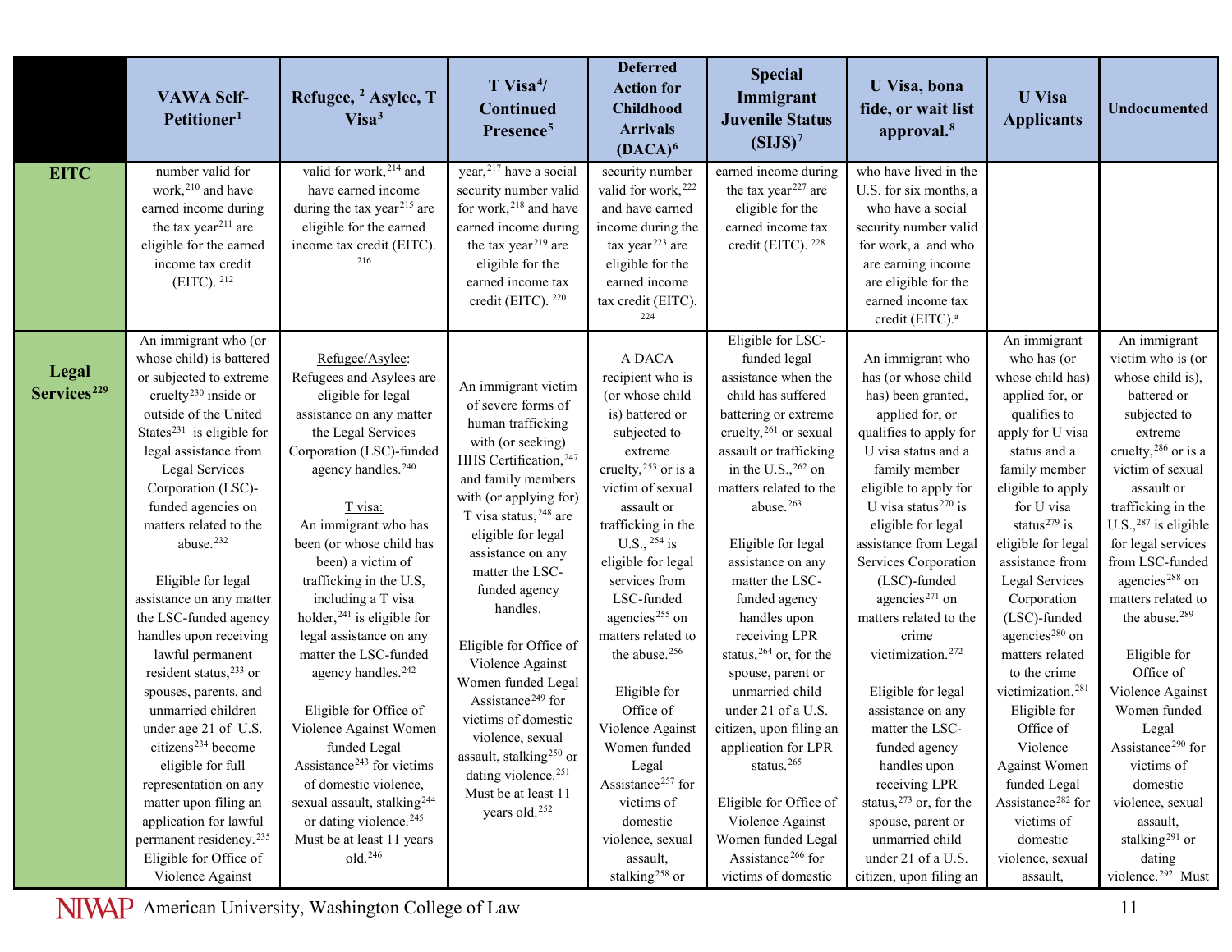| | VAWA Self-Petitioner[1] | Refugee,[2] Asylee, T Visa[3] | T Visa[4]/ Continued Presence[5] | Deferred Action for Childhood Arrivals (DACA)[6] | Special Immigrant Juvenile Status (SIJS)[7] | U Visa, bona fide, or wait list approval.[8] | U Visa Applicants | Undocumented |
|---|---|---|---|---|---|---|---|---|
| **EITC** | number valid for work,[210] and have earned income during the tax year[211] are eligible for the earned income tax credit (EITC). [212] | valid for work,[214] and have earned income during the tax year[215] are eligible for the earned income tax credit (EITC). [216] | year,[217] have a social security number valid for work,[218] and have earned income during the tax year[219] are eligible for the earned income tax credit (EITC). [220] | security number valid for work,[222] and have earned income during the tax year[223] are eligible for the earned income tax credit (EITC). [224] | earned income during the tax year[227] are eligible for the earned income tax credit (EITC). [228] | who have lived in the U.S. for six months, a who have a social security number valid for work, a and who are earning income are eligible for the earned income tax credit (EITC).[a] | | |
| **Legal Services[229]** | An immigrant who (or whose child) is battered or subjected to extreme cruelty[230] inside or outside of the United States[231] is eligible for legal assistance from Legal Services Corporation (LSC)-funded agencies on matters related to the abuse.[232]<br><br>Eligible for legal assistance on any matter the LSC-funded agency handles upon receiving lawful permanent resident status,[233] or spouses, parents, and unmarried children under age 21 of U.S. citizens[234] become eligible for full representation on any matter upon filing an application for lawful permanent residency.[235] Eligible for Office of Violence Against | Refugee/Asylee:<br>Refugees and Asylees are eligible for legal assistance on any matter the Legal Services Corporation (LSC)-funded agency handles.[240]<br><br>T visa:<br>An immigrant who has been (or whose child has been) a victim of trafficking in the U.S, including a T visa holder,[241] is eligible for legal assistance on any matter the LSC-funded agency handles.[242]<br><br>Eligible for Office of Violence Against Women funded Legal Assistance[243] for victims of domestic violence, sexual assault, stalking[244] or dating violence.[245] Must be at least 11 years old.[246] | An immigrant victim of severe forms of human trafficking with (or seeking) HHS Certification,[247] and family members with (or applying for) T visa status,[248] are eligible for legal assistance on any matter the LSC-funded agency handles.<br><br>Eligible for Office of Violence Against Women funded Legal Assistance[249] for victims of domestic violence, sexual assault, stalking[250] or dating violence.[251] Must be at least 11 years old.[252] | A DACA recipient who is (or whose child is) battered or subjected to extreme cruelty,[253] or is a victim of sexual assault or trafficking in the U.S., [254] is eligible for legal services from LSC-funded agencies[255] on matters related to the abuse.[256]<br><br>Eligible for Office of Violence Against Women funded Legal Assistance[257] for victims of domestic violence, sexual assault, stalking[258] or | Eligible for LSC-funded legal assistance when the child has suffered battering or extreme cruelty,[261] or sexual assault or trafficking in the U.S.,[262] on matters related to the abuse.[263]<br><br>Eligible for legal assistance on any matter the LSC-funded agency handles upon receiving LPR status,[264] or, for the spouse, parent or unmarried child under 21 of a U.S. citizen, upon filing an application for LPR status.[265]<br><br>Eligible for Office of Violence Against Women funded Legal Assistance[266] for victims of domestic | An immigrant who has (or whose child has) been granted, applied for, or qualifies to apply for U visa status and a family member eligible to apply for U visa status[270] is eligible for legal assistance from Legal Services Corporation (LSC)-funded agencies[271] on matters related to the crime victimization.[272]<br><br>Eligible for legal assistance on any matter the LSC-funded agency handles upon receiving LPR status,[273] or, for the spouse, parent or unmarried child under 21 of a U.S. citizen, upon filing an | An immigrant who has (or whose child has) applied for, or qualifies to apply for U visa status and a family member eligible to apply for U visa status[279] is eligible for legal assistance from Legal Services Corporation (LSC)-funded agencies[280] on matters related to the crime victimization.[281] Eligible for Office of Violence Against Women funded Legal Assistance[282] for victims of domestic violence, sexual assault, | An immigrant victim who is (or whose child is), battered or subjected to extreme cruelty,[286] or is a victim of sexual assault or trafficking in the U.S.,[287] is eligible for legal services from LSC-funded agencies[288] on matters related to the abuse.[289]<br><br>Eligible for Office of Violence Against Women funded Legal Assistance[290] for victims of domestic violence, sexual assault, stalking[291] or dating violence.[292] Must |

NIWAP American University, Washington College of Law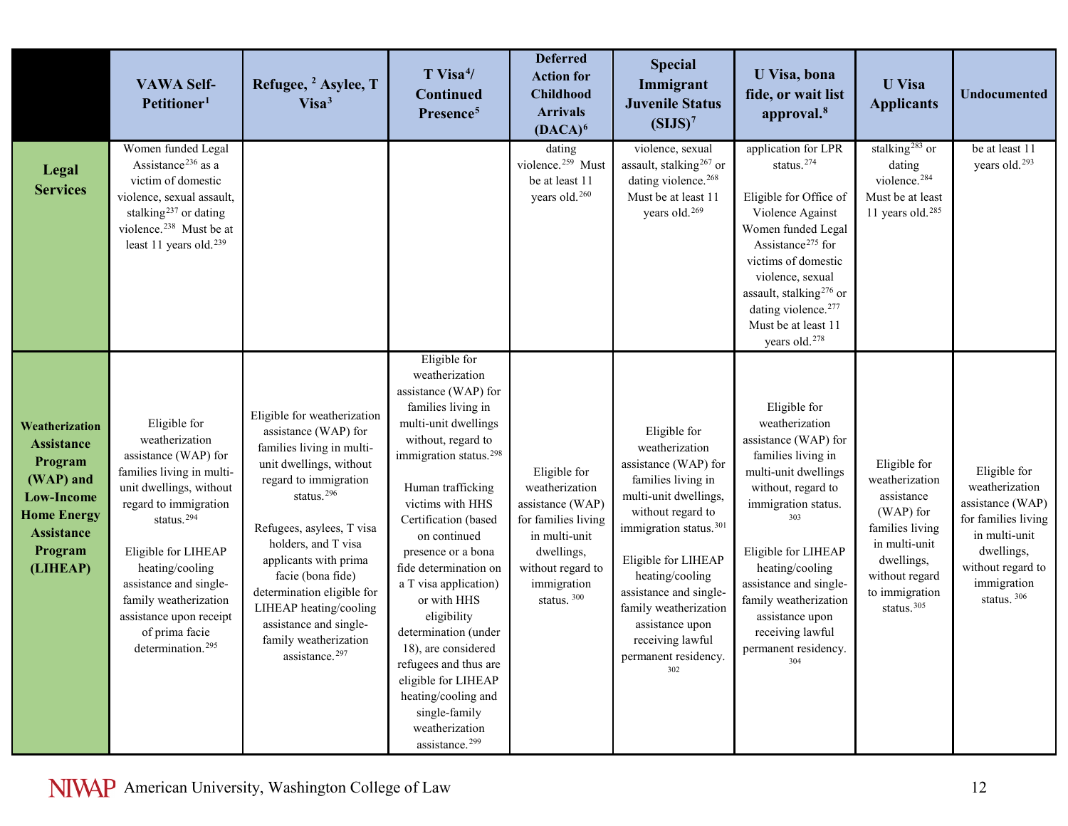| | VAWA Self-Petitioner[1] | Refugee,[2] Asylee, T Visa[3] | T Visa[4]/ Continued Presence[5] | Deferred Action for Childhood Arrivals (DACA)[6] | Special Immigrant Juvenile Status (SIJS)[7] | U Visa, bona fide, or wait list approval.[8] | U Visa Applicants | Undocumented |
|---|---|---|---|---|---|---|---|---|
| **Legal Services** | Women funded Legal Assistance[236] as a victim of domestic violence, sexual assault, stalking[237] or dating violence.[238] Must be at least 11 years old.[239] | | | dating violence.[259] Must be at least 11 years old.[260] | violence, sexual assault, stalking[267] or dating violence.[268] Must be at least 11 years old.[269] | application for LPR status.[274]<br><br>Eligible for Office of Violence Against Women funded Legal Assistance[275] for victims of domestic violence, sexual assault, stalking[276] or dating violence.[277] Must be at least 11 years old.[278] | stalking[283] or dating violence.[284] Must be at least 11 years old.[285] | be at least 11 years old.[293] |
| **Weatherization Assistance Program (WAP) and Low-Income Home Energy Assistance Program (LIHEAP)** | Eligible for weatherization assistance (WAP) for families living in multi-unit dwellings, without regard to immigration status.[294]<br><br>Eligible for LIHEAP heating/cooling assistance and single-family weatherization assistance upon receipt of prima facie determination.[295] | Eligible for weatherization assistance (WAP) for families living in multi-unit dwellings, without regard to immigration status.[296]<br><br>Refugees, asylees, T visa holders, and T visa applicants with prima facie (bona fide) determination eligible for LIHEAP heating/cooling assistance and single-family weatherization assistance.[297] | Eligible for weatherization assistance (WAP) for families living in multi-unit dwellings without, regard to immigration status.[298]<br><br>Human trafficking victims with HHS Certification (based on continued presence or a bona fide determination on a T visa application) or with HHS eligibility determination (under 18), are considered refugees and thus are eligible for LIHEAP heating/cooling and single-family weatherization assistance.[299] | Eligible for weatherization assistance (WAP) for families living in multi-unit dwellings, without regard to immigration status.[300] | Eligible for weatherization assistance (WAP) for families living in multi-unit dwellings, without regard to immigration status.[301]<br><br>Eligible for LIHEAP heating/cooling assistance and single-family weatherization assistance upon receiving lawful permanent residency.[302] | Eligible for weatherization assistance (WAP) for families living in multi-unit dwellings without, regard to immigration status.[303]<br><br>Eligible for LIHEAP heating/cooling assistance and single-family weatherization assistance upon receiving lawful permanent residency.[304] | Eligible for weatherization assistance (WAP) for families living in multi-unit dwellings, without regard to immigration status.[305] | Eligible for weatherization assistance (WAP) for families living in multi-unit dwellings, without regard to immigration status.[306] |

NIWAP American University, Washington College of Law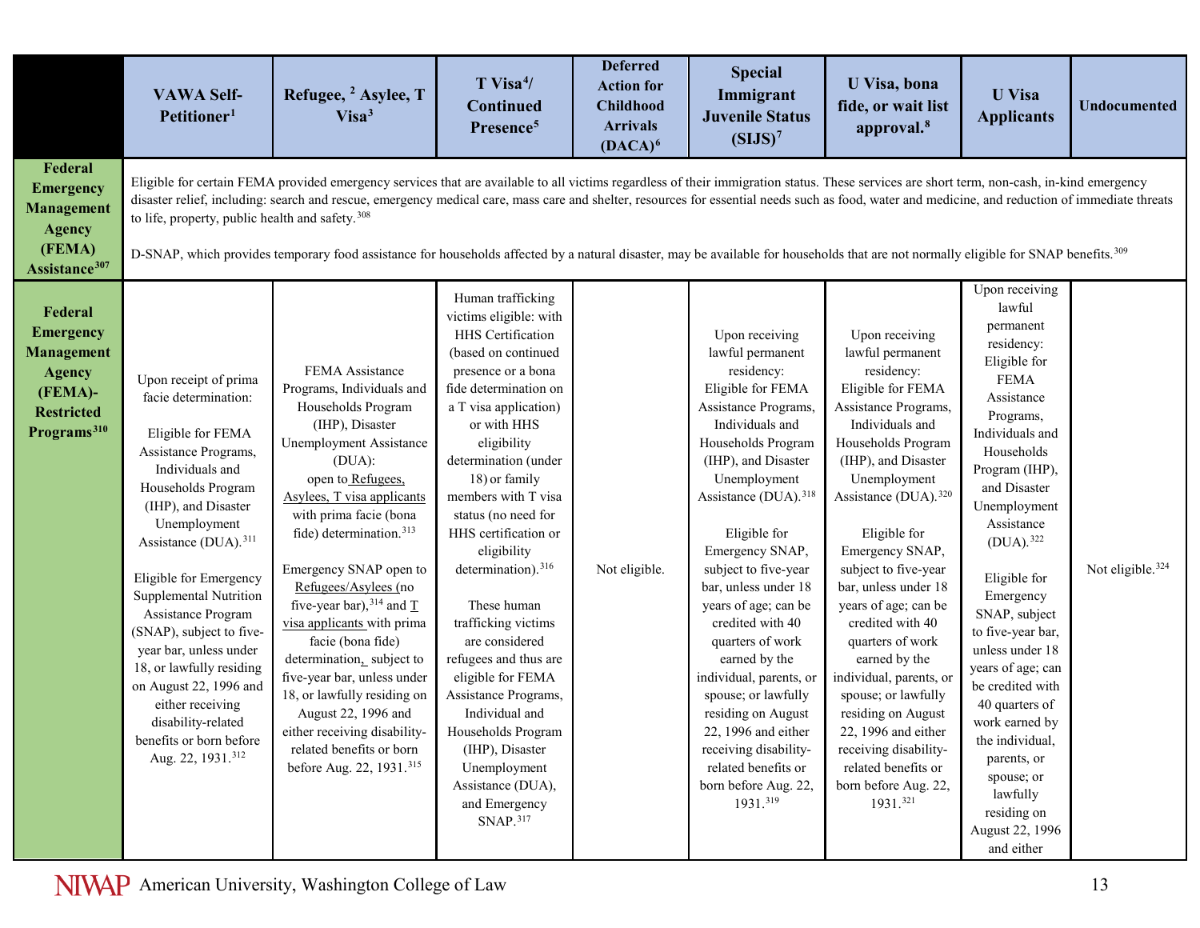| | VAWA Self-Petitioner[1] | Refugee,[2] Asylee, T Visa[3] | T Visa[4]/ Continued Presence[5] | Deferred Action for Childhood Arrivals (DACA)[6] | Special Immigrant Juvenile Status (SIJS)[7] | U Visa, bona fide, or wait list approval.[8] | U Visa Applicants | Undocumented |
|---|---|---|---|---|---|---|---|---|
| **Federal Emergency Management Agency (FEMA) Assistance[307]** | Eligible for certain FEMA provided emergency services that are available to all victims regardless of their immigration status. These services are short term, non-cash, in-kind emergency disaster relief, including: search and rescue, emergency medical care, mass care and shelter, resources for essential needs such as food, water and medicine, and reduction of immediate threats to life, property, public health and safety.[308] D-SNAP, which provides temporary food assistance for households affected by a natural disaster, may be available for households that are not normally eligible for SNAP benefits.[309] | | | | | | | |
| **Federal Emergency Management Agency (FEMA)- Restricted Programs[310]** | Upon receipt of prima facie determination: Eligible for FEMA Assistance Programs, Individuals and Households Program (IHP), and Disaster Unemployment Assistance (DUA).[311] Eligible for Emergency Supplemental Nutrition Assistance Program (SNAP), subject to five-year bar, unless under 18, or lawfully residing on August 22, 1996 and either receiving disability-related benefits or born before Aug. 22, 1931.[312] | FEMA Assistance Programs, Individuals and Households Program (IHP), Disaster Unemployment Assistance (DUA): open to Refugees, Asylees, T visa applicants with prima facie (bona fide) determination.[313] Emergency SNAP open to Refugees/Asylees (no five-year bar),[314] and T visa applicants with prima facie (bona fide) determination, subject to five-year bar, unless under 18, or lawfully residing on August 22, 1996 and either receiving disability-related benefits or born before Aug. 22, 1931.[315] | Human trafficking victims eligible: with HHS Certification (based on continued presence or a bona fide determination on a T visa application) or with HHS eligibility determination (under 18) or family members with T visa status (no need for HHS certification or eligibility determination).[316] These human trafficking victims are considered refugees and thus are eligible for FEMA Assistance Programs, Individual and Households Program (IHP), Disaster Unemployment Assistance (DUA), and Emergency SNAP.[317] | Not eligible. | Upon receiving lawful permanent residency: Eligible for FEMA Assistance Programs, Individuals and Households Program (IHP), and Disaster Unemployment Assistance (DUA).[318] Eligible for Emergency SNAP, subject to five-year bar, unless under 18 years of age; can be credited with 40 quarters of work earned by the individual, parents, or spouse; or lawfully residing on August 22, 1996 and either receiving disability-related benefits or born before Aug. 22, 1931.[319] | Upon receiving lawful permanent residency: Eligible for FEMA Assistance Programs, Individuals and Households Program (IHP), and Disaster Unemployment Assistance (DUA).[320] Eligible for Emergency SNAP, subject to five-year bar, unless under 18 years of age; can be credited with 40 quarters of work earned by the individual, parents, or spouse; or lawfully residing on August 22, 1996 and either receiving disability-related benefits or born before Aug. 22, 1931.[321] | Upon receiving lawful permanent residency: Eligible for FEMA Assistance Programs, Individuals and Households Program (IHP), and Disaster Unemployment Assistance (DUA).[322] Eligible for Emergency SNAP, subject to five-year bar, unless under 18 years of age; can be credited with 40 quarters of work earned by the individual, parents, or spouse; or lawfully residing on August 22, 1996 and either | Not eligible.[324] |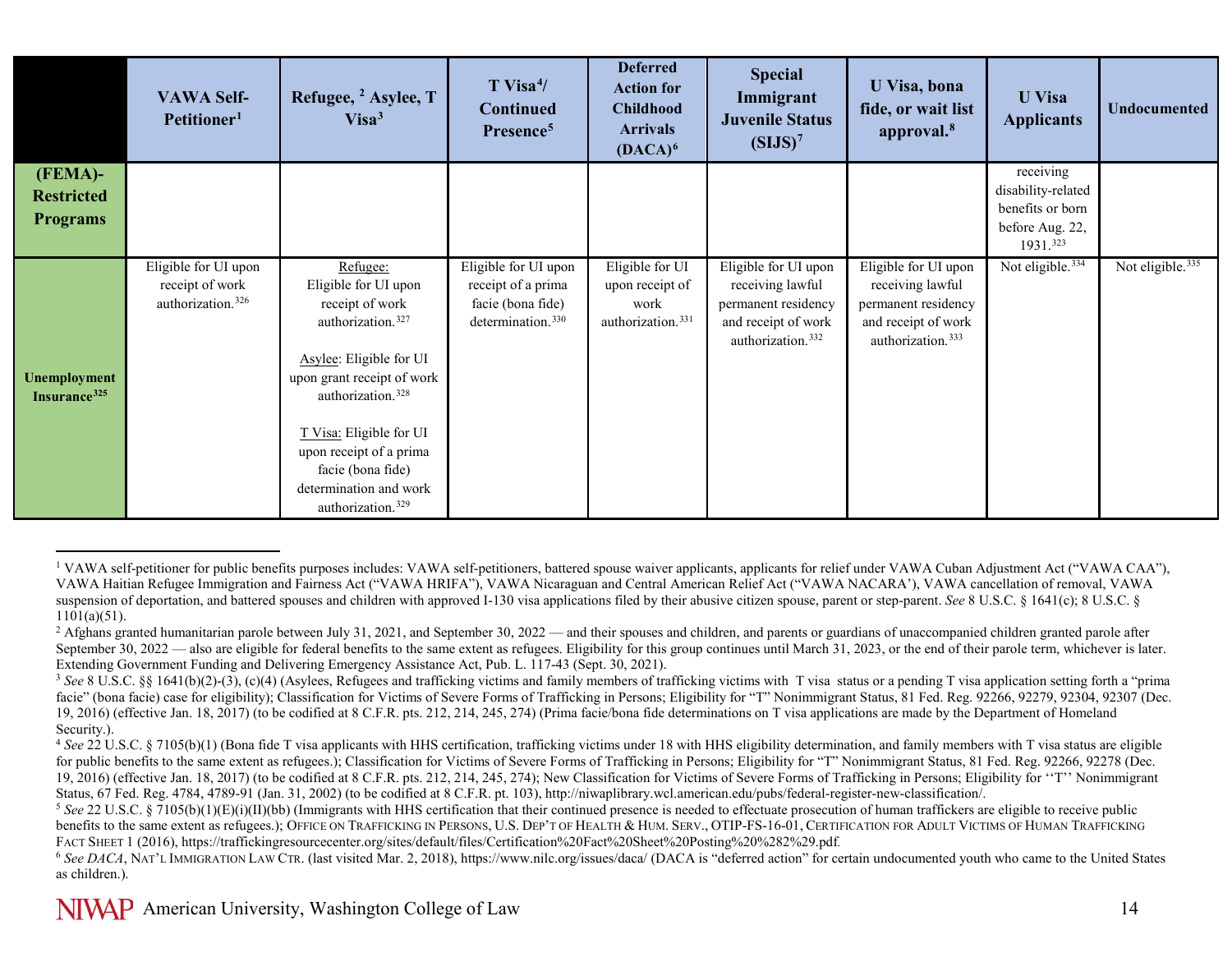| | VAWA Self-Petitioner[1] | Refugee, [2] Asylee, T Visa[3] | T Visa[4]/ Continued Presence[5] | Deferred Action for Childhood Arrivals (DACA)[6] | Special Immigrant Juvenile Status (SIJS)[7] | U Visa, bona fide, or wait list approval.[8] | U Visa Applicants | Undocumented |
|---|---|---|---|---|---|---|---|---|
| **(FEMA)-Restricted Programs** | | | | | | | receiving disability-related benefits or born before Aug. 22, 1931.[323] | |
| **Unemployment Insurance[325]** | Eligible for UI upon receipt of work authorization.[326] | Refugee: Eligible for UI upon receipt of work authorization.[327] <br><br> Asylee: Eligible for UI upon grant receipt of work authorization.[328] <br><br> T Visa: Eligible for UI upon receipt of a prima facie (bona fide) determination and work authorization.[329] | Eligible for UI upon receipt of a prima facie (bona fide) determination.[330] | Eligible for UI upon receipt of work authorization.[331] | Eligible for UI upon receiving lawful permanent residency and receipt of work authorization.[332] | Eligible for UI upon receiving lawful permanent residency and receipt of work authorization.[333] | Not eligible.[334] | Not eligible.[335] |

[1] VAWA self-petitioner for public benefits purposes includes: VAWA self-petitioners, battered spouse waiver applicants, applicants for relief under VAWA Cuban Adjustment Act ("VAWA CAA"), VAWA Haitian Refugee Immigration and Fairness Act ("VAWA HRIFA"), VAWA Nicaraguan and Central American Relief Act ("VAWA NACARA'), VAWA cancellation of removal, VAWA suspension of deportation, and battered spouses and children with approved I-130 visa applications filed by their abusive citizen spouse, parent or step-parent. *See* 8 U.S.C. § 1641(c); 8 U.S.C. § 1101(a)(51).

[2] Afghans granted humanitarian parole between July 31, 2021, and September 30, 2022 — and their spouses and children, and parents or guardians of unaccompanied children granted parole after September 30, 2022 — also are eligible for federal benefits to the same extent as refugees. Eligibility for this group continues until March 31, 2023, or the end of their parole term, whichever is later. Extending Government Funding and Delivering Emergency Assistance Act, Pub. L. 117-43 (Sept. 30, 2021).

[3] *See* 8 U.S.C. §§ 1641(b)(2)-(3), (c)(4) (Asylees, Refugees and trafficking victims and family members of trafficking victims with T visa status or a pending T visa application setting forth a "prima facie" (bona facie) case for eligibility); Classification for Victims of Severe Forms of Trafficking in Persons; Eligibility for "T" Nonimmigrant Status, 81 Fed. Reg. 92266, 92279, 92304, 92307 (Dec. 19, 2016) (effective Jan. 18, 2017) (to be codified at 8 C.F.R. pts. 212, 214, 245, 274) (Prima facie/bona fide determinations on T visa applications are made by the Department of Homeland Security.).

[4] *See* 22 U.S.C. § 7105(b)(1) (Bona fide T visa applicants with HHS certification, trafficking victims under 18 with HHS eligibility determination, and family members with T visa status are eligible for public benefits to the same extent as refugees.); Classification for Victims of Severe Forms of Trafficking in Persons; Eligibility for "T" Nonimmigrant Status, 81 Fed. Reg. 92266, 92278 (Dec. 19, 2016) (effective Jan. 18, 2017) (to be codified at 8 C.F.R. pts. 212, 214, 245, 274); New Classification for Victims of Severe Forms of Trafficking in Persons; Eligibility for ''T'' Nonimmigrant Status, 67 Fed. Reg. 4784, 4789-91 (Jan. 31, 2002) (to be codified at 8 C.F.R. pt. 103), http://niwaplibrary.wcl.american.edu/pubs/federal-register-new-classification/.

[5] *See* 22 U.S.C. § 7105(b)(1)(E)(i)(II)(bb) (Immigrants with HHS certification that their continued presence is needed to effectuate prosecution of human traffickers are eligible to receive public benefits to the same extent as refugees.); OFFICE ON TRAFFICKING IN PERSONS, U.S. DEP'T OF HEALTH & HUM. SERV., OTIP-FS-16-01, CERTIFICATION FOR ADULT VICTIMS OF HUMAN TRAFFICKING FACT SHEET 1 (2016), https://traffickingresourcecenter.org/sites/default/files/Certification%20Fact%20Sheet%20Posting%20%282%29.pdf.

[6] *See DACA*, NAT'L IMMIGRATION LAW CTR. (last visited Mar. 2, 2018), https://www.nilc.org/issues/daca/ (DACA is "deferred action" for certain undocumented youth who came to the United States as children.).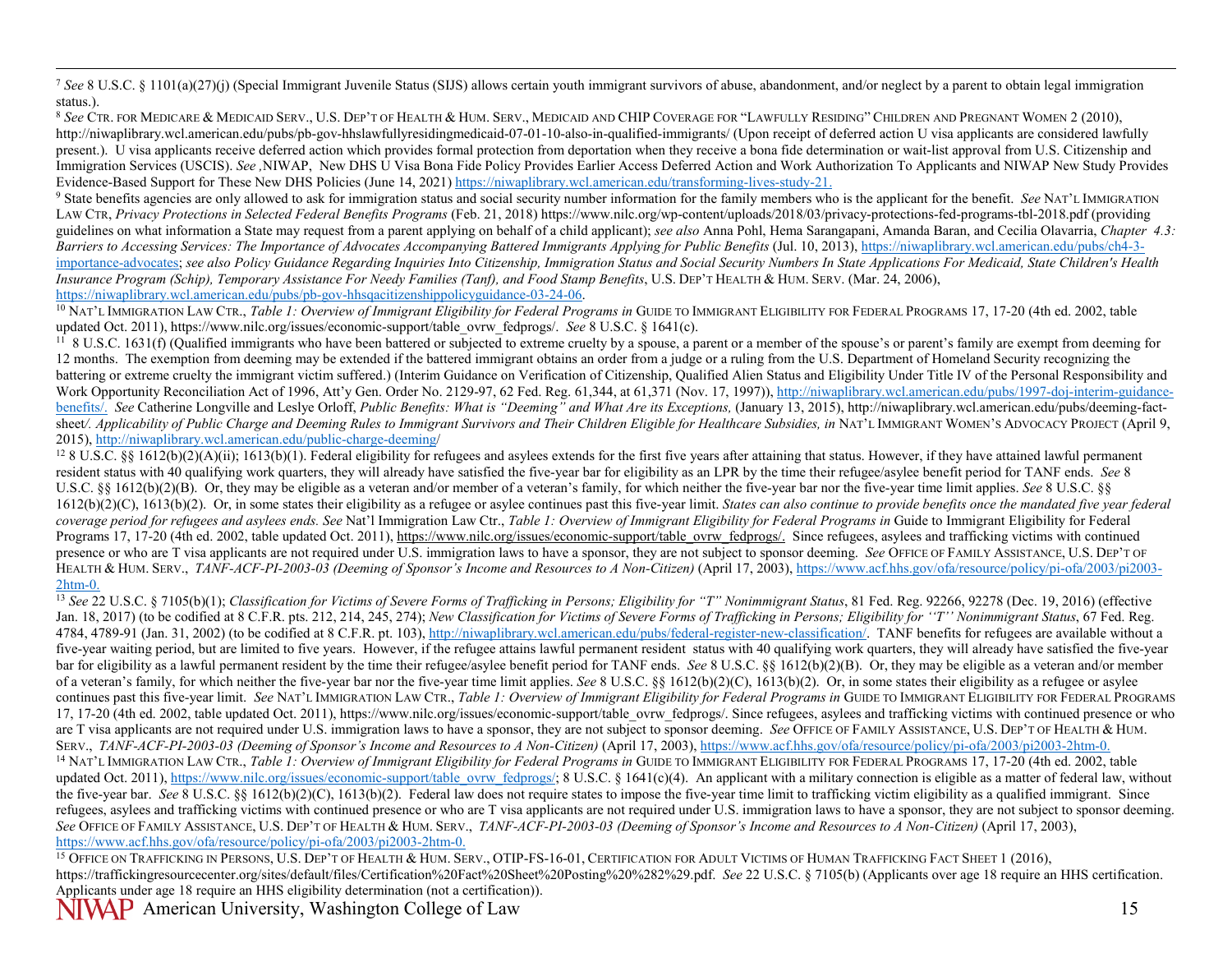[7] *See* 8 U.S.C. § 1101(a)(27)(j) (Special Immigrant Juvenile Status (SIJS) allows certain youth immigrant survivors of abuse, abandonment, and/or neglect by a parent to obtain legal immigration status.).

[8] *See* CTR. FOR MEDICARE & MEDICAID SERV., U.S. DEP'T OF HEALTH & HUM. SERV., MEDICAID AND CHIP COVERAGE FOR "LAWFULLY RESIDING" CHILDREN AND PREGNANT WOMEN 2 (2010), http://niwaplibrary.wcl.american.edu/pubs/pb-gov-hhslawfullyresidingmedicaid-07-01-10-also-in-qualified-immigrants/ (Upon receipt of deferred action U visa applicants are considered lawfully present.). U visa applicants receive deferred action which provides formal protection from deportation when they receive a bona fide determination or wait-list approval from U.S. Citizenship and Immigration Services (USCIS). *See* ,NIWAP, New DHS U Visa Bona Fide Policy Provides Earlier Access Deferred Action and Work Authorization To Applicants and NIWAP New Study Provides Evidence-Based Support for These New DHS Policies (June 14, 2021) https://niwaplibrary.wcl.american.edu/transforming-lives-study-21.

[9] State benefits agencies are only allowed to ask for immigration status and social security number information for the family members who is the applicant for the benefit. *See* NAT'L IMMIGRATION LAW CTR, *Privacy Protections in Selected Federal Benefits Programs* (Feb. 21, 2018) https://www.nilc.org/wp-content/uploads/2018/03/privacy-protections-fed-programs-tbl-2018.pdf (providing guidelines on what information a State may request from a parent applying on behalf of a child applicant); *see also* Anna Pohl, Hema Sarangapani, Amanda Baran, and Cecilia Olavarria, *Chapter 4.3: Barriers to Accessing Services: The Importance of Advocates Accompanying Battered Immigrants Applying for Public Benefits* (Jul. 10, 2013), https://niwaplibrary.wcl.american.edu/pubs/ch4-3-importance-advocates; *see also Policy Guidance Regarding Inquiries Into Citizenship, Immigration Status and Social Security Numbers In State Applications For Medicaid, State Children's Health Insurance Program (Schip), Temporary Assistance For Needy Families (Tanf), and Food Stamp Benefits*, U.S. DEP'T HEALTH & HUM. SERV. (Mar. 24, 2006), https://niwaplibrary.wcl.american.edu/pubs/pb-gov-hhsqacitizenshippolicyguidance-03-24-06.

[10] NAT'L IMMIGRATION LAW CTR., *Table 1: Overview of Immigrant Eligibility for Federal Programs in* GUIDE TO IMMIGRANT ELIGIBILITY FOR FEDERAL PROGRAMS 17, 17-20 (4th ed. 2002, table updated Oct. 2011), https://www.nilc.org/issues/economic-support/table_ovrw_fedprogs/. *See* 8 U.S.C. § 1641(c).

[11] 8 U.S.C. 1631(f) (Qualified immigrants who have been battered or subjected to extreme cruelty by a spouse, a parent or a member of the spouse's or parent's family are exempt from deeming for 12 months. The exemption from deeming may be extended if the battered immigrant obtains an order from a judge or a ruling from the U.S. Department of Homeland Security recognizing the battering or extreme cruelty the immigrant victim suffered.) (Interim Guidance on Verification of Citizenship, Qualified Alien Status and Eligibility Under Title IV of the Personal Responsibility and Work Opportunity Reconciliation Act of 1996, Att'y Gen. Order No. 2129-97, 62 Fed. Reg. 61,344, at 61,371 (Nov. 17, 1997)), http://niwaplibrary.wcl.american.edu/pubs/1997-doj-interim-guidance-benefits/. *See* Catherine Longville and Leslye Orloff, *Public Benefits: What is "Deeming" and What Are its Exceptions,* (January 13, 2015), http://niwaplibrary.wcl.american.edu/pubs/deeming-fact-sheet/. *Applicability of Public Charge and Deeming Rules to Immigrant Survivors and Their Children Eligible for Healthcare Subsidies, in* NAT'L IMMIGRANT WOMEN'S ADVOCACY PROJECT (April 9, 2015), http://niwaplibrary.wcl.american.edu/public-charge-deeming/

[12] 8 U.S.C. §§ 1612(b)(2)(A)(ii); 1613(b)(1). Federal eligibility for refugees and asylees extends for the first five years after attaining that status. However, if they have attained lawful permanent resident status with 40 qualifying work quarters, they will already have satisfied the five-year bar for eligibility as an LPR by the time their refugee/asylee benefit period for TANF ends. *See* 8 U.S.C. §§ 1612(b)(2)(B). Or, they may be eligible as a veteran and/or member of a veteran's family, for which neither the five-year bar nor the five-year time limit applies. *See* 8 U.S.C. §§ 1612(b)(2)(C), 1613(b)(2). Or, in some states their eligibility as a refugee or asylee continues past this five-year limit. *States can also continue to provide benefits once the mandated five year federal coverage period for refugees and asylees ends. See* Nat'l Immigration Law Ctr., *Table 1: Overview of Immigrant Eligibility for Federal Programs in* Guide to Immigrant Eligibility for Federal Programs 17, 17-20 (4th ed. 2002, table updated Oct. 2011), https://www.nilc.org/issues/economic-support/table_ovrw_fedprogs/. Since refugees, asylees and trafficking victims with continued presence or who are T visa applicants are not required under U.S. immigration laws to have a sponsor, they are not subject to sponsor deeming. *See* OFFICE OF FAMILY ASSISTANCE, U.S. DEP'T OF HEALTH & HUM. SERV., *TANF-ACF-PI-2003-03 (Deeming of Sponsor's Income and Resources to A Non-Citizen)* (April 17, 2003), https://www.acf.hhs.gov/ofa/resource/policy/pi-ofa/2003/pi2003-2htm-0.

[13] *See* 22 U.S.C. § 7105(b)(1); *Classification for Victims of Severe Forms of Trafficking in Persons; Eligibility for "T" Nonimmigrant Status*, 81 Fed. Reg. 92266, 92278 (Dec. 19, 2016) (effective Jan. 18, 2017) (to be codified at 8 C.F.R. pts. 212, 214, 245, 274); *New Classification for Victims of Severe Forms of Trafficking in Persons; Eligibility for "T" Nonimmigrant Status*, 67 Fed. Reg. 4784, 4789-91 (Jan. 31, 2002) (to be codified at 8 C.F.R. pt. 103), http://niwaplibrary.wcl.american.edu/pubs/federal-register-new-classification/. TANF benefits for refugees are available without a five-year waiting period, but are limited to five years. However, if the refugee attains lawful permanent resident status with 40 qualifying work quarters, they will already have satisfied the five-year bar for eligibility as a lawful permanent resident by the time their refugee/asylee benefit period for TANF ends. *See* 8 U.S.C. §§ 1612(b)(2)(B). Or, they may be eligible as a veteran and/or member of a veteran's family, for which neither the five-year bar nor the five-year time limit applies. *See* 8 U.S.C. §§ 1612(b)(2)(C), 1613(b)(2). Or, in some states their eligibility as a refugee or asylee continues past this five-year limit. *See* NAT'L IMMIGRATION LAW CTR., *Table 1: Overview of Immigrant Eligibility for Federal Programs in* GUIDE TO IMMIGRANT ELIGIBILITY FOR FEDERAL PROGRAMS 17, 17-20 (4th ed. 2002, table updated Oct. 2011), https://www.nilc.org/issues/economic-support/table_ovrw_fedprogs/. Since refugees, asylees and trafficking victims with continued presence or who are T visa applicants are not required under U.S. immigration laws to have a sponsor, they are not subject to sponsor deeming. *See* OFFICE OF FAMILY ASSISTANCE, U.S. DEP'T OF HEALTH & HUM. SERV., *TANF-ACF-PI-2003-03 (Deeming of Sponsor's Income and Resources to A Non-Citizen)* (April 17, 2003), https://www.acf.hhs.gov/ofa/resource/policy/pi-ofa/2003/pi2003-2htm-0.

[14] NAT'L IMMIGRATION LAW CTR., *Table 1: Overview of Immigrant Eligibility for Federal Programs in* GUIDE TO IMMIGRANT ELIGIBILITY FOR FEDERAL PROGRAMS 17, 17-20 (4th ed. 2002, table updated Oct. 2011), https://www.nilc.org/issues/economic-support/table_ovrw_fedprogs/; 8 U.S.C. § 1641(c)(4). An applicant with a military connection is eligible as a matter of federal law, without the five-year bar. *See* 8 U.S.C. §§ 1612(b)(2)(C), 1613(b)(2). Federal law does not require states to impose the five-year time limit to trafficking victim eligibility as a qualified immigrant. Since refugees, asylees and trafficking victims with continued presence or who are T visa applicants are not required under U.S. immigration laws to have a sponsor, they are not subject to sponsor deeming. *See* OFFICE OF FAMILY ASSISTANCE, U.S. DEP'T OF HEALTH & HUM. SERV., *TANF-ACF-PI-2003-03 (Deeming of Sponsor's Income and Resources to A Non-Citizen)* (April 17, 2003), https://www.acf.hhs.gov/ofa/resource/policy/pi-ofa/2003/pi2003-2htm-0.

[15] OFFICE ON TRAFFICKING IN PERSONS, U.S. DEP'T OF HEALTH & HUM. SERV., OTIP-FS-16-01, CERTIFICATION FOR ADULT VICTIMS OF HUMAN TRAFFICKING FACT SHEET 1 (2016), https://traffickingresourcecenter.org/sites/default/files/Certification%20Fact%20Sheet%20Posting%20%282%29.pdf. *See* 22 U.S.C. § 7105(b) (Applicants over age 18 require an HHS certification. Applicants under age 18 require an HHS eligibility determination (not a certification)).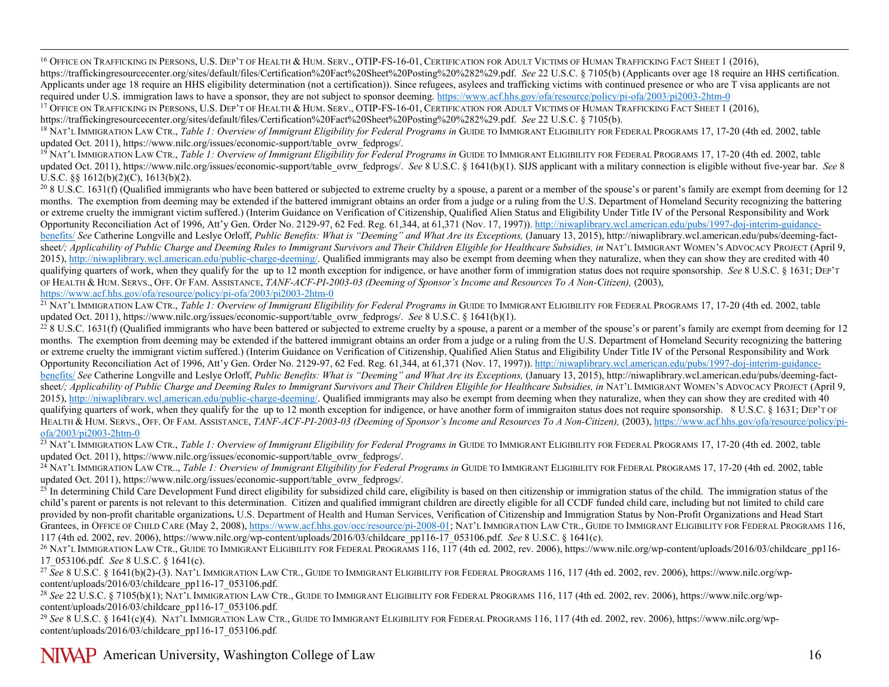[16] Office on Trafficking in Persons, U.S. Dep't of Health & Hum. Serv., OTIP-FS-16-01, Certification for Adult Victims of Human Trafficking Fact Sheet 1 (2016), https://traffickingresourcecenter.org/sites/default/files/Certification%20Fact%20Sheet%20Posting%20%282%29.pdf. *See* 22 U.S.C. § 7105(b) (Applicants over age 18 require an HHS certification. Applicants under age 18 require an HHS eligibility determination (not a certification)). Since refugees, asylees and trafficking victims with continued presence or who are T visa applicants are not required under U.S. immigration laws to have a sponsor, they are not subject to sponsor deeming. https://www.acf.hhs.gov/ofa/resource/policy/pi-ofa/2003/pi2003-2htm-0

[17] Office on Trafficking in Persons, U.S. Dep't of Health & Hum. Serv., OTIP-FS-16-01, Certification for Adult Victims of Human Trafficking Fact Sheet 1 (2016), https://traffickingresourcecenter.org/sites/default/files/Certification%20Fact%20Sheet%20Posting%20%282%29.pdf. *See* 22 U.S.C. § 7105(b).

[18] Nat'l Immigration Law Ctr., *Table 1: Overview of Immigrant Eligibility for Federal Programs in* Guide to Immigrant Eligibility for Federal Programs 17, 17-20 (4th ed. 2002, table updated Oct. 2011), https://www.nilc.org/issues/economic-support/table_ovrw_fedprogs/.

[19] Nat'l Immigration Law Ctr., *Table 1: Overview of Immigrant Eligibility for Federal Programs in* Guide to Immigrant Eligibility for Federal Programs 17, 17-20 (4th ed. 2002, table updated Oct. 2011), https://www.nilc.org/issues/economic-support/table_ovrw_fedprogs/. *See* 8 U.S.C. § 1641(b)(1). SIJS applicant with a military connection is eligible without five-year bar. *See* 8 U.S.C. §§ 1612(b)(2)(C), 1613(b)(2).

[20] 8 U.S.C. 1631(f) (Qualified immigrants who have been battered or subjected to extreme cruelty by a spouse, a parent or a member of the spouse's or parent's family are exempt from deeming for 12 months. The exemption from deeming may be extended if the battered immigrant obtains an order from a judge or a ruling from the U.S. Department of Homeland Security recognizing the battering or extreme cruelty the immigrant victim suffered.) (Interim Guidance on Verification of Citizenship, Qualified Alien Status and Eligibility Under Title IV of the Personal Responsibility and Work Opportunity Reconciliation Act of 1996, Att'y Gen. Order No. 2129-97, 62 Fed. Reg. 61,344, at 61,371 (Nov. 17, 1997)). http://niwaplibrary.wcl.american.edu/pubs/1997-doj-interim-guidance-benefits/ *See* Catherine Longville and Leslye Orloff, *Public Benefits: What is "Deeming" and What Are its Exceptions,* (January 13, 2015), http://niwaplibrary.wcl.american.edu/pubs/deeming-fact-sheet*/; Applicability of Public Charge and Deeming Rules to Immigrant Survivors and Their Children Eligible for Healthcare Subsidies, in* Nat'l Immigrant Women's Advocacy Project (April 9, 2015), http://niwaplibrary.wcl.american.edu/public-charge-deeming/. Qualified immigrants may also be exempt from deeming when they naturalize, when they can show they are credited with 40 qualifying quarters of work, when they qualify for the up to 12 month exception for indigence, or have another form of immigration status does not require sponsorship. *See* 8 U.S.C. § 1631; Dep't of Health & Hum. Servs., Off. Of Fam. Assistance, *TANF-ACF-PI-2003-03 (Deeming of Sponsor's Income and Resources To A Non-Citizen),* (2003), https://www.acf.hhs.gov/ofa/resource/policy/pi-ofa/2003/pi2003-2htm-0

[21] Nat'l Immigration Law Ctr., *Table 1: Overview of Immigrant Eligibility for Federal Programs in* Guide to Immigrant Eligibility for Federal Programs 17, 17-20 (4th ed. 2002, table updated Oct. 2011), https://www.nilc.org/issues/economic-support/table_ovrw_fedprogs/. *See* 8 U.S.C. § 1641(b)(1).

[22] 8 U.S.C. 1631(f) (Qualified immigrants who have been battered or subjected to extreme cruelty by a spouse, a parent or a member of the spouse's or parent's family are exempt from deeming for 12 months. The exemption from deeming may be extended if the battered immigrant obtains an order from a judge or a ruling from the U.S. Department of Homeland Security recognizing the battering or extreme cruelty the immigrant victim suffered.) (Interim Guidance on Verification of Citizenship, Qualified Alien Status and Eligibility Under Title IV of the Personal Responsibility and Work Opportunity Reconciliation Act of 1996, Att'y Gen. Order No. 2129-97, 62 Fed. Reg. 61,344, at 61,371 (Nov. 17, 1997)). http://niwaplibrary.wcl.american.edu/pubs/1997-doj-interim-guidance-benefits/ *See* Catherine Longville and Leslye Orloff, *Public Benefits: What is "Deeming" and What Are its Exceptions,* (January 13, 2015), http://niwaplibrary.wcl.american.edu/pubs/deeming-fact-sheet*/; Applicability of Public Charge and Deeming Rules to Immigrant Survivors and Their Children Eligible for Healthcare Subsidies, in* Nat'l Immigrant Women's Advocacy Project (April 9, 2015), http://niwaplibrary.wcl.american.edu/public-charge-deeming/. Qualified immigrants may also be exempt from deeming when they naturalize, when they can show they are credited with 40 qualifying quarters of work, when they qualify for the up to 12 month exception for indigence, or have another form of immigraiton status does not require sponsorship. 8 U.S.C. § 1631; Dep't of Health & Hum. Servs., Off. Of Fam. Assistance, *TANF-ACF-PI-2003-03 (Deeming of Sponsor's Income and Resources To A Non-Citizen),* (2003), https://www.acf.hhs.gov/ofa/resource/policy/pi-ofa/2003/pi2003-2htm-0

[23] Nat'l Immigration Law Ctr., *Table 1: Overview of Immigrant Eligibility for Federal Programs in* Guide to Immigrant Eligibility for Federal Programs 17, 17-20 (4th ed. 2002, table updated Oct. 2011), https://www.nilc.org/issues/economic-support/table_ovrw_fedprogs/.

[24] Nat'l Immigration Law Ctr.., *Table 1: Overview of Immigrant Eligibility for Federal Programs in* Guide to Immigrant Eligibility for Federal Programs 17, 17-20 (4th ed. 2002, table updated Oct. 2011), https://www.nilc.org/issues/economic-support/table_ovrw_fedprogs/.

[25] In determining Child Care Development Fund direct eligibility for subsidized child care, eligibility is based on then citizenship or immigration status of the child. The immigration status of the child's parent or parents is not relevant to this determination. Citizen and qualified immigrant children are directly eligible for all CCDF funded child care, including but not limited to child care provided by non-profit charitable organizations**.** U.S. Department of Health and Human Services, Verification of Citizenship and Immigration Status by Non-Profit Organizations and Head Start Grantees, in Office of Child Care (May 2, 2008), https://www.acf.hhs.gov/occ/resource/pi-2008-01; Nat'l Immigration Law Ctr., Guide to Immigrant Eligibility for Federal Programs 116, 117 (4th ed. 2002, rev. 2006), https://www.nilc.org/wp-content/uploads/2016/03/childcare_pp116-17_053106.pdf. *See* 8 U.S.C. § 1641(c).

[26] Nat'l Immigration Law Ctr., Guide to Immigrant Eligibility for Federal Programs 116, 117 (4th ed. 2002, rev. 2006), https://www.nilc.org/wp-content/uploads/2016/03/childcare_pp116-17_053106.pdf. *See* 8 U.S.C. § 1641(c).

[27] *See* 8 U.S.C. § 1641(b)(2)-(3). Nat'l Immigration Law Ctr., Guide to Immigrant Eligibility for Federal Programs 116, 117 (4th ed. 2002, rev. 2006), https://www.nilc.org/wp-content/uploads/2016/03/childcare_pp116-17_053106.pdf.

[28] *See* 22 U.S.C. § 7105(b)(1); Nat'l Immigration Law Ctr., Guide to Immigrant Eligibility for Federal Programs 116, 117 (4th ed. 2002, rev. 2006), https://www.nilc.org/wp-content/uploads/2016/03/childcare_pp116-17_053106.pdf.

[29] *See* 8 U.S.C. § 1641(c)(4). Nat'l Immigration Law Ctr., Guide to Immigrant Eligibility for Federal Programs 116, 117 (4th ed. 2002, rev. 2006), https://www.nilc.org/wp-content/uploads/2016/03/childcare_pp116-17_053106.pdf.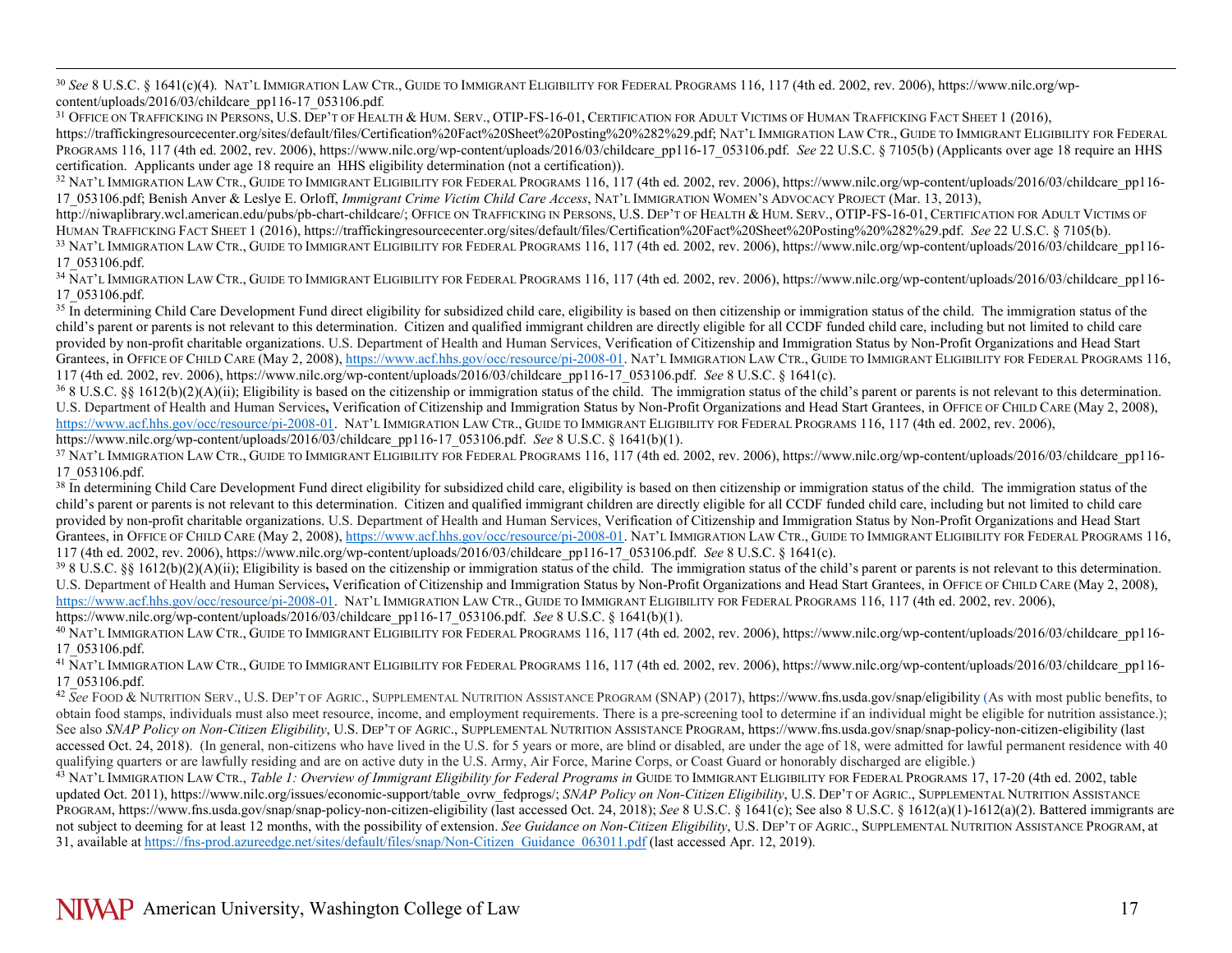[30] *See* 8 U.S.C. § 1641(c)(4). NAT'L IMMIGRATION LAW CTR., GUIDE TO IMMIGRANT ELIGIBILITY FOR FEDERAL PROGRAMS 116, 117 (4th ed. 2002, rev. 2006), https://www.nilc.org/wp-content/uploads/2016/03/childcare_pp116-17_053106.pdf.

[31] OFFICE ON TRAFFICKING IN PERSONS, U.S. DEP'T OF HEALTH & HUM. SERV., OTIP-FS-16-01, CERTIFICATION FOR ADULT VICTIMS OF HUMAN TRAFFICKING FACT SHEET 1 (2016), https://traffickingresourcecenter.org/sites/default/files/Certification%20Fact%20Sheet%20Posting%20%282%29.pdf; NAT'L IMMIGRATION LAW CTR., GUIDE TO IMMIGRANT ELIGIBILITY FOR FEDERAL PROGRAMS 116, 117 (4th ed. 2002, rev. 2006), https://www.nilc.org/wp-content/uploads/2016/03/childcare_pp116-17_053106.pdf. *See* 22 U.S.C. § 7105(b) (Applicants over age 18 require an HHS certification. Applicants under age 18 require an HHS eligibility determination (not a certification)).

[32] NAT'L IMMIGRATION LAW CTR., GUIDE TO IMMIGRANT ELIGIBILITY FOR FEDERAL PROGRAMS 116, 117 (4th ed. 2002, rev. 2006), https://www.nilc.org/wp-content/uploads/2016/03/childcare_pp116-17_053106.pdf; Benish Anver & Leslye E. Orloff, *Immigrant Crime Victim Child Care Access*, NAT'L IMMIGRATION WOMEN'S ADVOCACY PROJECT (Mar. 13, 2013), http://niwaplibrary.wcl.american.edu/pubs/pb-chart-childcare/; OFFICE ON TRAFFICKING IN PERSONS, U.S. DEP'T OF HEALTH & HUM. SERV., OTIP-FS-16-01, CERTIFICATION FOR ADULT VICTIMS OF HUMAN TRAFFICKING FACT SHEET 1 (2016), https://traffickingresourcecenter.org/sites/default/files/Certification%20Fact%20Sheet%20Posting%20%282%29.pdf. *See* 22 U.S.C. § 7105(b).

[33] NAT'L IMMIGRATION LAW CTR., GUIDE TO IMMIGRANT ELIGIBILITY FOR FEDERAL PROGRAMS 116, 117 (4th ed. 2002, rev. 2006), https://www.nilc.org/wp-content/uploads/2016/03/childcare_pp116-17_053106.pdf.

[34] NAT'L IMMIGRATION LAW CTR., GUIDE TO IMMIGRANT ELIGIBILITY FOR FEDERAL PROGRAMS 116, 117 (4th ed. 2002, rev. 2006), https://www.nilc.org/wp-content/uploads/2016/03/childcare_pp116-17_053106.pdf.

[35] In determining Child Care Development Fund direct eligibility for subsidized child care, eligibility is based on then citizenship or immigration status of the child. The immigration status of the child's parent or parents is not relevant to this determination. Citizen and qualified immigrant children are directly eligible for all CCDF funded child care, including but not limited to child care provided by non-profit charitable organizations. U.S. Department of Health and Human Services, Verification of Citizenship and Immigration Status by Non-Profit Organizations and Head Start Grantees, in OFFICE OF CHILD CARE (May 2, 2008), https://www.acf.hhs.gov/occ/resource/pi-2008-01. NAT'L IMMIGRATION LAW CTR., GUIDE TO IMMIGRANT ELIGIBILITY FOR FEDERAL PROGRAMS 116, 117 (4th ed. 2002, rev. 2006), https://www.nilc.org/wp-content/uploads/2016/03/childcare_pp116-17_053106.pdf. *See* 8 U.S.C. § 1641(c).

[36] 8 U.S.C. §§ 1612(b)(2)(A)(ii); Eligibility is based on the citizenship or immigration status of the child. The immigration status of the child's parent or parents is not relevant to this determination. U.S. Department of Health and Human Services**,** Verification of Citizenship and Immigration Status by Non-Profit Organizations and Head Start Grantees, in OFFICE OF CHILD CARE (May 2, 2008), https://www.acf.hhs.gov/occ/resource/pi-2008-01. NAT'L IMMIGRATION LAW CTR., GUIDE TO IMMIGRANT ELIGIBILITY FOR FEDERAL PROGRAMS 116, 117 (4th ed. 2002, rev. 2006), https://www.nilc.org/wp-content/uploads/2016/03/childcare_pp116-17_053106.pdf. *See* 8 U.S.C. § 1641(b)(1).

[37] NAT'L IMMIGRATION LAW CTR., GUIDE TO IMMIGRANT ELIGIBILITY FOR FEDERAL PROGRAMS 116, 117 (4th ed. 2002, rev. 2006), https://www.nilc.org/wp-content/uploads/2016/03/childcare_pp116-17_053106.pdf.

[38] In determining Child Care Development Fund direct eligibility for subsidized child care, eligibility is based on then citizenship or immigration status of the child. The immigration status of the child's parent or parents is not relevant to this determination. Citizen and qualified immigrant children are directly eligible for all CCDF funded child care, including but not limited to child care provided by non-profit charitable organizations. U.S. Department of Health and Human Services, Verification of Citizenship and Immigration Status by Non-Profit Organizations and Head Start Grantees, in OFFICE OF CHILD CARE (May 2, 2008), https://www.acf.hhs.gov/occ/resource/pi-2008-01. NAT'L IMMIGRATION LAW CTR., GUIDE TO IMMIGRANT ELIGIBILITY FOR FEDERAL PROGRAMS 116, 117 (4th ed. 2002, rev. 2006), https://www.nilc.org/wp-content/uploads/2016/03/childcare_pp116-17_053106.pdf. *See* 8 U.S.C. § 1641(c).

[39] 8 U.S.C. §§ 1612(b)(2)(A)(ii); Eligibility is based on the citizenship or immigration status of the child. The immigration status of the child's parent or parents is not relevant to this determination. U.S. Department of Health and Human Services**,** Verification of Citizenship and Immigration Status by Non-Profit Organizations and Head Start Grantees, in OFFICE OF CHILD CARE (May 2, 2008), https://www.acf.hhs.gov/occ/resource/pi-2008-01. NAT'L IMMIGRATION LAW CTR., GUIDE TO IMMIGRANT ELIGIBILITY FOR FEDERAL PROGRAMS 116, 117 (4th ed. 2002, rev. 2006), https://www.nilc.org/wp-content/uploads/2016/03/childcare_pp116-17_053106.pdf. *See* 8 U.S.C. § 1641(b)(1).

[40] NAT'L IMMIGRATION LAW CTR., GUIDE TO IMMIGRANT ELIGIBILITY FOR FEDERAL PROGRAMS 116, 117 (4th ed. 2002, rev. 2006), https://www.nilc.org/wp-content/uploads/2016/03/childcare_pp116-17_053106.pdf.

[41] NAT'L IMMIGRATION LAW CTR., GUIDE TO IMMIGRANT ELIGIBILITY FOR FEDERAL PROGRAMS 116, 117 (4th ed. 2002, rev. 2006), https://www.nilc.org/wp-content/uploads/2016/03/childcare_pp116-17_053106.pdf.

[42] *See* FOOD & NUTRITION SERV., U.S. DEP'T OF AGRIC., SUPPLEMENTAL NUTRITION ASSISTANCE PROGRAM (SNAP) (2017), https://www.fns.usda.gov/snap/eligibility (As with most public benefits, to obtain food stamps, individuals must also meet resource, income, and employment requirements. There is a pre-screening tool to determine if an individual might be eligible for nutrition assistance.); See also *SNAP Policy on Non-Citizen Eligibility*, U.S. DEP'T OF AGRIC., SUPPLEMENTAL NUTRITION ASSISTANCE PROGRAM, https://www.fns.usda.gov/snap/snap-policy-non-citizen-eligibility (last accessed Oct. 24, 2018). (In general, non-citizens who have lived in the U.S. for 5 years or more, are blind or disabled, are under the age of 18, were admitted for lawful permanent residence with 40 qualifying quarters or are lawfully residing and are on active duty in the U.S. Army, Air Force, Marine Corps, or Coast Guard or honorably discharged are eligible.)

[43] NAT'L IMMIGRATION LAW CTR., *Table 1: Overview of Immigrant Eligibility for Federal Programs in* GUIDE TO IMMIGRANT ELIGIBILITY FOR FEDERAL PROGRAMS 17, 17-20 (4th ed. 2002, table updated Oct. 2011), https://www.nilc.org/issues/economic-support/table_ovrw_fedprogs/; *SNAP Policy on Non-Citizen Eligibility*, U.S. DEP'T OF AGRIC., SUPPLEMENTAL NUTRITION ASSISTANCE PROGRAM, https://www.fns.usda.gov/snap/snap-policy-non-citizen-eligibility (last accessed Oct. 24, 2018); *See* 8 U.S.C. § 1641(c); See also 8 U.S.C. § 1612(a)(1)-1612(a)(2). Battered immigrants are not subject to deeming for at least 12 months, with the possibility of extension. *See Guidance on Non-Citizen Eligibility*, U.S. DEP'T OF AGRIC., SUPPLEMENTAL NUTRITION ASSISTANCE PROGRAM, at 31, available at https://fns-prod.azureedge.net/sites/default/files/snap/Non-Citizen_Guidance_063011.pdf (last accessed Apr. 12, 2019).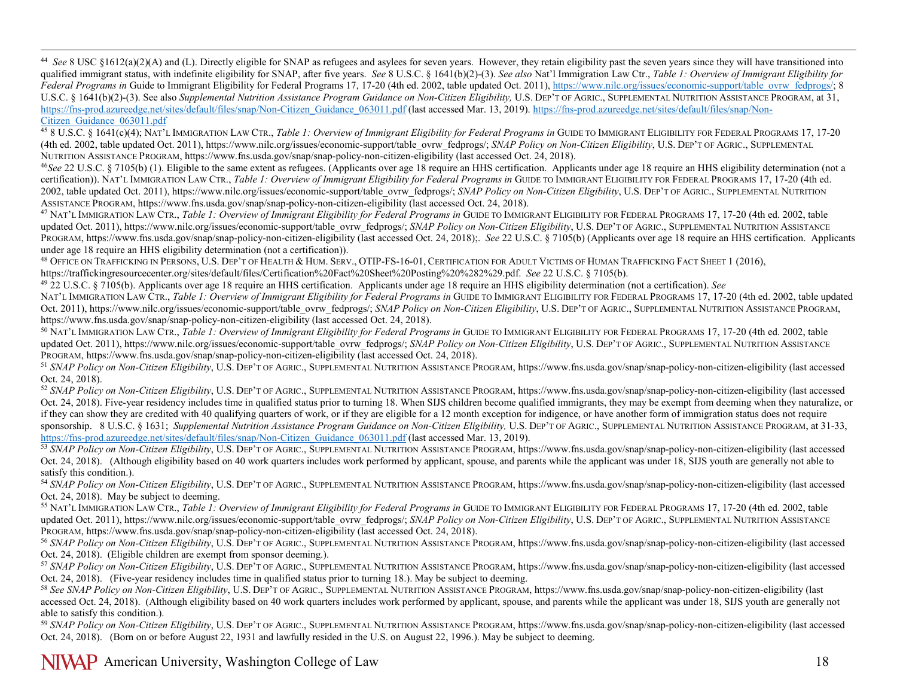[44] *See* 8 USC §1612(a)(2)(A) and (L). Directly eligible for SNAP as refugees and asylees for seven years. However, they retain eligibility past the seven years since they will have transitioned into qualified immigrant status, with indefinite eligibility for SNAP, after five years. *See* 8 U.S.C. § 1641(b)(2)-(3). *See also* Nat'l Immigration Law Ctr., *Table 1: Overview of Immigrant Eligibility for Federal Programs in* Guide to Immigrant Eligibility for Federal Programs 17, 17-20 (4th ed. 2002, table updated Oct. 2011), https://www.nilc.org/issues/economic-support/table_ovrw_fedprogs/; 8 U.S.C. § 1641(b)(2)-(3). See also *Supplemental Nutrition Assistance Program Guidance on Non-Citizen Eligibility,* U.S. Dep't of Agric., Supplemental Nutrition Assistance Program, at 31, https://fns-prod.azureedge.net/sites/default/files/snap/Non-Citizen_Guidance_063011.pdf (last accessed Mar. 13, 2019). https://fns-prod.azureedge.net/sites/default/files/snap/Non-Citizen_Guidance_063011.pdf

[45] 8 U.S.C. § 1641(c)(4); Nat'l Immigration Law Ctr., *Table 1: Overview of Immigrant Eligibility for Federal Programs in* Guide to Immigrant Eligibility for Federal Programs 17, 17-20 (4th ed. 2002, table updated Oct. 2011), https://www.nilc.org/issues/economic-support/table_ovrw_fedprogs/; *SNAP Policy on Non-Citizen Eligibility*, U.S. Dep't of Agric., Supplemental Nutrition Assistance Program, https://www.fns.usda.gov/snap/snap-policy-non-citizen-eligibility (last accessed Oct. 24, 2018).

[46] *See* 22 U.S.C. § 7105(b) (1). Eligible to the same extent as refugees. (Applicants over age 18 require an HHS certification. Applicants under age 18 require an HHS eligibility determination (not a certification)). Nat'l Immigration Law Ctr., *Table 1: Overview of Immigrant Eligibility for Federal Programs in* Guide to Immigrant Eligibility for Federal Programs 17, 17-20 (4th ed. 2002, table updated Oct. 2011), https://www.nilc.org/issues/economic-support/table_ovrw_fedprogs/; *SNAP Policy on Non-Citizen Eligibility*, U.S. Dep't of Agric., Supplemental Nutrition Assistance Program, https://www.fns.usda.gov/snap/snap-policy-non-citizen-eligibility (last accessed Oct. 24, 2018).

[47] Nat'l Immigration Law Ctr., *Table 1: Overview of Immigrant Eligibility for Federal Programs in* Guide to Immigrant Eligibility for Federal Programs 17, 17-20 (4th ed. 2002, table updated Oct. 2011), https://www.nilc.org/issues/economic-support/table_ovrw_fedprogs/; *SNAP Policy on Non-Citizen Eligibility*, U.S. Dep't of Agric., Supplemental Nutrition Assistance Program, https://www.fns.usda.gov/snap/snap-policy-non-citizen-eligibility (last accessed Oct. 24, 2018);. *See* 22 U.S.C. § 7105(b) (Applicants over age 18 require an HHS certification. Applicants under age 18 require an HHS eligibility determination (not a certification)).

[48] Office on Trafficking in Persons, U.S. Dep't of Health & Hum. Serv., OTIP-FS-16-01, Certification for Adult Victims of Human Trafficking Fact Sheet 1 (2016), https://traffickingresourcecenter.org/sites/default/files/Certification%20Fact%20Sheet%20Posting%20%282%29.pdf. *See* 22 U.S.C. § 7105(b).

[49] 22 U.S.C. § 7105(b). Applicants over age 18 require an HHS certification. Applicants under age 18 require an HHS eligibility determination (not a certification). *See* Nat'l Immigration Law Ctr., *Table 1: Overview of Immigrant Eligibility for Federal Programs in* Guide to Immigrant Eligibility for Federal Programs 17, 17-20 (4th ed. 2002, table updated Oct. 2011), https://www.nilc.org/issues/economic-support/table_ovrw_fedprogs/; *SNAP Policy on Non-Citizen Eligibility*, U.S. Dep't of Agric., Supplemental Nutrition Assistance Program, https://www.fns.usda.gov/snap/snap-policy-non-citizen-eligibility (last accessed Oct. 24, 2018).

[50] Nat'l Immigration Law Ctr., *Table 1: Overview of Immigrant Eligibility for Federal Programs in* Guide to Immigrant Eligibility for Federal Programs 17, 17-20 (4th ed. 2002, table updated Oct. 2011), https://www.nilc.org/issues/economic-support/table_ovrw_fedprogs/; *SNAP Policy on Non-Citizen Eligibility*, U.S. Dep't of Agric., Supplemental Nutrition Assistance Program, https://www.fns.usda.gov/snap/snap-policy-non-citizen-eligibility (last accessed Oct. 24, 2018).

[51] *SNAP Policy on Non-Citizen Eligibility*, U.S. Dep't of Agric., Supplemental Nutrition Assistance Program, https://www.fns.usda.gov/snap/snap-policy-non-citizen-eligibility (last accessed Oct. 24, 2018).

[52] *SNAP Policy on Non-Citizen Eligibility*, U.S. Dep't of Agric., Supplemental Nutrition Assistance Program, https://www.fns.usda.gov/snap/snap-policy-non-citizen-eligibility (last accessed Oct. 24, 2018). Five-year residency includes time in qualified status prior to turning 18. When SIJS children become qualified immigrants, they may be exempt from deeming when they naturalize, or if they can show they are credited with 40 qualifying quarters of work, or if they are eligible for a 12 month exception for indigence, or have another form of immigration status does not require sponsorship. 8 U.S.C. § 1631; *Supplemental Nutrition Assistance Program Guidance on Non-Citizen Eligibility,* U.S. Dep't of Agric., Supplemental Nutrition Assistance Program, at 31-33, https://fns-prod.azureedge.net/sites/default/files/snap/Non-Citizen_Guidance_063011.pdf (last accessed Mar. 13, 2019).

[53] *SNAP Policy on Non-Citizen Eligibility*, U.S. Dep't of Agric., Supplemental Nutrition Assistance Program, https://www.fns.usda.gov/snap/snap-policy-non-citizen-eligibility (last accessed Oct. 24, 2018). (Although eligibility based on 40 work quarters includes work performed by applicant, spouse, and parents while the applicant was under 18, SIJS youth are generally not able to satisfy this condition.).

[54] *SNAP Policy on Non-Citizen Eligibility*, U.S. Dep't of Agric., Supplemental Nutrition Assistance Program, https://www.fns.usda.gov/snap/snap-policy-non-citizen-eligibility (last accessed Oct. 24, 2018). May be subject to deeming.

[55] Nat'l Immigration Law Ctr., *Table 1: Overview of Immigrant Eligibility for Federal Programs in* Guide to Immigrant Eligibility for Federal Programs 17, 17-20 (4th ed. 2002, table updated Oct. 2011), https://www.nilc.org/issues/economic-support/table_ovrw_fedprogs/; *SNAP Policy on Non-Citizen Eligibility*, U.S. Dep't of Agric., Supplemental Nutrition Assistance Program, https://www.fns.usda.gov/snap/snap-policy-non-citizen-eligibility (last accessed Oct. 24, 2018).

[56] *SNAP Policy on Non-Citizen Eligibility*, U.S. Dep't of Agric., Supplemental Nutrition Assistance Program, https://www.fns.usda.gov/snap/snap-policy-non-citizen-eligibility (last accessed Oct. 24, 2018). (Eligible children are exempt from sponsor deeming.).

[57] *SNAP Policy on Non-Citizen Eligibility*, U.S. Dep't of Agric., Supplemental Nutrition Assistance Program, https://www.fns.usda.gov/snap/snap-policy-non-citizen-eligibility (last accessed Oct. 24, 2018). (Five-year residency includes time in qualified status prior to turning 18.). May be subject to deeming.

[58] *See SNAP Policy on Non-Citizen Eligibility*, U.S. Dep't of Agric., Supplemental Nutrition Assistance Program, https://www.fns.usda.gov/snap/snap-policy-non-citizen-eligibility (last accessed Oct. 24, 2018). (Although eligibility based on 40 work quarters includes work performed by applicant, spouse, and parents while the applicant was under 18, SIJS youth are generally not able to satisfy this condition.).

[59] *SNAP Policy on Non-Citizen Eligibility*, U.S. Dep't of Agric., Supplemental Nutrition Assistance Program, https://www.fns.usda.gov/snap/snap-policy-non-citizen-eligibility (last accessed Oct. 24, 2018). (Born on or before August 22, 1931 and lawfully resided in the U.S. on August 22, 1996.). May be subject to deeming.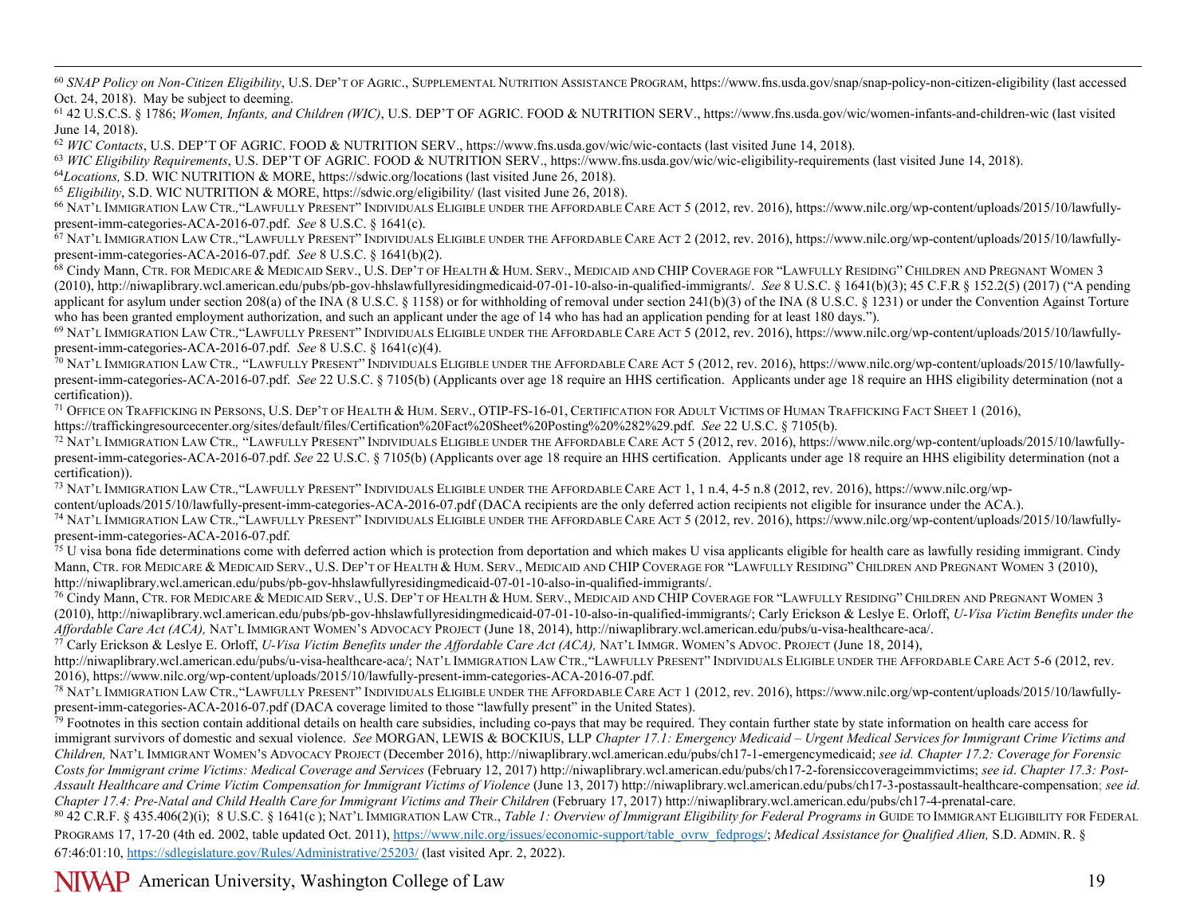[60] *SNAP Policy on Non-Citizen Eligibility*, U.S. Dep't of Agric., Supplemental Nutrition Assistance Program, https://www.fns.usda.gov/snap/snap-policy-non-citizen-eligibility (last accessed Oct. 24, 2018). May be subject to deeming.

[61] 42 U.S.C.S. § 1786; *Women, Infants, and Children (WIC)*, U.S. DEP'T OF AGRIC. FOOD & NUTRITION SERV., https://www.fns.usda.gov/wic/women-infants-and-children-wic (last visited June 14, 2018).

[62] *WIC Contacts*, U.S. DEP'T OF AGRIC. FOOD & NUTRITION SERV., https://www.fns.usda.gov/wic/wic-contacts (last visited June 14, 2018).

[63] *WIC Eligibility Requirements*, U.S. DEP'T OF AGRIC. FOOD & NUTRITION SERV., https://www.fns.usda.gov/wic/wic-eligibility-requirements (last visited June 14, 2018).

[64] *Locations,* S.D. WIC NUTRITION & MORE, https://sdwic.org/locations (last visited June 26, 2018).

[65] *Eligibility*, S.D. WIC NUTRITION & MORE, https://sdwic.org/eligibility/ (last visited June 26, 2018).

[66] Nat'l Immigration Law Ctr.,"Lawfully Present" Individuals Eligible under the Affordable Care Act 5 (2012, rev. 2016), https://www.nilc.org/wp-content/uploads/2015/10/lawfully-present-imm-categories-ACA-2016-07.pdf. *See* 8 U.S.C. § 1641(c).

[67] Nat'l Immigration Law Ctr.,"Lawfully Present" Individuals Eligible under the Affordable Care Act 2 (2012, rev. 2016), https://www.nilc.org/wp-content/uploads/2015/10/lawfully-present-imm-categories-ACA-2016-07.pdf. *See* 8 U.S.C. § 1641(b)(2).

[68] Cindy Mann, Ctr. for Medicare & Medicaid Serv., U.S. Dep't of Health & Hum. Serv., Medicaid and CHIP Coverage for "Lawfully Residing" Children and Pregnant Women 3 (2010), http://niwaplibrary.wcl.american.edu/pubs/pb-gov-hhslawfullyresidingmedicaid-07-01-10-also-in-qualified-immigrants/. *See* 8 U.S.C. § 1641(b)(3); 45 C.F.R § 152.2(5) (2017) ("A pending applicant for asylum under section 208(a) of the INA (8 U.S.C. § 1158) or for withholding of removal under section 241(b)(3) of the INA (8 U.S.C. § 1231) or under the Convention Against Torture who has been granted employment authorization, and such an applicant under the age of 14 who has had an application pending for at least 180 days.").

[69] Nat'l Immigration Law Ctr.,"Lawfully Present" Individuals Eligible under the Affordable Care Act 5 (2012, rev. 2016), https://www.nilc.org/wp-content/uploads/2015/10/lawfully-present-imm-categories-ACA-2016-07.pdf. *See* 8 U.S.C. § 1641(c)(4).

[70] Nat'l Immigration Law Ctr., "Lawfully Present" Individuals Eligible under the Affordable Care Act 5 (2012, rev. 2016), https://www.nilc.org/wp-content/uploads/2015/10/lawfully-present-imm-categories-ACA-2016-07.pdf. *See* 22 U.S.C. § 7105(b) (Applicants over age 18 require an HHS certification. Applicants under age 18 require an HHS eligibility determination (not a certification)).

[71] Office on Trafficking in Persons, U.S. Dep't of Health & Hum. Serv., OTIP-FS-16-01, Certification for Adult Victims of Human Trafficking Fact Sheet 1 (2016), https://traffickingresourcecenter.org/sites/default/files/Certification%20Fact%20Sheet%20Posting%20%282%29.pdf. *See* 22 U.S.C. § 7105(b).

[72] Nat'l Immigration Law Ctr., "Lawfully Present" Individuals Eligible under the Affordable Care Act 5 (2012, rev. 2016), https://www.nilc.org/wp-content/uploads/2015/10/lawfully-present-imm-categories-ACA-2016-07.pdf. *See* 22 U.S.C. § 7105(b) (Applicants over age 18 require an HHS certification. Applicants under age 18 require an HHS eligibility determination (not a certification)).

[73] Nat'l Immigration Law Ctr.,"Lawfully Present" Individuals Eligible under the Affordable Care Act 1, 1 n.4, 4-5 n.8 (2012, rev. 2016), https://www.nilc.org/wp-content/uploads/2015/10/lawfully-present-imm-categories-ACA-2016-07.pdf (DACA recipients are the only deferred action recipients not eligible for insurance under the ACA.).

[74] Nat'l Immigration Law Ctr.,"Lawfully Present" Individuals Eligible under the Affordable Care Act 5 (2012, rev. 2016), https://www.nilc.org/wp-content/uploads/2015/10/lawfully-present-imm-categories-ACA-2016-07.pdf.

[75] U visa bona fide determinations come with deferred action which is protection from deportation and which makes U visa applicants eligible for health care as lawfully residing immigrant. Cindy Mann, Ctr. for Medicare & Medicaid Serv., U.S. Dep't of Health & Hum. Serv., Medicaid and CHIP Coverage for "Lawfully Residing" Children and Pregnant Women 3 (2010), http://niwaplibrary.wcl.american.edu/pubs/pb-gov-hhslawfullyresidingmedicaid-07-01-10-also-in-qualified-immigrants/.

[76] Cindy Mann, Ctr. for Medicare & Medicaid Serv., U.S. Dep't of Health & Hum. Serv., Medicaid and CHIP Coverage for "Lawfully Residing" Children and Pregnant Women 3 (2010), http://niwaplibrary.wcl.american.edu/pubs/pb-gov-hhslawfullyresidingmedicaid-07-01-10-also-in-qualified-immigrants/; Carly Erickson & Leslye E. Orloff, *U-Visa Victim Benefits under the Affordable Care Act (ACA),* Nat'l Immigrant Women's Advocacy Project (June 18, 2014), http://niwaplibrary.wcl.american.edu/pubs/u-visa-healthcare-aca/.

[77] Carly Erickson & Leslye E. Orloff, *U-Visa Victim Benefits under the Affordable Care Act (ACA),* Nat'l Immigr. Women's Advoc. Project (June 18, 2014), http://niwaplibrary.wcl.american.edu/pubs/u-visa-healthcare-aca/; Nat'l Immigration Law Ctr.,"Lawfully Present" Individuals Eligible under the Affordable Care Act 5-6 (2012, rev. 2016), https://www.nilc.org/wp-content/uploads/2015/10/lawfully-present-imm-categories-ACA-2016-07.pdf.

[78] Nat'l Immigration Law Ctr.,"Lawfully Present" Individuals Eligible under the Affordable Care Act 1 (2012, rev. 2016), https://www.nilc.org/wp-content/uploads/2015/10/lawfully-present-imm-categories-ACA-2016-07.pdf (DACA coverage limited to those "lawfully present" in the United States).

[79] Footnotes in this section contain additional details on health care subsidies, including co-pays that may be required. They contain further state by state information on health care access for immigrant survivors of domestic and sexual violence. *See* MORGAN, LEWIS & BOCKIUS, LLP *Chapter 17.1: Emergency Medicaid – Urgent Medical Services for Immigrant Crime Victims and Children,* Nat'l Immigrant Women's Advocacy Project (December 2016), http://niwaplibrary.wcl.american.edu/pubs/ch17-1-emergencymedicaid; *see id. Chapter 17.2: Coverage for Forensic Costs for Immigrant crime Victims: Medical Coverage and Services* (February 12, 2017) http://niwaplibrary.wcl.american.edu/pubs/ch17-2-forensiccoverageimmvictims; *see id*. *Chapter 17.3: Post-Assault Healthcare and Crime Victim Compensation for Immigrant Victims of Violence* (June 13, 2017) http://niwaplibrary.wcl.american.edu/pubs/ch17-3-postassault-healthcare-compensation*; see id. Chapter 17.4: Pre-Natal and Child Health Care for Immigrant Victims and Their Children* (February 17, 2017) http://niwaplibrary.wcl.american.edu/pubs/ch17-4-prenatal-care.

[80] 42 C.R.F. § 435.406(2)(i); 8 U.S.C. § 1641(c ); Nat'l Immigration Law Ctr., *Table 1: Overview of Immigrant Eligibility for Federal Programs in* Guide to Immigrant Eligibility for Federal Programs 17, 17-20 (4th ed. 2002, table updated Oct. 2011), https://www.nilc.org/issues/economic-support/table_ovrw_fedprogs/; *Medical Assistance for Qualified Alien,* S.D. Admin. R. § 67:46:01:10, https://sdlegislature.gov/Rules/Administrative/25203/ (last visited Apr. 2, 2022).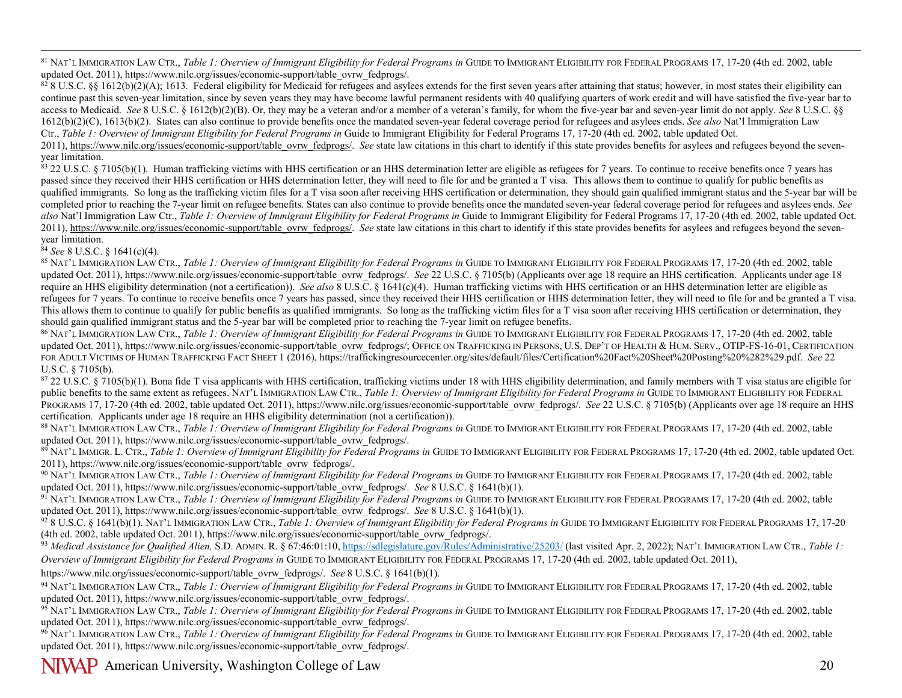[81] Nat'l Immigration Law Ctr., *Table 1: Overview of Immigrant Eligibility for Federal Programs in* Guide to Immigrant Eligibility for Federal Programs 17, 17-20 (4th ed. 2002, table updated Oct. 2011), https://www.nilc.org/issues/economic-support/table_ovrw_fedprogs/.

[82] 8 U.S.C. §§ 1612(b)(2)(A); 1613. Federal eligibility for Medicaid for refugees and asylees extends for the first seven years after attaining that status; however, in most states their eligibility can continue past this seven-year limitation, since by seven years they may have become lawful permanent residents with 40 qualifying quarters of work credit and will have satisfied the five-year bar to access to Medicaid. *See* 8 U.S.C. § 1612(b)(2)(B). Or, they may be a veteran and/or a member of a veteran's family, for whom the five-year bar and seven-year limit do not apply. *See* 8 U.S.C. §§ 1612(b)(2)(C), 1613(b)(2). States can also continue to provide benefits once the mandated seven-year federal coverage period for refugees and asylees ends. *See also* Nat'l Immigration Law Ctr., *Table 1: Overview of Immigrant Eligibility for Federal Programs in* Guide to Immigrant Eligibility for Federal Programs 17, 17-20 (4th ed. 2002, table updated Oct. 2011), https://www.nilc.org/issues/economic-support/table_ovrw_fedprogs/. *See* state law citations in this chart to identify if this state provides benefits for asylees and refugees beyond the seven-year limitation.

[83] 22 U.S.C. § 7105(b)(1). Human trafficking victims with HHS certification or an HHS determination letter are eligible as refugees for 7 years. To continue to receive benefits once 7 years has passed since they received their HHS certification or HHS determination letter, they will need to file for and be granted a T visa. This allows them to continue to qualify for public benefits as qualified immigrants. So long as the trafficking victim files for a T visa soon after receiving HHS certification or determination, they should gain qualified immigrant status and the 5-year bar will be completed prior to reaching the 7-year limit on refugee benefits. States can also continue to provide benefits once the mandated seven-year federal coverage period for refugees and asylees ends. *See also* Nat'l Immigration Law Ctr., *Table 1: Overview of Immigrant Eligibility for Federal Programs in* Guide to Immigrant Eligibility for Federal Programs 17, 17-20 (4th ed. 2002, table updated Oct. 2011), https://www.nilc.org/issues/economic-support/table_ovrw_fedprogs/. *See* state law citations in this chart to identify if this state provides benefits for asylees and refugees beyond the seven-year limitation.

[84] *See* 8 U.S.C. § 1641(c)(4).

[85] Nat'l Immigration Law Ctr., *Table 1: Overview of Immigrant Eligibility for Federal Programs in* Guide to Immigrant Eligibility for Federal Programs 17, 17-20 (4th ed. 2002, table updated Oct. 2011), https://www.nilc.org/issues/economic-support/table_ovrw_fedprogs/. *See* 22 U.S.C. § 7105(b) (Applicants over age 18 require an HHS certification. Applicants under age 18 require an HHS eligibility determination (not a certification)). *See also* 8 U.S.C. § 1641(c)(4). Human trafficking victims with HHS certification or an HHS determination letter are eligible as refugees for 7 years. To continue to receive benefits once 7 years has passed, since they received their HHS certification or HHS determination letter, they will need to file for and be granted a T visa. This allows them to continue to qualify for public benefits as qualified immigrants. So long as the trafficking victim files for a T visa soon after receiving HHS certification or determination, they should gain qualified immigrant status and the 5-year bar will be completed prior to reaching the 7-year limit on refugee benefits.

[86] Nat'l Immigration Law Ctr., *Table 1: Overview of Immigrant Eligibility for Federal Programs in* Guide to Immigrant Eligibility for Federal Programs 17, 17-20 (4th ed. 2002, table updated Oct. 2011), https://www.nilc.org/issues/economic-support/table_ovrw_fedprogs/; Office on Trafficking in Persons, U.S. Dep't of Health & Hum. Serv., OTIP-FS-16-01, Certification for Adult Victims of Human Trafficking Fact Sheet 1 (2016), https://traffickingresourcecenter.org/sites/default/files/Certification%20Fact%20Sheet%20Posting%20%282%29.pdf. *See* 22 U.S.C. § 7105(b).

[87] 22 U.S.C. § 7105(b)(1). Bona fide T visa applicants with HHS certification, trafficking victims under 18 with HHS eligibility determination, and family members with T visa status are eligible for public benefits to the same extent as refugees. Nat'l Immigration Law Ctr., *Table 1: Overview of Immigrant Eligibility for Federal Programs in* Guide to Immigrant Eligibility for Federal Programs 17, 17-20 (4th ed. 2002, table updated Oct. 2011), https://www.nilc.org/issues/economic-support/table_ovrw_fedprogs/. *See* 22 U.S.C. § 7105(b) (Applicants over age 18 require an HHS certification. Applicants under age 18 require an HHS eligibility determination (not a certification)).

[88] Nat'l Immigration Law Ctr., *Table 1: Overview of Immigrant Eligibility for Federal Programs in* Guide to Immigrant Eligibility for Federal Programs 17, 17-20 (4th ed. 2002, table updated Oct. 2011), https://www.nilc.org/issues/economic-support/table_ovrw_fedprogs/.

[89] Nat'l Immigr. L. Ctr., *Table 1: Overview of Immigrant Eligibility for Federal Programs in* Guide to Immigrant Eligibility for Federal Programs 17, 17-20 (4th ed. 2002, table updated Oct. 2011), https://www.nilc.org/issues/economic-support/table_ovrw_fedprogs/.

[90] Nat'l Immigration Law Ctr., *Table 1: Overview of Immigrant Eligibility for Federal Programs in* Guide to Immigrant Eligibility for Federal Programs 17, 17-20 (4th ed. 2002, table updated Oct. 2011), https://www.nilc.org/issues/economic-support/table_ovrw_fedprogs/. *See* 8 U.S.C. § 1641(b)(1).

[91] Nat'l Immigration Law Ctr., *Table 1: Overview of Immigrant Eligibility for Federal Programs in* Guide to Immigrant Eligibility for Federal Programs 17, 17-20 (4th ed. 2002, table updated Oct. 2011), https://www.nilc.org/issues/economic-support/table_ovrw_fedprogs/. *See* 8 U.S.C. § 1641(b)(1).

[92] 8 U.S.C. § 1641(b)(1). Nat'l Immigration Law Ctr., *Table 1: Overview of Immigrant Eligibility for Federal Programs in* Guide to Immigrant Eligibility for Federal Programs 17, 17-20 (4th ed. 2002, table updated Oct. 2011), https://www.nilc.org/issues/economic-support/table_ovrw_fedprogs/.

[93] *Medical Assistance for Qualified Alien,* S.D. Admin. R. § 67:46:01:10, https://sdlegislature.gov/Rules/Administrative/25203/ (last visited Apr. 2, 2022); Nat'l Immigration Law Ctr., *Table 1: Overview of Immigrant Eligibility for Federal Programs in* Guide to Immigrant Eligibility for Federal Programs 17, 17-20 (4th ed. 2002, table updated Oct. 2011), https://www.nilc.org/issues/economic-support/table_ovrw_fedprogs/. *See* 8 U.S.C. § 1641(b)(1).

[94] Nat'l Immigration Law Ctr., *Table 1: Overview of Immigrant Eligibility for Federal Programs in* Guide to Immigrant Eligibility for Federal Programs 17, 17-20 (4th ed. 2002, table updated Oct. 2011), https://www.nilc.org/issues/economic-support/table_ovrw_fedprogs/.

[95] Nat'l Immigration Law Ctr., *Table 1: Overview of Immigrant Eligibility for Federal Programs in* Guide to Immigrant Eligibility for Federal Programs 17, 17-20 (4th ed. 2002, table updated Oct. 2011), https://www.nilc.org/issues/economic-support/table_ovrw_fedprogs/.

[96] Nat'l Immigration Law Ctr., *Table 1: Overview of Immigrant Eligibility for Federal Programs in* Guide to Immigrant Eligibility for Federal Programs 17, 17-20 (4th ed. 2002, table updated Oct. 2011), https://www.nilc.org/issues/economic-support/table_ovrw_fedprogs/.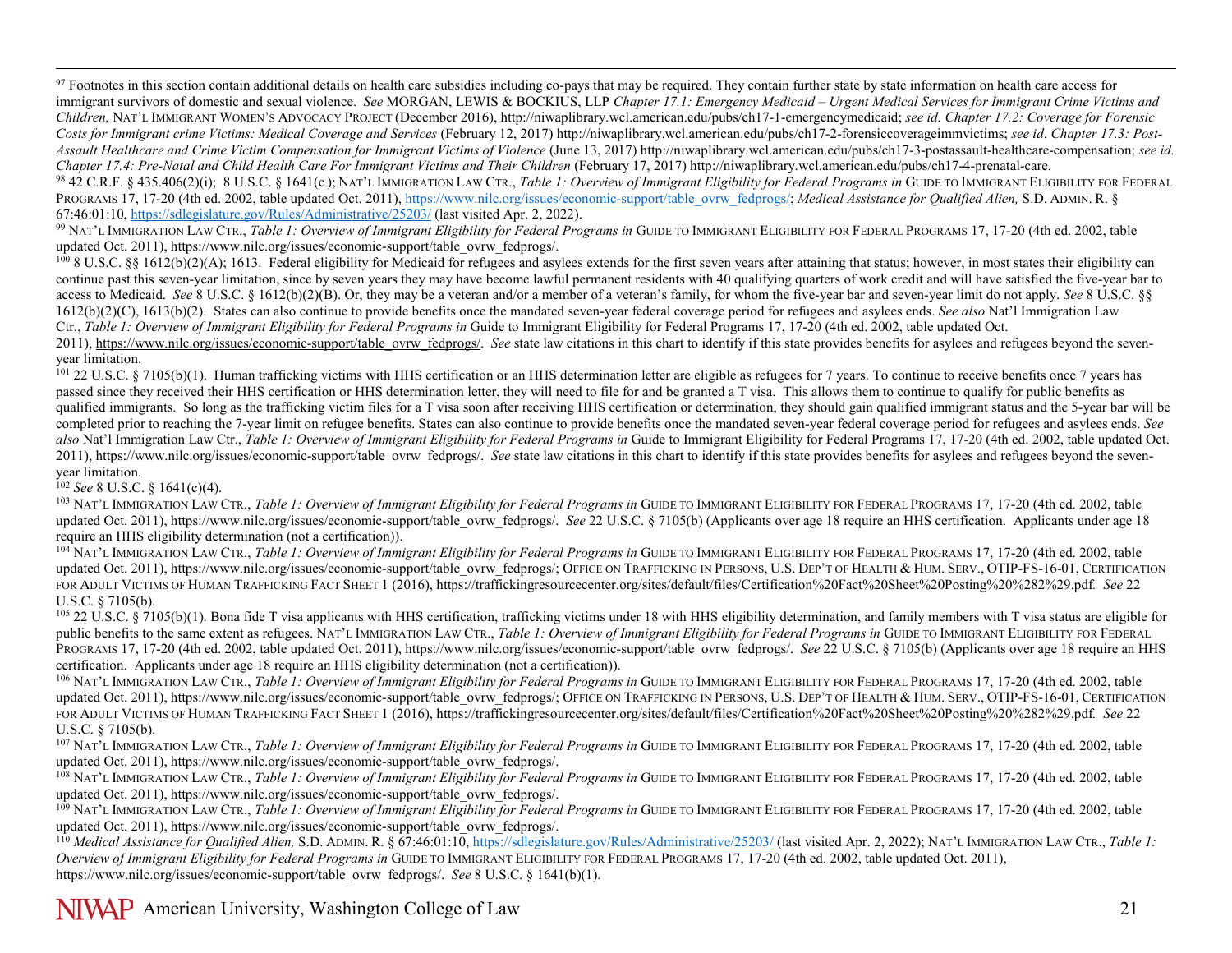[97] Footnotes in this section contain additional details on health care subsidies including co-pays that may be required. They contain further state by state information on health care access for immigrant survivors of domestic and sexual violence. *See* MORGAN, LEWIS & BOCKIUS, LLP *Chapter 17.1: Emergency Medicaid – Urgent Medical Services for Immigrant Crime Victims and Children,* NAT'L IMMIGRANT WOMEN'S ADVOCACY PROJECT (December 2016), http://niwaplibrary.wcl.american.edu/pubs/ch17-1-emergencymedicaid; *see id. Chapter 17.2: Coverage for Forensic Costs for Immigrant crime Victims: Medical Coverage and Services* (February 12, 2017) http://niwaplibrary.wcl.american.edu/pubs/ch17-2-forensiccoverageimmvictims; *see id. Chapter 17.3: Post-Assault Healthcare and Crime Victim Compensation for Immigrant Victims of Violence* (June 13, 2017) http://niwaplibrary.wcl.american.edu/pubs/ch17-3-postassault-healthcare-compensation; *see id. Chapter 17.4: Pre-Natal and Child Health Care For Immigrant Victims and Their Children* (February 17, 2017) http://niwaplibrary.wcl.american.edu/pubs/ch17-4-prenatal-care.

[98] 42 C.R.F. § 435.406(2)(i); 8 U.S.C. § 1641(c ); NAT'L IMMIGRATION LAW CTR., *Table 1: Overview of Immigrant Eligibility for Federal Programs in* GUIDE TO IMMIGRANT ELIGIBILITY FOR FEDERAL PROGRAMS 17, 17-20 (4th ed. 2002, table updated Oct. 2011), https://www.nilc.org/issues/economic-support/table_ovrw_fedprogs/; *Medical Assistance for Qualified Alien,* S.D. ADMIN. R. § 67:46:01:10, https://sdlegislature.gov/Rules/Administrative/25203/ (last visited Apr. 2, 2022).

[99] NAT'L IMMIGRATION LAW CTR., *Table 1: Overview of Immigrant Eligibility for Federal Programs in* GUIDE TO IMMIGRANT ELIGIBILITY FOR FEDERAL PROGRAMS 17, 17-20 (4th ed. 2002, table updated Oct. 2011), https://www.nilc.org/issues/economic-support/table_ovrw_fedprogs/.

[100] 8 U.S.C. §§ 1612(b)(2)(A); 1613. Federal eligibility for Medicaid for refugees and asylees extends for the first seven years after attaining that status; however, in most states their eligibility can continue past this seven-year limitation, since by seven years they may have become lawful permanent residents with 40 qualifying quarters of work credit and will have satisfied the five-year bar to access to Medicaid. *See* 8 U.S.C. § 1612(b)(2)(B). Or, they may be a veteran and/or a member of a veteran's family, for whom the five-year bar and seven-year limit do not apply. *See* 8 U.S.C. §§ 1612(b)(2)(C), 1613(b)(2). States can also continue to provide benefits once the mandated seven-year federal coverage period for refugees and asylees ends. *See also* Nat'l Immigration Law Ctr., *Table 1: Overview of Immigrant Eligibility for Federal Programs in* Guide to Immigrant Eligibility for Federal Programs 17, 17-20 (4th ed. 2002, table updated Oct. 2011), https://www.nilc.org/issues/economic-support/table_ovrw_fedprogs/. *See* state law citations in this chart to identify if this state provides benefits for asylees and refugees beyond the seven-year limitation.

[101] 22 U.S.C. § 7105(b)(1). Human trafficking victims with HHS certification or an HHS determination letter are eligible as refugees for 7 years. To continue to receive benefits once 7 years has passed since they received their HHS certification or HHS determination letter, they will need to file for and be granted a T visa. This allows them to continue to qualify for public benefits as qualified immigrants. So long as the trafficking victim files for a T visa soon after receiving HHS certification or determination, they should gain qualified immigrant status and the 5-year bar will be completed prior to reaching the 7-year limit on refugee benefits. States can also continue to provide benefits once the mandated seven-year federal coverage period for refugees and asylees ends. *See also* Nat'l Immigration Law Ctr., *Table 1: Overview of Immigrant Eligibility for Federal Programs in* Guide to Immigrant Eligibility for Federal Programs 17, 17-20 (4th ed. 2002, table updated Oct. 2011), https://www.nilc.org/issues/economic-support/table_ovrw_fedprogs/. *See* state law citations in this chart to identify if this state provides benefits for asylees and refugees beyond the seven-year limitation.

[102] *See* 8 U.S.C. § 1641(c)(4).

[103] NAT'L IMMIGRATION LAW CTR., *Table 1: Overview of Immigrant Eligibility for Federal Programs in* GUIDE TO IMMIGRANT ELIGIBILITY FOR FEDERAL PROGRAMS 17, 17-20 (4th ed. 2002, table updated Oct. 2011), https://www.nilc.org/issues/economic-support/table_ovrw_fedprogs/. *See* 22 U.S.C. § 7105(b) (Applicants over age 18 require an HHS certification. Applicants under age 18 require an HHS eligibility determination (not a certification)).

[104] NAT'L IMMIGRATION LAW CTR., *Table 1: Overview of Immigrant Eligibility for Federal Programs in* GUIDE TO IMMIGRANT ELIGIBILITY FOR FEDERAL PROGRAMS 17, 17-20 (4th ed. 2002, table updated Oct. 2011), https://www.nilc.org/issues/economic-support/table_ovrw_fedprogs/; OFFICE ON TRAFFICKING IN PERSONS, U.S. DEP'T OF HEALTH & HUM. SERV., OTIP-FS-16-01, CERTIFICATION FOR ADULT VICTIMS OF HUMAN TRAFFICKING FACT SHEET 1 (2016), https://traffickingresourcecenter.org/sites/default/files/Certification%20Fact%20Sheet%20Posting%20%282%29.pdf. *See* 22 U.S.C. § 7105(b).

[105] 22 U.S.C. § 7105(b)(1). Bona fide T visa applicants with HHS certification, trafficking victims under 18 with HHS eligibility determination, and family members with T visa status are eligible for public benefits to the same extent as refugees. NAT'L IMMIGRATION LAW CTR., *Table 1: Overview of Immigrant Eligibility for Federal Programs in* GUIDE TO IMMIGRANT ELIGIBILITY FOR FEDERAL PROGRAMS 17, 17-20 (4th ed. 2002, table updated Oct. 2011), https://www.nilc.org/issues/economic-support/table_ovrw_fedprogs/. *See* 22 U.S.C. § 7105(b) (Applicants over age 18 require an HHS certification. Applicants under age 18 require an HHS eligibility determination (not a certification)).

[106] NAT'L IMMIGRATION LAW CTR., *Table 1: Overview of Immigrant Eligibility for Federal Programs in* GUIDE TO IMMIGRANT ELIGIBILITY FOR FEDERAL PROGRAMS 17, 17-20 (4th ed. 2002, table updated Oct. 2011), https://www.nilc.org/issues/economic-support/table_ovrw_fedprogs/; OFFICE ON TRAFFICKING IN PERSONS, U.S. DEP'T OF HEALTH & HUM. SERV., OTIP-FS-16-01, CERTIFICATION FOR ADULT VICTIMS OF HUMAN TRAFFICKING FACT SHEET 1 (2016), https://traffickingresourcecenter.org/sites/default/files/Certification%20Fact%20Sheet%20Posting%20%282%29.pdf. *See* 22 U.S.C. § 7105(b).

[107] NAT'L IMMIGRATION LAW CTR., *Table 1: Overview of Immigrant Eligibility for Federal Programs in* GUIDE TO IMMIGRANT ELIGIBILITY FOR FEDERAL PROGRAMS 17, 17-20 (4th ed. 2002, table updated Oct. 2011), https://www.nilc.org/issues/economic-support/table_ovrw_fedprogs/.

[108] NAT'L IMMIGRATION LAW CTR., *Table 1: Overview of Immigrant Eligibility for Federal Programs in* GUIDE TO IMMIGRANT ELIGIBILITY FOR FEDERAL PROGRAMS 17, 17-20 (4th ed. 2002, table updated Oct. 2011), https://www.nilc.org/issues/economic-support/table_ovrw_fedprogs/.

[109] NAT'L IMMIGRATION LAW CTR., *Table 1: Overview of Immigrant Eligibility for Federal Programs in* GUIDE TO IMMIGRANT ELIGIBILITY FOR FEDERAL PROGRAMS 17, 17-20 (4th ed. 2002, table updated Oct. 2011), https://www.nilc.org/issues/economic-support/table_ovrw_fedprogs/.

[110] *Medical Assistance for Qualified Alien,* S.D. ADMIN. R. § 67:46:01:10, https://sdlegislature.gov/Rules/Administrative/25203/ (last visited Apr. 2, 2022); NAT'L IMMIGRATION LAW CTR., *Table 1: Overview of Immigrant Eligibility for Federal Programs in* GUIDE TO IMMIGRANT ELIGIBILITY FOR FEDERAL PROGRAMS 17, 17-20 (4th ed. 2002, table updated Oct. 2011), https://www.nilc.org/issues/economic-support/table_ovrw_fedprogs/. *See* 8 U.S.C. § 1641(b)(1).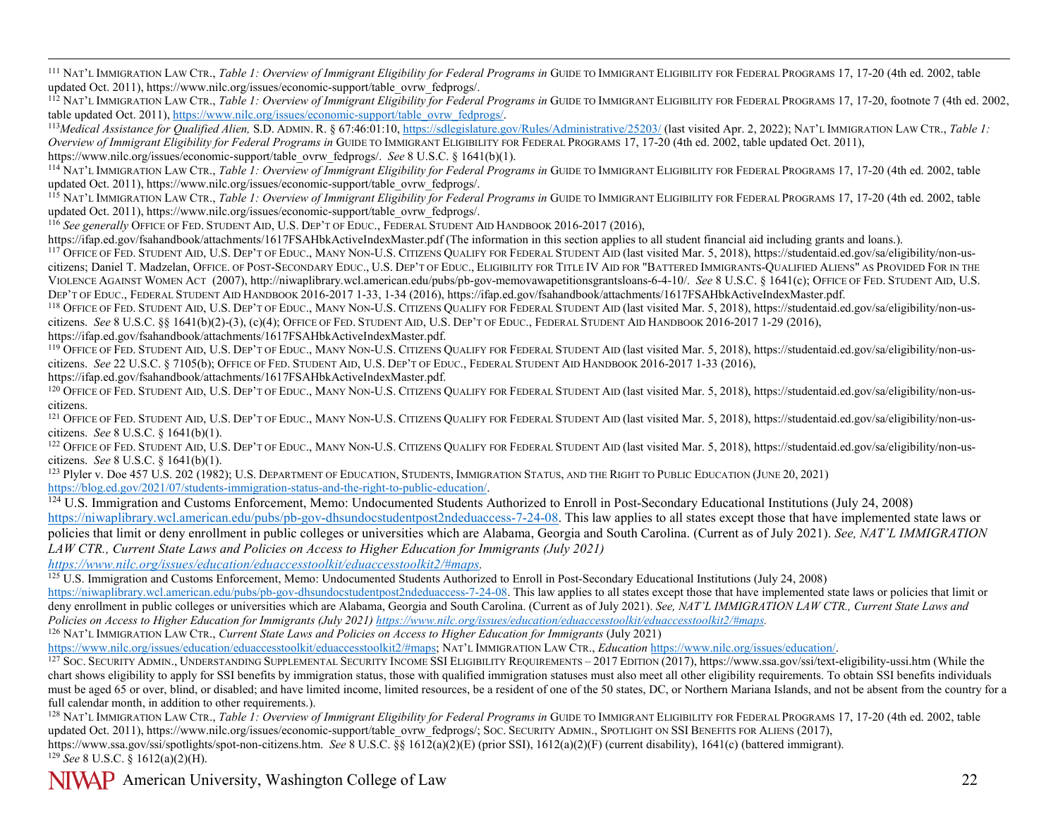[111] NAT'L IMMIGRATION LAW CTR., *Table 1: Overview of Immigrant Eligibility for Federal Programs in* GUIDE TO IMMIGRANT ELIGIBILITY FOR FEDERAL PROGRAMS 17, 17-20 (4th ed. 2002, table updated Oct. 2011), https://www.nilc.org/issues/economic-support/table_ovrw_fedprogs/.

[112] NAT'L IMMIGRATION LAW CTR., *Table 1: Overview of Immigrant Eligibility for Federal Programs in* GUIDE TO IMMIGRANT ELIGIBILITY FOR FEDERAL PROGRAMS 17, 17-20, footnote 7 (4th ed. 2002, table updated Oct. 2011), https://www.nilc.org/issues/economic-support/table_ovrw_fedprogs/.

[113] *Medical Assistance for Qualified Alien,* S.D. ADMIN. R. § 67:46:01:10, https://sdlegislature.gov/Rules/Administrative/25203/ (last visited Apr. 2, 2022); NAT'L IMMIGRATION LAW CTR., *Table 1: Overview of Immigrant Eligibility for Federal Programs in* GUIDE TO IMMIGRANT ELIGIBILITY FOR FEDERAL PROGRAMS 17, 17-20 (4th ed. 2002, table updated Oct. 2011), https://www.nilc.org/issues/economic-support/table_ovrw_fedprogs/. *See* 8 U.S.C. § 1641(b)(1).

[114] NAT'L IMMIGRATION LAW CTR., *Table 1: Overview of Immigrant Eligibility for Federal Programs in* GUIDE TO IMMIGRANT ELIGIBILITY FOR FEDERAL PROGRAMS 17, 17-20 (4th ed. 2002, table updated Oct. 2011), https://www.nilc.org/issues/economic-support/table_ovrw_fedprogs/.

[115] NAT'L IMMIGRATION LAW CTR., *Table 1: Overview of Immigrant Eligibility for Federal Programs in* GUIDE TO IMMIGRANT ELIGIBILITY FOR FEDERAL PROGRAMS 17, 17-20 (4th ed. 2002, table updated Oct. 2011), https://www.nilc.org/issues/economic-support/table_ovrw_fedprogs/.

[116] *See generally* OFFICE OF FED. STUDENT AID, U.S. DEP'T OF EDUC., FEDERAL STUDENT AID HANDBOOK 2016-2017 (2016), https://ifap.ed.gov/fsahandbook/attachments/1617FSAHbkActiveIndexMaster.pdf (The information in this section applies to all student financial aid including grants and loans.).

[117] OFFICE OF FED. STUDENT AID, U.S. DEP'T OF EDUC., MANY NON-U.S. CITIZENS QUALIFY FOR FEDERAL STUDENT AID (last visited Mar. 5, 2018), https://studentaid.ed.gov/sa/eligibility/non-us-citizens; Daniel T. Madzelan, OFFICE. OF POST-SECONDARY EDUC., U.S. DEP'T OF EDUC., ELIGIBILITY FOR TITLE IV AID FOR "BATTERED IMMIGRANTS-QUALIFIED ALIENS" AS PROVIDED FOR IN THE VIOLENCE AGAINST WOMEN ACT (2007), http://niwaplibrary.wcl.american.edu/pubs/pb-gov-memovawapetitionsgrantsloans-6-4-10/. *See* 8 U.S.C. § 1641(c); OFFICE OF FED. STUDENT AID, U.S. DEP'T OF EDUC., FEDERAL STUDENT AID HANDBOOK 2016-2017 1-33, 1-34 (2016), https://ifap.ed.gov/fsahandbook/attachments/1617FSAHbkActiveIndexMaster.pdf.

[118] OFFICE OF FED. STUDENT AID, U.S. DEP'T OF EDUC., MANY NON-U.S. CITIZENS QUALIFY FOR FEDERAL STUDENT AID (last visited Mar. 5, 2018), https://studentaid.ed.gov/sa/eligibility/non-us-citizens. *See* 8 U.S.C. §§ 1641(b)(2)-(3), (c)(4); OFFICE OF FED. STUDENT AID, U.S. DEP'T OF EDUC., FEDERAL STUDENT AID HANDBOOK 2016-2017 1-29 (2016), https://ifap.ed.gov/fsahandbook/attachments/1617FSAHbkActiveIndexMaster.pdf.

[119] OFFICE OF FED. STUDENT AID, U.S. DEP'T OF EDUC., MANY NON-U.S. CITIZENS QUALIFY FOR FEDERAL STUDENT AID (last visited Mar. 5, 2018), https://studentaid.ed.gov/sa/eligibility/non-us-citizens. *See* 22 U.S.C. § 7105(b); OFFICE OF FED. STUDENT AID, U.S. DEP'T OF EDUC., FEDERAL STUDENT AID HANDBOOK 2016-2017 1-33 (2016), https://ifap.ed.gov/fsahandbook/attachments/1617FSAHbkActiveIndexMaster.pdf.

[120] OFFICE OF FED. STUDENT AID, U.S. DEP'T OF EDUC., MANY NON-U.S. CITIZENS QUALIFY FOR FEDERAL STUDENT AID (last visited Mar. 5, 2018), https://studentaid.ed.gov/sa/eligibility/non-us-citizens.

[121] OFFICE OF FED. STUDENT AID, U.S. DEP'T OF EDUC., MANY NON-U.S. CITIZENS QUALIFY FOR FEDERAL STUDENT AID (last visited Mar. 5, 2018), https://studentaid.ed.gov/sa/eligibility/non-us-citizens. *See* 8 U.S.C. § 1641(b)(1).

[122] OFFICE OF FED. STUDENT AID, U.S. DEP'T OF EDUC., MANY NON-U.S. CITIZENS QUALIFY FOR FEDERAL STUDENT AID (last visited Mar. 5, 2018), https://studentaid.ed.gov/sa/eligibility/non-us-citizens. *See* 8 U.S.C. § 1641(b)(1).

[123] Plyler v. Doe 457 U.S. 202 (1982); U.S. DEPARTMENT OF EDUCATION, STUDENTS, IMMIGRATION STATUS, AND THE RIGHT TO PUBLIC EDUCATION (JUNE 20, 2021) https://blog.ed.gov/2021/07/students-immigration-status-and-the-right-to-public-education/.

[124] U.S. Immigration and Customs Enforcement, Memo: Undocumented Students Authorized to Enroll in Post-Secondary Educational Institutions (July 24, 2008) https://niwaplibrary.wcl.american.edu/pubs/pb-gov-dhsundocstudentpost2ndeduaccess-7-24-08. This law applies to all states except those that have implemented state laws or policies that limit or deny enrollment in public colleges or universities which are Alabama, Georgia and South Carolina. (Current as of July 2021). *See, NAT'L IMMIGRATION LAW CTR., Current State Laws and Policies on Access to Higher Education for Immigrants (July 2021) https://www.nilc.org/issues/education/eduaccesstoolkit/eduaccesstoolkit2/#maps.*

[125] U.S. Immigration and Customs Enforcement, Memo: Undocumented Students Authorized to Enroll in Post-Secondary Educational Institutions (July 24, 2008) https://niwaplibrary.wcl.american.edu/pubs/pb-gov-dhsundocstudentpost2ndeduaccess-7-24-08. This law applies to all states except those that have implemented state laws or policies that limit or deny enrollment in public colleges or universities which are Alabama, Georgia and South Carolina. (Current as of July 2021). *See, NAT'L IMMIGRATION LAW CTR., Current State Laws and Policies on Access to Higher Education for Immigrants (July 2021) https://www.nilc.org/issues/education/eduaccesstoolkit/eduaccesstoolkit2/#maps.*

[126] NAT'L IMMIGRATION LAW CTR., *Current State Laws and Policies on Access to Higher Education for Immigrants* (July 2021) https://www.nilc.org/issues/education/eduaccesstoolkit/eduaccesstoolkit2/#maps; NAT'L IMMIGRATION LAW CTR., *Education* https://www.nilc.org/issues/education/.

[127] SOC. SECURITY ADMIN., UNDERSTANDING SUPPLEMENTAL SECURITY INCOME SSI ELIGIBILITY REQUIREMENTS – 2017 EDITION (2017), https://www.ssa.gov/ssi/text-eligibility-ussi.htm (While the chart shows eligibility to apply for SSI benefits by immigration status, those with qualified immigration statuses must also meet all other eligibility requirements. To obtain SSI benefits individuals must be aged 65 or over, blind, or disabled; and have limited income, limited resources, be a resident of one of the 50 states, DC, or Northern Mariana Islands, and not be absent from the country for a full calendar month, in addition to other requirements.).

[128] NAT'L IMMIGRATION LAW CTR., *Table 1: Overview of Immigrant Eligibility for Federal Programs in* GUIDE TO IMMIGRANT ELIGIBILITY FOR FEDERAL PROGRAMS 17, 17-20 (4th ed. 2002, table updated Oct. 2011), https://www.nilc.org/issues/economic-support/table_ovrw_fedprogs/; SOC. SECURITY ADMIN., SPOTLIGHT ON SSI BENEFITS FOR ALIENS (2017), https://www.ssa.gov/ssi/spotlights/spot-non-citizens.htm. *See* 8 U.S.C. §§ 1612(a)(2)(E) (prior SSI), 1612(a)(2)(F) (current disability), 1641(c) (battered immigrant).

[129] *See* 8 U.S.C. § 1612(a)(2)(H).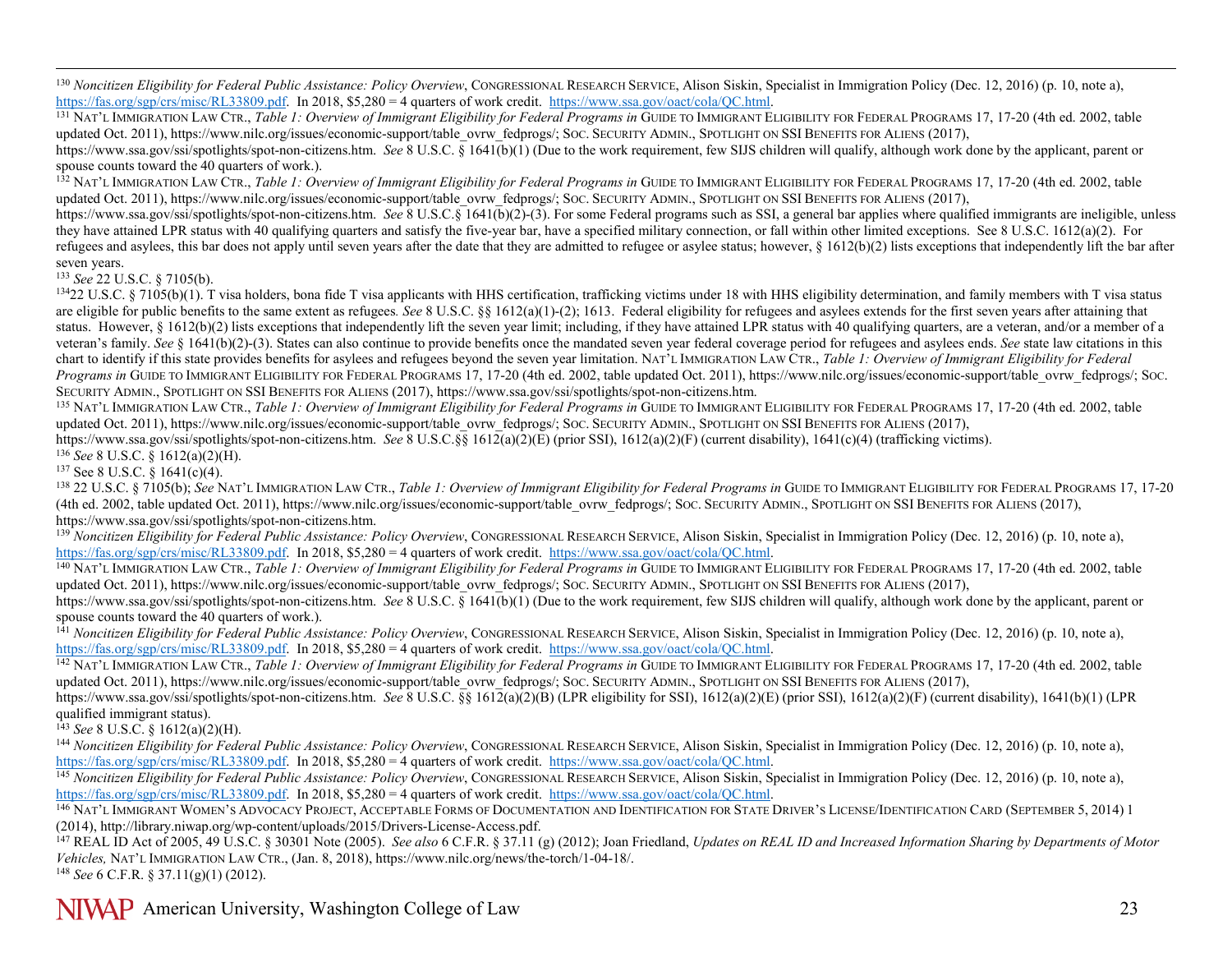[130] *Noncitizen Eligibility for Federal Public Assistance: Policy Overview*, CONGRESSIONAL RESEARCH SERVICE, Alison Siskin, Specialist in Immigration Policy (Dec. 12, 2016) (p. 10, note a), https://fas.org/sgp/crs/misc/RL33809.pdf. In 2018, $5,280 = 4 quarters of work credit. https://www.ssa.gov/oact/cola/QC.html.

[131] NAT'L IMMIGRATION LAW CTR., *Table 1: Overview of Immigrant Eligibility for Federal Programs in* GUIDE TO IMMIGRANT ELIGIBILITY FOR FEDERAL PROGRAMS 17, 17-20 (4th ed. 2002, table updated Oct. 2011), https://www.nilc.org/issues/economic-support/table_ovrw_fedprogs/; SOC. SECURITY ADMIN., SPOTLIGHT ON SSI BENEFITS FOR ALIENS (2017), https://www.ssa.gov/ssi/spotlights/spot-non-citizens.htm. *See* 8 U.S.C. § 1641(b)(1) (Due to the work requirement, few SIJS children will qualify, although work done by the applicant, parent or spouse counts toward the 40 quarters of work.).

[132] NAT'L IMMIGRATION LAW CTR., *Table 1: Overview of Immigrant Eligibility for Federal Programs in* GUIDE TO IMMIGRANT ELIGIBILITY FOR FEDERAL PROGRAMS 17, 17-20 (4th ed. 2002, table updated Oct. 2011), https://www.nilc.org/issues/economic-support/table_ovrw_fedprogs/; SOC. SECURITY ADMIN., SPOTLIGHT ON SSI BENEFITS FOR ALIENS (2017), https://www.ssa.gov/ssi/spotlights/spot-non-citizens.htm. *See* 8 U.S.C.§ 1641(b)(2)-(3). For some Federal programs such as SSI, a general bar applies where qualified immigrants are ineligible, unless they have attained LPR status with 40 qualifying quarters and satisfy the five-year bar, have a specified military connection, or fall within other limited exceptions. See 8 U.S.C. 1612(a)(2). For refugees and asylees, this bar does not apply until seven years after the date that they are admitted to refugee or asylee status; however, § 1612(b)(2) lists exceptions that independently lift the bar after seven years.

[133] *See* 22 U.S.C. § 7105(b).

[134] 22 U.S.C. § 7105(b)(1). T visa holders, bona fide T visa applicants with HHS certification, trafficking victims under 18 with HHS eligibility determination, and family members with T visa status are eligible for public benefits to the same extent as refugees*. See* 8 U.S.C. §§ 1612(a)(1)-(2); 1613. Federal eligibility for refugees and asylees extends for the first seven years after attaining that status. However, § 1612(b)(2) lists exceptions that independently lift the seven year limit; including, if they have attained LPR status with 40 qualifying quarters, are a veteran, and/or a member of a veteran's family. *See* § 1641(b)(2)-(3). States can also continue to provide benefits once the mandated seven year federal coverage period for refugees and asylees ends. *See* state law citations in this chart to identify if this state provides benefits for asylees and refugees beyond the seven year limitation. NAT'L IMMIGRATION LAW CTR., *Table 1: Overview of Immigrant Eligibility for Federal Programs in* GUIDE TO IMMIGRANT ELIGIBILITY FOR FEDERAL PROGRAMS 17, 17-20 (4th ed. 2002, table updated Oct. 2011), https://www.nilc.org/issues/economic-support/table_ovrw_fedprogs/; SOC. SECURITY ADMIN., SPOTLIGHT ON SSI BENEFITS FOR ALIENS (2017), https://www.ssa.gov/ssi/spotlights/spot-non-citizens.htm.

[135] NAT'L IMMIGRATION LAW CTR., *Table 1: Overview of Immigrant Eligibility for Federal Programs in* GUIDE TO IMMIGRANT ELIGIBILITY FOR FEDERAL PROGRAMS 17, 17-20 (4th ed. 2002, table updated Oct. 2011), https://www.nilc.org/issues/economic-support/table_ovrw_fedprogs/; SOC. SECURITY ADMIN., SPOTLIGHT ON SSI BENEFITS FOR ALIENS (2017), https://www.ssa.gov/ssi/spotlights/spot-non-citizens.htm. *See* 8 U.S.C.§§ 1612(a)(2)(E) (prior SSI), 1612(a)(2)(F) (current disability), 1641(c)(4) (trafficking victims).

[136] *See* 8 U.S.C. § 1612(a)(2)(H).

[137] See 8 U.S.C. § 1641(c)(4).

[138] 22 U.S.C. § 7105(b); *See* NAT'L IMMIGRATION LAW CTR., *Table 1: Overview of Immigrant Eligibility for Federal Programs in* GUIDE TO IMMIGRANT ELIGIBILITY FOR FEDERAL PROGRAMS 17, 17-20 (4th ed. 2002, table updated Oct. 2011), https://www.nilc.org/issues/economic-support/table_ovrw_fedprogs/; SOC. SECURITY ADMIN., SPOTLIGHT ON SSI BENEFITS FOR ALIENS (2017), https://www.ssa.gov/ssi/spotlights/spot-non-citizens.htm.

[139] *Noncitizen Eligibility for Federal Public Assistance: Policy Overview*, CONGRESSIONAL RESEARCH SERVICE, Alison Siskin, Specialist in Immigration Policy (Dec. 12, 2016) (p. 10, note a), https://fas.org/sgp/crs/misc/RL33809.pdf. In 2018, $5,280 = 4 quarters of work credit. https://www.ssa.gov/oact/cola/QC.html.

[140] NAT'L IMMIGRATION LAW CTR., *Table 1: Overview of Immigrant Eligibility for Federal Programs in* GUIDE TO IMMIGRANT ELIGIBILITY FOR FEDERAL PROGRAMS 17, 17-20 (4th ed. 2002, table updated Oct. 2011), https://www.nilc.org/issues/economic-support/table_ovrw_fedprogs/; SOC. SECURITY ADMIN., SPOTLIGHT ON SSI BENEFITS FOR ALIENS (2017), https://www.ssa.gov/ssi/spotlights/spot-non-citizens.htm. *See* 8 U.S.C. § 1641(b)(1) (Due to the work requirement, few SIJS children will qualify, although work done by the applicant, parent or spouse counts toward the 40 quarters of work.).

[141] *Noncitizen Eligibility for Federal Public Assistance: Policy Overview*, CONGRESSIONAL RESEARCH SERVICE, Alison Siskin, Specialist in Immigration Policy (Dec. 12, 2016) (p. 10, note a), https://fas.org/sgp/crs/misc/RL33809.pdf. In 2018, $5,280 = 4 quarters of work credit. https://www.ssa.gov/oact/cola/QC.html.

[142] NAT'L IMMIGRATION LAW CTR., *Table 1: Overview of Immigrant Eligibility for Federal Programs in* GUIDE TO IMMIGRANT ELIGIBILITY FOR FEDERAL PROGRAMS 17, 17-20 (4th ed. 2002, table updated Oct. 2011), https://www.nilc.org/issues/economic-support/table_ovrw_fedprogs/; SOC. SECURITY ADMIN., SPOTLIGHT ON SSI BENEFITS FOR ALIENS (2017), https://www.ssa.gov/ssi/spotlights/spot-non-citizens.htm. *See* 8 U.S.C. §§ 1612(a)(2)(B) (LPR eligibility for SSI), 1612(a)(2)(E) (prior SSI), 1612(a)(2)(F) (current disability), 1641(b)(1) (LPR qualified immigrant status).

[143] *See* 8 U.S.C. § 1612(a)(2)(H).

[144] *Noncitizen Eligibility for Federal Public Assistance: Policy Overview*, CONGRESSIONAL RESEARCH SERVICE, Alison Siskin, Specialist in Immigration Policy (Dec. 12, 2016) (p. 10, note a), https://fas.org/sgp/crs/misc/RL33809.pdf. In 2018, $5,280 = 4 quarters of work credit. https://www.ssa.gov/oact/cola/QC.html.

[145] *Noncitizen Eligibility for Federal Public Assistance: Policy Overview*, CONGRESSIONAL RESEARCH SERVICE, Alison Siskin, Specialist in Immigration Policy (Dec. 12, 2016) (p. 10, note a), https://fas.org/sgp/crs/misc/RL33809.pdf. In 2018, $5,280 = 4 quarters of work credit. https://www.ssa.gov/oact/cola/QC.html.

[146] NAT'L IMMIGRANT WOMEN'S ADVOCACY PROJECT, ACCEPTABLE FORMS OF DOCUMENTATION AND IDENTIFICATION FOR STATE DRIVER'S LICENSE/IDENTIFICATION CARD (SEPTEMBER 5, 2014) 1 (2014), http://library.niwap.org/wp-content/uploads/2015/Drivers-License-Access.pdf.

[147] REAL ID Act of 2005, 49 U.S.C. § 30301 Note (2005). *See also* 6 C.F.R. § 37.11 (g) (2012); Joan Friedland, *Updates on REAL ID and Increased Information Sharing by Departments of Motor Vehicles,* NAT'L IMMIGRATION LAW CTR., (Jan. 8, 2018), https://www.nilc.org/news/the-torch/1-04-18/.

[148] *See* 6 C.F.R. § 37.11(g)(1) (2012).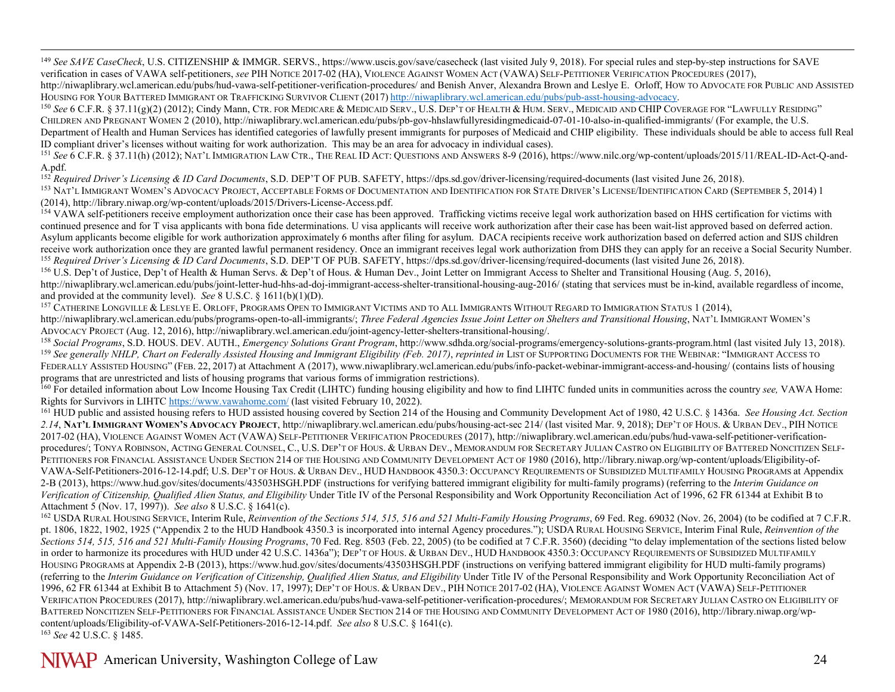[149] *See SAVE CaseCheck*, U.S. CITIZENSHIP & IMMGR. SERVS., https://www.uscis.gov/save/casecheck (last visited July 9, 2018). For special rules and step-by-step instructions for SAVE verification in cases of VAWA self-petitioners, *see* PIH NOTICE 2017-02 (HA), VIOLENCE AGAINST WOMEN ACT (VAWA) SELF-PETITIONER VERIFICATION PROCEDURES (2017), http://niwaplibrary.wcl.american.edu/pubs/hud-vawa-self-petitioner-verification-procedures/ and Benish Anver, Alexandra Brown and Leslye E. Orloff, HOW TO ADVOCATE FOR PUBLIC AND ASSISTED HOUSING FOR YOUR BATTERED IMMIGRANT OR TRAFFICKING SURVIVOR CLIENT (2017) http://niwaplibrary.wcl.american.edu/pubs/pub-asst-housing-advocacy.

[150] *See* 6 C.F.R. § 37.11(g)(2) (2012); Cindy Mann, CTR. FOR MEDICARE & MEDICAID SERV., U.S. DEP'T OF HEALTH & HUM. SERV., MEDICAID AND CHIP COVERAGE FOR "LAWFULLY RESIDING" CHILDREN AND PREGNANT WOMEN 2 (2010), http://niwaplibrary.wcl.american.edu/pubs/pb-gov-hhslawfullyresidingmedicaid-07-01-10-also-in-qualified-immigrants/ (For example, the U.S. Department of Health and Human Services has identified categories of lawfully present immigrants for purposes of Medicaid and CHIP eligibility. These individuals should be able to access full Real ID compliant driver's licenses without waiting for work authorization. This may be an area for advocacy in individual cases).

[151] *See* 6 C.F.R. § 37.11(h) (2012); NAT'L IMMIGRATION LAW CTR., THE REAL ID ACT: QUESTIONS AND ANSWERS 8-9 (2016), https://www.nilc.org/wp-content/uploads/2015/11/REAL-ID-Act-Q-and-A.pdf.

[152] *Required Driver's Licensing & ID Card Documents*, S.D. DEP'T OF PUB. SAFETY, https://dps.sd.gov/driver-licensing/required-documents (last visited June 26, 2018).

[153] NAT'L IMMIGRANT WOMEN'S ADVOCACY PROJECT, ACCEPTABLE FORMS OF DOCUMENTATION AND IDENTIFICATION FOR STATE DRIVER'S LICENSE/IDENTIFICATION CARD (SEPTEMBER 5, 2014) 1 (2014), http://library.niwap.org/wp-content/uploads/2015/Drivers-License-Access.pdf.

[154] VAWA self-petitioners receive employment authorization once their case has been approved. Trafficking victims receive legal work authorization based on HHS certification for victims with continued presence and for T visa applicants with bona fide determinations. U visa applicants will receive work authorization after their case has been wait-list approved based on deferred action. Asylum applicants become eligible for work authorization approximately 6 months after filing for asylum. DACA recipients receive work authorization based on deferred action and SIJS children receive work authorization once they are granted lawful permanent residency. Once an immigrant receives legal work authorization from DHS they can apply for an receive a Social Security Number.

[155] *Required Driver's Licensing & ID Card Documents*, S.D. DEP'T OF PUB. SAFETY, https://dps.sd.gov/driver-licensing/required-documents (last visited June 26, 2018).

[156] U.S. Dep't of Justice, Dep't of Health & Human Servs. & Dep't of Hous. & Human Dev., Joint Letter on Immigrant Access to Shelter and Transitional Housing (Aug. 5, 2016), http://niwaplibrary.wcl.american.edu/pubs/joint-letter-hud-hhs-ad-doj-immigrant-access-shelter-transitional-housing-aug-2016/ (stating that services must be in-kind, available regardless of income, and provided at the community level). *See* 8 U.S.C. § 1611(b)(1)(D).

[157] CATHERINE LONGVILLE & LESLYE E. ORLOFF, PROGRAMS OPEN TO IMMIGRANT VICTIMS AND TO ALL IMMIGRANTS WITHOUT REGARD TO IMMIGRATION STATUS 1 (2014), http://niwaplibrary.wcl.american.edu/pubs/programs-open-to-all-immigrants/; *Three Federal Agencies Issue Joint Letter on Shelters and Transitional Housing*, NAT'L IMMIGRANT WOMEN'S ADVOCACY PROJECT (Aug. 12, 2016), http://niwaplibrary.wcl.american.edu/joint-agency-letter-shelters-transitional-housing/.

[158] *Social Programs*, S.D. HOUS. DEV. AUTH., *Emergency Solutions Grant Program*, http://www.sdhda.org/social-programs/emergency-solutions-grants-program.html (last visited July 13, 2018).

[159] *See generally NHLP, Chart on Federally Assisted Housing and Immigrant Eligibility (Feb. 2017)*, *reprinted in* LIST OF SUPPORTING DOCUMENTS FOR THE WEBINAR: "IMMIGRANT ACCESS TO FEDERALLY ASSISTED HOUSING" (FEB. 22, 2017) at Attachment A (2017), www.niwaplibrary.wcl.american.edu/pubs/info-packet-webinar-immigrant-access-and-housing/ (contains lists of housing programs that are unrestricted and lists of housing programs that various forms of immigration restrictions).

[160] For detailed information about Low Income Housing Tax Credit (LIHTC) funding housing eligibility and how to find LIHTC funded units in communities across the country *see,* VAWA Home: Rights for Survivors in LIHTC https://www.vawahome.com/ (last visited February 10, 2022).

[161] HUD public and assisted housing refers to HUD assisted housing covered by Section 214 of the Housing and Community Development Act of 1980, 42 U.S.C. § 1436a. *See Housing Act. Section 2.14*, **NAT'L IMMIGRANT WOMEN'S ADVOCACY PROJECT**, http://niwaplibrary.wcl.american.edu/pubs/housing-act-sec 214/ (last visited Mar. 9, 2018); DEP'T OF HOUS. & URBAN DEV., PIH NOTICE 2017-02 (HA), VIOLENCE AGAINST WOMEN ACT (VAWA) SELF-PETITIONER VERIFICATION PROCEDURES (2017), http://niwaplibrary.wcl.american.edu/pubs/hud-vawa-self-petitioner-verification-procedures/; TONYA ROBINSON, ACTING GENERAL COUNSEL, C., U.S. DEP'T OF HOUS. & URBAN DEV., MEMORANDUM FOR SECRETARY JULIAN CASTRO ON ELIGIBILITY OF BATTERED NONCITIZEN SELF-PETITIONERS FOR FINANCIAL ASSISTANCE UNDER SECTION 214 OF THE HOUSING AND COMMUNITY DEVELOPMENT ACT OF 1980 (2016), http://library.niwap.org/wp-content/uploads/Eligibility-of-VAWA-Self-Petitioners-2016-12-14.pdf; U.S. DEP'T OF HOUS. & URBAN DEV., HUD HANDBOOK 4350.3: OCCUPANCY REQUIREMENTS OF SUBSIDIZED MULTIFAMILY HOUSING PROGRAMS at Appendix 2-B (2013), https://www.hud.gov/sites/documents/43503HSGH.PDF (instructions for verifying battered immigrant eligibility for multi-family programs) (referring to the *Interim Guidance on Verification of Citizenship, Qualified Alien Status, and Eligibility* Under Title IV of the Personal Responsibility and Work Opportunity Reconciliation Act of 1996, 62 FR 61344 at Exhibit B to Attachment 5 (Nov. 17, 1997)). *See also* 8 U.S.C. § 1641(c).

[162] USDA RURAL HOUSING SERVICE, Interim Rule, *Reinvention of the Sections 514, 515, 516 and 521 Multi-Family Housing Programs*, 69 Fed. Reg. 69032 (Nov. 26, 2004) (to be codified at 7 C.F.R. pt. 1806, 1822, 1902, 1925 ("Appendix 2 to the HUD Handbook 4350.3 is incorporated into internal Agency procedures."); USDA RURAL HOUSING SERVICE, Interim Final Rule, *Reinvention of the Sections 514, 515, 516 and 521 Multi-Family Housing Programs*, 70 Fed. Reg. 8503 (Feb. 22, 2005) (to be codified at 7 C.F.R. 3560) (deciding "to delay implementation of the sections listed below in order to harmonize its procedures with HUD under 42 U.S.C. 1436a"); DEP'T OF HOUS. & URBAN DEV., HUD HANDBOOK 4350.3: OCCUPANCY REQUIREMENTS OF SUBSIDIZED MULTIFAMILY HOUSING PROGRAMS at Appendix 2-B (2013), https://www.hud.gov/sites/documents/43503HSGH.PDF (instructions on verifying battered immigrant eligibility for HUD multi-family programs) (referring to the *Interim Guidance on Verification of Citizenship, Qualified Alien Status, and Eligibility* Under Title IV of the Personal Responsibility and Work Opportunity Reconciliation Act of 1996, 62 FR 61344 at Exhibit B to Attachment 5) (Nov. 17, 1997); DEP'T OF HOUS. & URBAN DEV., PIH NOTICE 2017-02 (HA), VIOLENCE AGAINST WOMEN ACT (VAWA) SELF-PETITIONER VERIFICATION PROCEDURES (2017), http://niwaplibrary.wcl.american.edu/pubs/hud-vawa-self-petitioner-verification-procedures/; MEMORANDUM FOR SECRETARY JULIAN CASTRO ON ELIGIBILITY OF BATTERED NONCITIZEN SELF-PETITIONERS FOR FINANCIAL ASSISTANCE UNDER SECTION 214 OF THE HOUSING AND COMMUNITY DEVELOPMENT ACT OF 1980 (2016), http://library.niwap.org/wp-content/uploads/Eligibility-of-VAWA-Self-Petitioners-2016-12-14.pdf. *See also* 8 U.S.C. § 1641(c).

[163] *See* 42 U.S.C. § 1485.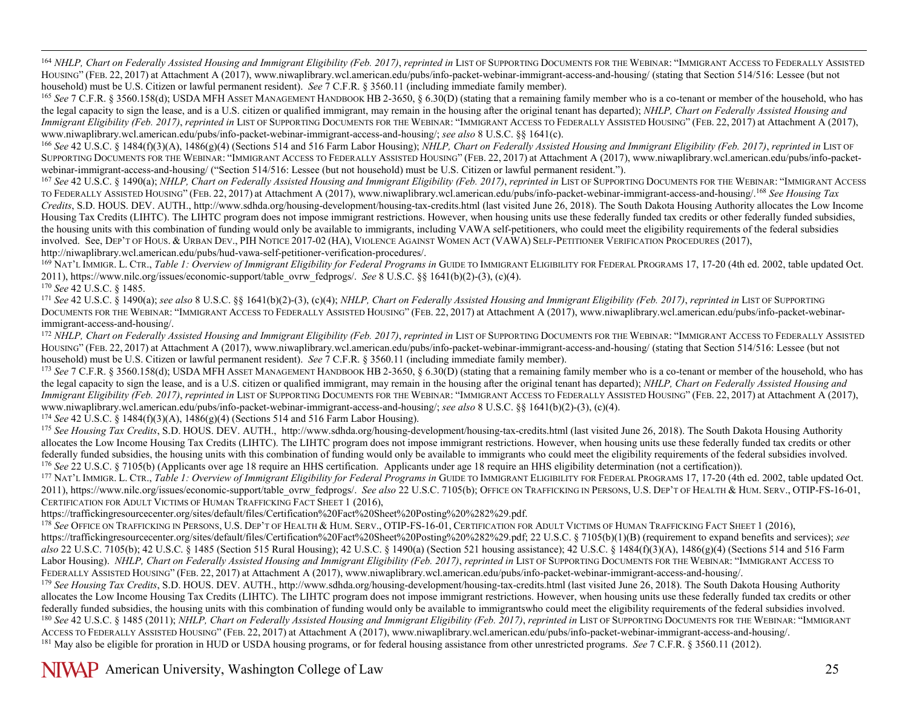[164] *NHLP, Chart on Federally Assisted Housing and Immigrant Eligibility (Feb. 2017)*, *reprinted in* LIST OF SUPPORTING DOCUMENTS FOR THE WEBINAR: "IMMIGRANT ACCESS TO FEDERALLY ASSISTED HOUSING" (FEB. 22, 2017) at Attachment A (2017), www.niwaplibrary.wcl.american.edu/pubs/info-packet-webinar-immigrant-access-and-housing/ (stating that Section 514/516: Lessee (but not household) must be U.S. Citizen or lawful permanent resident). *See* 7 C.F.R. § 3560.11 (including immediate family member).

[165] *See* 7 C.F.R. § 3560.158(d); USDA MFH ASSET MANAGEMENT HANDBOOK HB 2-3650, § 6.30(D) (stating that a remaining family member who is a co-tenant or member of the household, who has the legal capacity to sign the lease, and is a U.S. citizen or qualified immigrant, may remain in the housing after the original tenant has departed); *NHLP, Chart on Federally Assisted Housing and Immigrant Eligibility (Feb. 2017)*, *reprinted in* LIST OF SUPPORTING DOCUMENTS FOR THE WEBINAR: "IMMIGRANT ACCESS TO FEDERALLY ASSISTED HOUSING" (FEB. 22, 2017) at Attachment A (2017), www.niwaplibrary.wcl.american.edu/pubs/info-packet-webinar-immigrant-access-and-housing/; *see also* 8 U.S.C. §§ 1641(c).

[166] *See* 42 U.S.C. § 1484(f)(3)(A), 1486(g)(4) (Sections 514 and 516 Farm Labor Housing); *NHLP, Chart on Federally Assisted Housing and Immigrant Eligibility (Feb. 2017)*, *reprinted in* LIST OF SUPPORTING DOCUMENTS FOR THE WEBINAR: "IMMIGRANT ACCESS TO FEDERALLY ASSISTED HOUSING" (FEB. 22, 2017) at Attachment A (2017), www.niwaplibrary.wcl.american.edu/pubs/info-packet-webinar-immigrant-access-and-housing/ ("Section 514/516: Lessee (but not household) must be U.S. Citizen or lawful permanent resident.").

[167] *See* 42 U.S.C. § 1490(a); *NHLP, Chart on Federally Assisted Housing and Immigrant Eligibility (Feb. 2017)*, *reprinted in* LIST OF SUPPORTING DOCUMENTS FOR THE WEBINAR: "IMMIGRANT ACCESS TO FEDERALLY ASSISTED HOUSING" (FEB. 22, 2017) at Attachment A (2017), www.niwaplibrary.wcl.american.edu/pubs/info-packet-webinar-immigrant-access-and-housing/.[168] *See Housing Tax Credits*, S.D. HOUS. DEV. AUTH., http://www.sdhda.org/housing-development/housing-tax-credits.html (last visited June 26, 2018). The South Dakota Housing Authority allocates the Low Income Housing Tax Credits (LIHTC). The LIHTC program does not impose immigrant restrictions. However, when housing units use these federally funded tax credits or other federally funded subsidies, the housing units with this combination of funding would only be available to immigrants, including VAWA self-petitioners, who could meet the eligibility requirements of the federal subsidies involved. See, DEP'T OF HOUS. & URBAN DEV., PIH NOTICE 2017-02 (HA), VIOLENCE AGAINST WOMEN ACT (VAWA) SELF-PETITIONER VERIFICATION PROCEDURES (2017), http://niwaplibrary.wcl.american.edu/pubs/hud-vawa-self-petitioner-verification-procedures/.

[169] NAT'L IMMIGR. L. CTR., *Table 1: Overview of Immigrant Eligibility for Federal Programs in* GUIDE TO IMMIGRANT ELIGIBILITY FOR FEDERAL PROGRAMS 17, 17-20 (4th ed. 2002, table updated Oct. 2011), https://www.nilc.org/issues/economic-support/table_ovrw_fedprogs/. *See* 8 U.S.C. §§ 1641(b)(2)-(3), (c)(4).

[170] *See* 42 U.S.C. § 1485.

[171] *See* 42 U.S.C. § 1490(a); *see also* 8 U.S.C. §§ 1641(b)(2)-(3), (c)(4); *NHLP, Chart on Federally Assisted Housing and Immigrant Eligibility (Feb. 2017)*, *reprinted in* LIST OF SUPPORTING DOCUMENTS FOR THE WEBINAR: "IMMIGRANT ACCESS TO FEDERALLY ASSISTED HOUSING" (FEB. 22, 2017) at Attachment A (2017), www.niwaplibrary.wcl.american.edu/pubs/info-packet-webinar-immigrant-access-and-housing/.

[172] *NHLP, Chart on Federally Assisted Housing and Immigrant Eligibility (Feb. 2017)*, *reprinted in* LIST OF SUPPORTING DOCUMENTS FOR THE WEBINAR: "IMMIGRANT ACCESS TO FEDERALLY ASSISTED HOUSING" (FEB. 22, 2017) at Attachment A (2017), www.niwaplibrary.wcl.american.edu/pubs/info-packet-webinar-immigrant-access-and-housing/ (stating that Section 514/516: Lessee (but not household) must be U.S. Citizen or lawful permanent resident). *See* 7 C.F.R. § 3560.11 (including immediate family member).

[173] *See* 7 C.F.R. § 3560.158(d); USDA MFH ASSET MANAGEMENT HANDBOOK HB 2-3650, § 6.30(D) (stating that a remaining family member who is a co-tenant or member of the household, who has the legal capacity to sign the lease, and is a U.S. citizen or qualified immigrant, may remain in the housing after the original tenant has departed); *NHLP, Chart on Federally Assisted Housing and Immigrant Eligibility (Feb. 2017)*, *reprinted in* LIST OF SUPPORTING DOCUMENTS FOR THE WEBINAR: "IMMIGRANT ACCESS TO FEDERALLY ASSISTED HOUSING" (FEB. 22, 2017) at Attachment A (2017), www.niwaplibrary.wcl.american.edu/pubs/info-packet-webinar-immigrant-access-and-housing/; *see also* 8 U.S.C. §§ 1641(b)(2)-(3), (c)(4).

[174] *See* 42 U.S.C. § 1484(f)(3)(A), 1486(g)(4) (Sections 514 and 516 Farm Labor Housing).

[175] *See Housing Tax Credits*, S.D. HOUS. DEV. AUTH., http://www.sdhda.org/housing-development/housing-tax-credits.html (last visited June 26, 2018). The South Dakota Housing Authority allocates the Low Income Housing Tax Credits (LIHTC). The LIHTC program does not impose immigrant restrictions. However, when housing units use these federally funded tax credits or other federally funded subsidies, the housing units with this combination of funding would only be available to immigrants who could meet the eligibility requirements of the federal subsidies involved.

[176] *See* 22 U.S.C. § 7105(b) (Applicants over age 18 require an HHS certification. Applicants under age 18 require an HHS eligibility determination (not a certification)).

[177] NAT'L IMMIGR. L. CTR., *Table 1: Overview of Immigrant Eligibility for Federal Programs in* GUIDE TO IMMIGRANT ELIGIBILITY FOR FEDERAL PROGRAMS 17, 17-20 (4th ed. 2002, table updated Oct. 2011), https://www.nilc.org/issues/economic-support/table_ovrw_fedprogs/. *See also* 22 U.S.C. 7105(b); OFFICE ON TRAFFICKING IN PERSONS, U.S. DEP'T OF HEALTH & HUM. SERV., OTIP-FS-16-01, CERTIFICATION FOR ADULT VICTIMS OF HUMAN TRAFFICKING FACT SHEET 1 (2016), https://traffickingresourcecenter.org/sites/default/files/Certification%20Fact%20Sheet%20Posting%20%282%29.pdf.

[178] *See* OFFICE ON TRAFFICKING IN PERSONS, U.S. DEP'T OF HEALTH & HUM. SERV., OTIP-FS-16-01, CERTIFICATION FOR ADULT VICTIMS OF HUMAN TRAFFICKING FACT SHEET 1 (2016), https://traffickingresourcecenter.org/sites/default/files/Certification%20Fact%20Sheet%20Posting%20%282%29.pdf; 22 U.S.C. § 7105(b)(1)(B) (requirement to expand benefits and services); *see also* 22 U.S.C. 7105(b); 42 U.S.C. § 1485 (Section 515 Rural Housing); 42 U.S.C. § 1490(a) (Section 521 housing assistance); 42 U.S.C. § 1484(f)(3)(A), 1486(g)(4) (Sections 514 and 516 Farm Labor Housing). *NHLP, Chart on Federally Assisted Housing and Immigrant Eligibility (Feb. 2017)*, *reprinted in* LIST OF SUPPORTING DOCUMENTS FOR THE WEBINAR: "IMMIGRANT ACCESS TO FEDERALLY ASSISTED HOUSING" (FEB. 22, 2017) at Attachment A (2017), www.niwaplibrary.wcl.american.edu/pubs/info-packet-webinar-immigrant-access-and-housing/.

[179] *See Housing Tax Credits*, S.D. HOUS. DEV. AUTH., http://www.sdhda.org/housing-development/housing-tax-credits.html (last visited June 26, 2018). The South Dakota Housing Authority allocates the Low Income Housing Tax Credits (LIHTC). The LIHTC program does not impose immigrant restrictions. However, when housing units use these federally funded tax credits or other federally funded subsidies, the housing units with this combination of funding would only be available to immigrantswho could meet the eligibility requirements of the federal subsidies involved.

[180] *See* 42 U.S.C. § 1485 (2011); *NHLP, Chart on Federally Assisted Housing and Immigrant Eligibility (Feb. 2017)*, *reprinted in* LIST OF SUPPORTING DOCUMENTS FOR THE WEBINAR: "IMMIGRANT ACCESS TO FEDERALLY ASSISTED HOUSING" (FEB. 22, 2017) at Attachment A (2017), www.niwaplibrary.wcl.american.edu/pubs/info-packet-webinar-immigrant-access-and-housing/.

[181] May also be eligible for proration in HUD or USDA housing programs, or for federal housing assistance from other unrestricted programs. *See* 7 C.F.R. § 3560.11 (2012).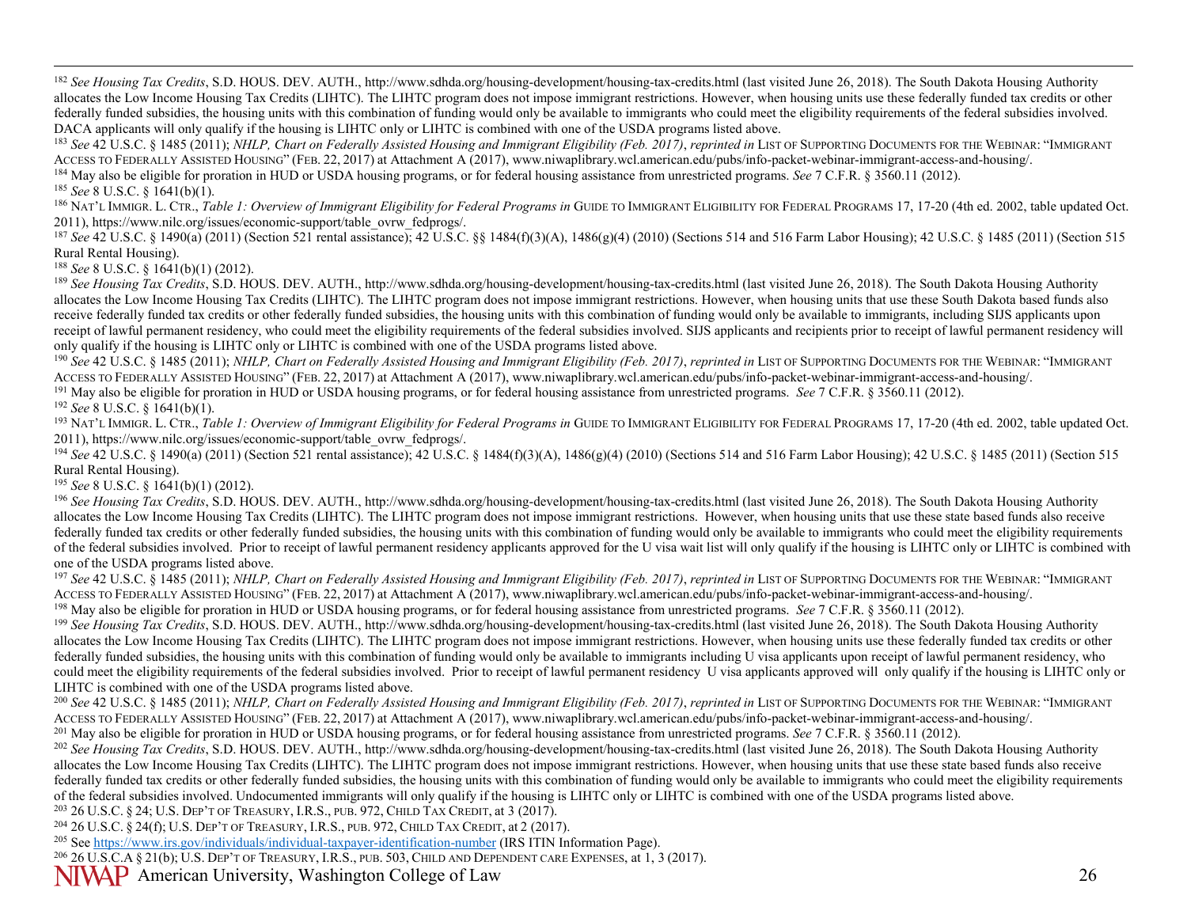[182] *See Housing Tax Credits*, S.D. HOUS. DEV. AUTH., http://www.sdhda.org/housing-development/housing-tax-credits.html (last visited June 26, 2018). The South Dakota Housing Authority allocates the Low Income Housing Tax Credits (LIHTC). The LIHTC program does not impose immigrant restrictions. However, when housing units use these federally funded tax credits or other federally funded subsidies, the housing units with this combination of funding would only be available to immigrants who could meet the eligibility requirements of the federal subsidies involved. DACA applicants will only qualify if the housing is LIHTC only or LIHTC is combined with one of the USDA programs listed above.

[183] *See* 42 U.S.C. § 1485 (2011); *NHLP, Chart on Federally Assisted Housing and Immigrant Eligibility (Feb. 2017)*, *reprinted in* LIST OF SUPPORTING DOCUMENTS FOR THE WEBINAR: "IMMIGRANT ACCESS TO FEDERALLY ASSISTED HOUSING" (FEB. 22, 2017) at Attachment A (2017), www.niwaplibrary.wcl.american.edu/pubs/info-packet-webinar-immigrant-access-and-housing/.

[184] May also be eligible for proration in HUD or USDA housing programs, or for federal housing assistance from unrestricted programs. *See* 7 C.F.R. § 3560.11 (2012).

[185] *See* 8 U.S.C. § 1641(b)(1).

[186] NAT'L IMMIGR. L. CTR., *Table 1: Overview of Immigrant Eligibility for Federal Programs in* GUIDE TO IMMIGRANT ELIGIBILITY FOR FEDERAL PROGRAMS 17, 17-20 (4th ed. 2002, table updated Oct. 2011), https://www.nilc.org/issues/economic-support/table_ovrw_fedprogs/.

[187] *See* 42 U.S.C. § 1490(a) (2011) (Section 521 rental assistance); 42 U.S.C. §§ 1484(f)(3)(A), 1486(g)(4) (2010) (Sections 514 and 516 Farm Labor Housing); 42 U.S.C. § 1485 (2011) (Section 515 Rural Rental Housing).

[188] *See* 8 U.S.C. § 1641(b)(1) (2012).

[189] *See Housing Tax Credits*, S.D. HOUS. DEV. AUTH., http://www.sdhda.org/housing-development/housing-tax-credits.html (last visited June 26, 2018). The South Dakota Housing Authority allocates the Low Income Housing Tax Credits (LIHTC). The LIHTC program does not impose immigrant restrictions. However, when housing units that use these South Dakota based funds also receive federally funded tax credits or other federally funded subsidies, the housing units with this combination of funding would only be available to immigrants, including SIJS applicants upon receipt of lawful permanent residency, who could meet the eligibility requirements of the federal subsidies involved. SIJS applicants and recipients prior to receipt of lawful permanent residency will only qualify if the housing is LIHTC only or LIHTC is combined with one of the USDA programs listed above.

[190] *See* 42 U.S.C. § 1485 (2011); *NHLP, Chart on Federally Assisted Housing and Immigrant Eligibility (Feb. 2017)*, *reprinted in* LIST OF SUPPORTING DOCUMENTS FOR THE WEBINAR: "IMMIGRANT ACCESS TO FEDERALLY ASSISTED HOUSING" (FEB. 22, 2017) at Attachment A (2017), www.niwaplibrary.wcl.american.edu/pubs/info-packet-webinar-immigrant-access-and-housing/.

[191] May also be eligible for proration in HUD or USDA housing programs, or for federal housing assistance from unrestricted programs. *See* 7 C.F.R. § 3560.11 (2012).

[192] *See* 8 U.S.C. § 1641(b)(1).

[193] NAT'L IMMIGR. L. CTR., *Table 1: Overview of Immigrant Eligibility for Federal Programs in* GUIDE TO IMMIGRANT ELIGIBILITY FOR FEDERAL PROGRAMS 17, 17-20 (4th ed. 2002, table updated Oct. 2011), https://www.nilc.org/issues/economic-support/table_ovrw_fedprogs/.

[194] *See* 42 U.S.C. § 1490(a) (2011) (Section 521 rental assistance); 42 U.S.C. § 1484(f)(3)(A), 1486(g)(4) (2010) (Sections 514 and 516 Farm Labor Housing); 42 U.S.C. § 1485 (2011) (Section 515 Rural Rental Housing).

[195] *See* 8 U.S.C. § 1641(b)(1) (2012).

[196] *See Housing Tax Credits*, S.D. HOUS. DEV. AUTH., http://www.sdhda.org/housing-development/housing-tax-credits.html (last visited June 26, 2018). The South Dakota Housing Authority allocates the Low Income Housing Tax Credits (LIHTC). The LIHTC program does not impose immigrant restrictions. However, when housing units that use these state based funds also receive federally funded tax credits or other federally funded subsidies, the housing units with this combination of funding would only be available to immigrants who could meet the eligibility requirements of the federal subsidies involved. Prior to receipt of lawful permanent residency applicants approved for the U visa wait list will only qualify if the housing is LIHTC only or LIHTC is combined with one of the USDA programs listed above.

[197] *See* 42 U.S.C. § 1485 (2011); *NHLP, Chart on Federally Assisted Housing and Immigrant Eligibility (Feb. 2017)*, *reprinted in* LIST OF SUPPORTING DOCUMENTS FOR THE WEBINAR: "IMMIGRANT ACCESS TO FEDERALLY ASSISTED HOUSING" (FEB. 22, 2017) at Attachment A (2017), www.niwaplibrary.wcl.american.edu/pubs/info-packet-webinar-immigrant-access-and-housing/.

[198] May also be eligible for proration in HUD or USDA housing programs, or for federal housing assistance from unrestricted programs. *See* 7 C.F.R. § 3560.11 (2012).

[199] *See Housing Tax Credits*, S.D. HOUS. DEV. AUTH., http://www.sdhda.org/housing-development/housing-tax-credits.html (last visited June 26, 2018). The South Dakota Housing Authority allocates the Low Income Housing Tax Credits (LIHTC). The LIHTC program does not impose immigrant restrictions. However, when housing units use these federally funded tax credits or other federally funded subsidies, the housing units with this combination of funding would only be available to immigrants including U visa applicants upon receipt of lawful permanent residency, who could meet the eligibility requirements of the federal subsidies involved. Prior to receipt of lawful permanent residency U visa applicants approved will only qualify if the housing is LIHTC only or LIHTC is combined with one of the USDA programs listed above.

[200] *See* 42 U.S.C. § 1485 (2011); *NHLP, Chart on Federally Assisted Housing and Immigrant Eligibility (Feb. 2017)*, *reprinted in* LIST OF SUPPORTING DOCUMENTS FOR THE WEBINAR: "IMMIGRANT ACCESS TO FEDERALLY ASSISTED HOUSING" (FEB. 22, 2017) at Attachment A (2017), www.niwaplibrary.wcl.american.edu/pubs/info-packet-webinar-immigrant-access-and-housing/.

[201] May also be eligible for proration in HUD or USDA housing programs, or for federal housing assistance from unrestricted programs. *See* 7 C.F.R. § 3560.11 (2012).

[202] *See Housing Tax Credits*, S.D. HOUS. DEV. AUTH., http://www.sdhda.org/housing-development/housing-tax-credits.html (last visited June 26, 2018). The South Dakota Housing Authority allocates the Low Income Housing Tax Credits (LIHTC). The LIHTC program does not impose immigrant restrictions. However, when housing units that use these state based funds also receive federally funded tax credits or other federally funded subsidies, the housing units with this combination of funding would only be available to immigrants who could meet the eligibility requirements of the federal subsidies involved. Undocumented immigrants will only qualify if the housing is LIHTC only or LIHTC is combined with one of the USDA programs listed above.

[203] 26 U.S.C. § 24; U.S. DEP'T OF TREASURY, I.R.S., PUB. 972, CHILD TAX CREDIT, at 3 (2017).

[204] 26 U.S.C. § 24(f); U.S. DEP'T OF TREASURY, I.R.S., PUB. 972, CHILD TAX CREDIT, at 2 (2017).

[205] See https://www.irs.gov/individuals/individual-taxpayer-identification-number (IRS ITIN Information Page).

[206] 26 U.S.C.A § 21(b); U.S. DEP'T OF TREASURY, I.R.S., PUB. 503, CHILD AND DEPENDENT CARE EXPENSES, at 1, 3 (2017).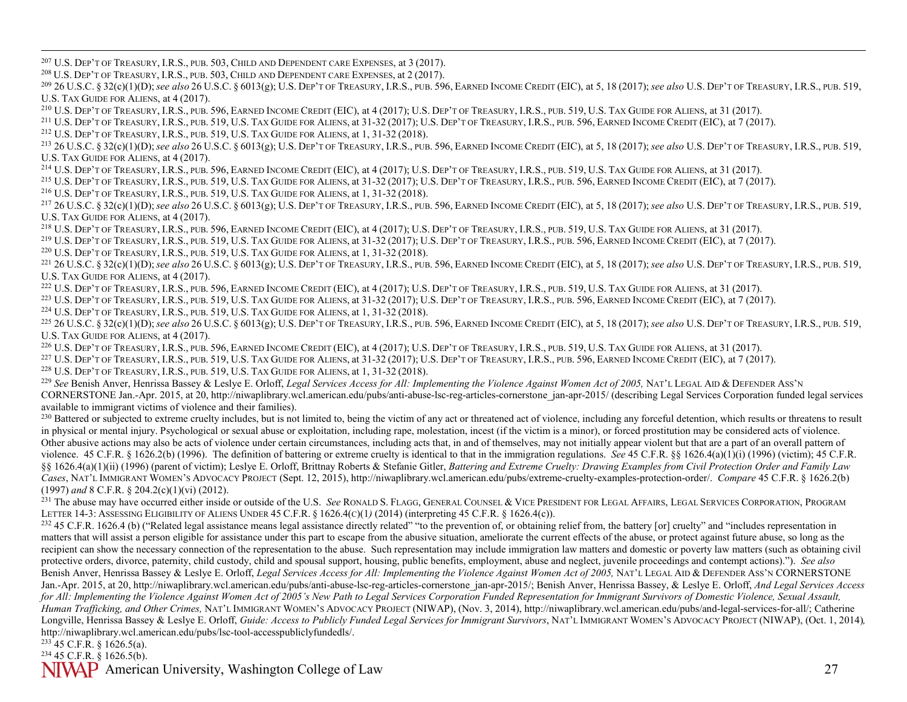[207] U.S. DEP'T OF TREASURY, I.R.S., PUB. 503, CHILD AND DEPENDENT CARE EXPENSES, at 3 (2017).

[208] U.S. DEP'T OF TREASURY, I.R.S., PUB. 503, CHILD AND DEPENDENT CARE EXPENSES, at 2 (2017).

[209] 26 U.S.C. § 32(c)(1)(D); *see also* 26 U.S.C. § 6013(g); U.S. DEP'T OF TREASURY, I.R.S., PUB. 596, EARNED INCOME CREDIT (EIC), at 5, 18 (2017); *see also* U.S. DEP'T OF TREASURY, I.R.S., PUB. 519, U.S. TAX GUIDE FOR ALIENS, at 4 (2017).

[210] U.S. DEP'T OF TREASURY, I.R.S., PUB. 596, EARNED INCOME CREDIT (EIC), at 4 (2017); U.S. DEP'T OF TREASURY, I.R.S., PUB. 519, U.S. TAX GUIDE FOR ALIENS, at 31 (2017).

[211] U.S. DEP'T OF TREASURY, I.R.S., PUB. 519, U.S. TAX GUIDE FOR ALIENS, at 31-32 (2017); U.S. DEP'T OF TREASURY, I.R.S., PUB. 596, EARNED INCOME CREDIT (EIC), at 7 (2017).

[212] U.S. DEP'T OF TREASURY, I.R.S., PUB. 519, U.S. TAX GUIDE FOR ALIENS, at 1, 31-32 (2018).

[213] 26 U.S.C. § 32(c)(1)(D); *see also* 26 U.S.C. § 6013(g); U.S. DEP'T OF TREASURY, I.R.S., PUB. 596, EARNED INCOME CREDIT (EIC), at 5, 18 (2017); *see also* U.S. DEP'T OF TREASURY, I.R.S., PUB. 519, U.S. TAX GUIDE FOR ALIENS, at 4 (2017).

[214] U.S. DEP'T OF TREASURY, I.R.S., PUB. 596, EARNED INCOME CREDIT (EIC), at 4 (2017); U.S. DEP'T OF TREASURY, I.R.S., PUB. 519, U.S. TAX GUIDE FOR ALIENS, at 31 (2017).

[215] U.S. DEP'T OF TREASURY, I.R.S., PUB. 519, U.S. TAX GUIDE FOR ALIENS, at 31-32 (2017); U.S. DEP'T OF TREASURY, I.R.S., PUB. 596, EARNED INCOME CREDIT (EIC), at 7 (2017).

[216] U.S. DEP'T OF TREASURY, I.R.S., PUB. 519, U.S. TAX GUIDE FOR ALIENS, at 1, 31-32 (2018).

[217] 26 U.S.C. § 32(c)(1)(D); *see also* 26 U.S.C. § 6013(g); U.S. DEP'T OF TREASURY, I.R.S., PUB. 596, EARNED INCOME CREDIT (EIC), at 5, 18 (2017); *see also* U.S. DEP'T OF TREASURY, I.R.S., PUB. 519, U.S. TAX GUIDE FOR ALIENS, at 4 (2017).

[218] U.S. DEP'T OF TREASURY, I.R.S., PUB. 596, EARNED INCOME CREDIT (EIC), at 4 (2017); U.S. DEP'T OF TREASURY, I.R.S., PUB. 519, U.S. TAX GUIDE FOR ALIENS, at 31 (2017).

[219] U.S. DEP'T OF TREASURY, I.R.S., PUB. 519, U.S. TAX GUIDE FOR ALIENS, at 31-32 (2017); U.S. DEP'T OF TREASURY, I.R.S., PUB. 596, EARNED INCOME CREDIT (EIC), at 7 (2017).

[220] U.S. DEP'T OF TREASURY, I.R.S., PUB. 519, U.S. TAX GUIDE FOR ALIENS, at 1, 31-32 (2018).

[221] 26 U.S.C. § 32(c)(1)(D); *see also* 26 U.S.C. § 6013(g); U.S. DEP'T OF TREASURY, I.R.S., PUB. 596, EARNED INCOME CREDIT (EIC), at 5, 18 (2017); *see also* U.S. DEP'T OF TREASURY, I.R.S., PUB. 519, U.S. TAX GUIDE FOR ALIENS, at 4 (2017).

[222] U.S. DEP'T OF TREASURY, I.R.S., PUB. 596, EARNED INCOME CREDIT (EIC), at 4 (2017); U.S. DEP'T OF TREASURY, I.R.S., PUB. 519, U.S. TAX GUIDE FOR ALIENS, at 31 (2017).

[223] U.S. DEP'T OF TREASURY, I.R.S., PUB. 519, U.S. TAX GUIDE FOR ALIENS, at 31-32 (2017); U.S. DEP'T OF TREASURY, I.R.S., PUB. 596, EARNED INCOME CREDIT (EIC), at 7 (2017).

[224] U.S. DEP'T OF TREASURY, I.R.S., PUB. 519, U.S. TAX GUIDE FOR ALIENS, at 1, 31-32 (2018).

[225] 26 U.S.C. § 32(c)(1)(D); *see also* 26 U.S.C. § 6013(g); U.S. DEP'T OF TREASURY, I.R.S., PUB. 596, EARNED INCOME CREDIT (EIC), at 5, 18 (2017); *see also* U.S. DEP'T OF TREASURY, I.R.S., PUB. 519, U.S. TAX GUIDE FOR ALIENS, at 4 (2017).

[226] U.S. DEP'T OF TREASURY, I.R.S., PUB. 596, EARNED INCOME CREDIT (EIC), at 4 (2017); U.S. DEP'T OF TREASURY, I.R.S., PUB. 519, U.S. TAX GUIDE FOR ALIENS, at 31 (2017).

[227] U.S. DEP'T OF TREASURY, I.R.S., PUB. 519, U.S. TAX GUIDE FOR ALIENS, at 31-32 (2017); U.S. DEP'T OF TREASURY, I.R.S., PUB. 596, EARNED INCOME CREDIT (EIC), at 7 (2017).

[228] U.S. DEP'T OF TREASURY, I.R.S., PUB. 519, U.S. TAX GUIDE FOR ALIENS, at 1, 31-32 (2018).

[229] *See* Benish Anver, Henrissa Bassey & Leslye E. Orloff, *Legal Services Access for All: Implementing the Violence Against Women Act of 2005,* NAT'L LEGAL AID & DEFENDER ASS'N CORNERSTONE Jan.-Apr. 2015, at 20, http://niwaplibrary.wcl.american.edu/pubs/anti-abuse-lsc-reg-articles-cornerstone_jan-apr-2015/ (describing Legal Services Corporation funded legal services available to immigrant victims of violence and their families).

[230] Battered or subjected to extreme cruelty includes, but is not limited to, being the victim of any act or threatened act of violence, including any forceful detention, which results or threatens to result in physical or mental injury. Psychological or sexual abuse or exploitation, including rape, molestation, incest (if the victim is a minor), or forced prostitution may be considered acts of violence. Other abusive actions may also be acts of violence under certain circumstances, including acts that, in and of themselves, may not initially appear violent but that are a part of an overall pattern of violence. 45 C.F.R. § 1626.2(b) (1996). The definition of battering or extreme cruelty is identical to that in the immigration regulations. *See* 45 C.F.R. §§ 1626.4(a)(1)(i) (1996) (victim); 45 C.F.R. §§ 1626.4(a)(1)(ii) (1996) (parent of victim); Leslye E. Orloff, Brittnay Roberts & Stefanie Gitler, *Battering and Extreme Cruelty: Drawing Examples from Civil Protection Order and Family Law Cases*, NAT'L IMMIGRANT WOMEN'S ADVOCACY PROJECT (Sept. 12, 2015), http://niwaplibrary.wcl.american.edu/pubs/extreme-cruelty-examples-protection-order/. *Compare* 45 C.F.R. § 1626.2(b) (1997) *and* 8 C.F.R. § 204.2(c)(1)(vi) (2012).

[231] The abuse may have occurred either inside or outside of the U.S. *See* RONALD S. FLAGG, GENERAL COUNSEL & VICE PRESIDENT FOR LEGAL AFFAIRS, LEGAL SERVICES CORPORATION, PROGRAM LETTER 14-3: ASSESSING ELIGIBILITY OF ALIENS UNDER 45 C.F.R. § 1626.4(C)(1*)* (2014) (interpreting 45 C.F.R. § 1626.4(c)).

[232] 45 C.F.R. 1626.4 (b) ("Related legal assistance means legal assistance directly related" "to the prevention of, or obtaining relief from, the battery [or] cruelty" and "includes representation in matters that will assist a person eligible for assistance under this part to escape from the abusive situation, ameliorate the current effects of the abuse, or protect against future abuse, so long as the recipient can show the necessary connection of the representation to the abuse. Such representation may include immigration law matters and domestic or poverty law matters (such as obtaining civil protective orders, divorce, paternity, child custody, child and spousal support, housing, public benefits, employment, abuse and neglect, juvenile proceedings and contempt actions)."). *See also* Benish Anver, Henrissa Bassey & Leslye E. Orloff, *Legal Services Access for All: Implementing the Violence Against Women Act of 2005,* NAT'L LEGAL AID & DEFENDER ASS'N CORNERSTONE Jan.-Apr. 2015, at 20, http://niwaplibrary.wcl.american.edu/pubs/anti-abuse-lsc-reg-articles-cornerstone_jan-apr-2015/; Benish Anver, Henrissa Bassey, & Leslye E. Orloff, *And Legal Services Access for All: Implementing the Violence Against Women Act of 2005's New Path to Legal Services Corporation Funded Representation for Immigrant Survivors of Domestic Violence, Sexual Assault, Human Trafficking, and Other Crimes,* NAT'L IMMIGRANT WOMEN'S ADVOCACY PROJECT (NIWAP), (Nov. 3, 2014), http://niwaplibrary.wcl.american.edu/pubs/and-legal-services-for-all/; Catherine Longville, Henrissa Bassey & Leslye E. Orloff, *Guide: Access to Publicly Funded Legal Services for Immigrant Survivors*, NAT'L IMMIGRANT WOMEN'S ADVOCACY PROJECT (NIWAP), (Oct. 1, 2014)*,* http://niwaplibrary.wcl.american.edu/pubs/lsc-tool-accesspubliclyfundedls/.

[233] 45 C.F.R. § 1626.5(a).

[234] 45 C.F.R. § 1626.5(b).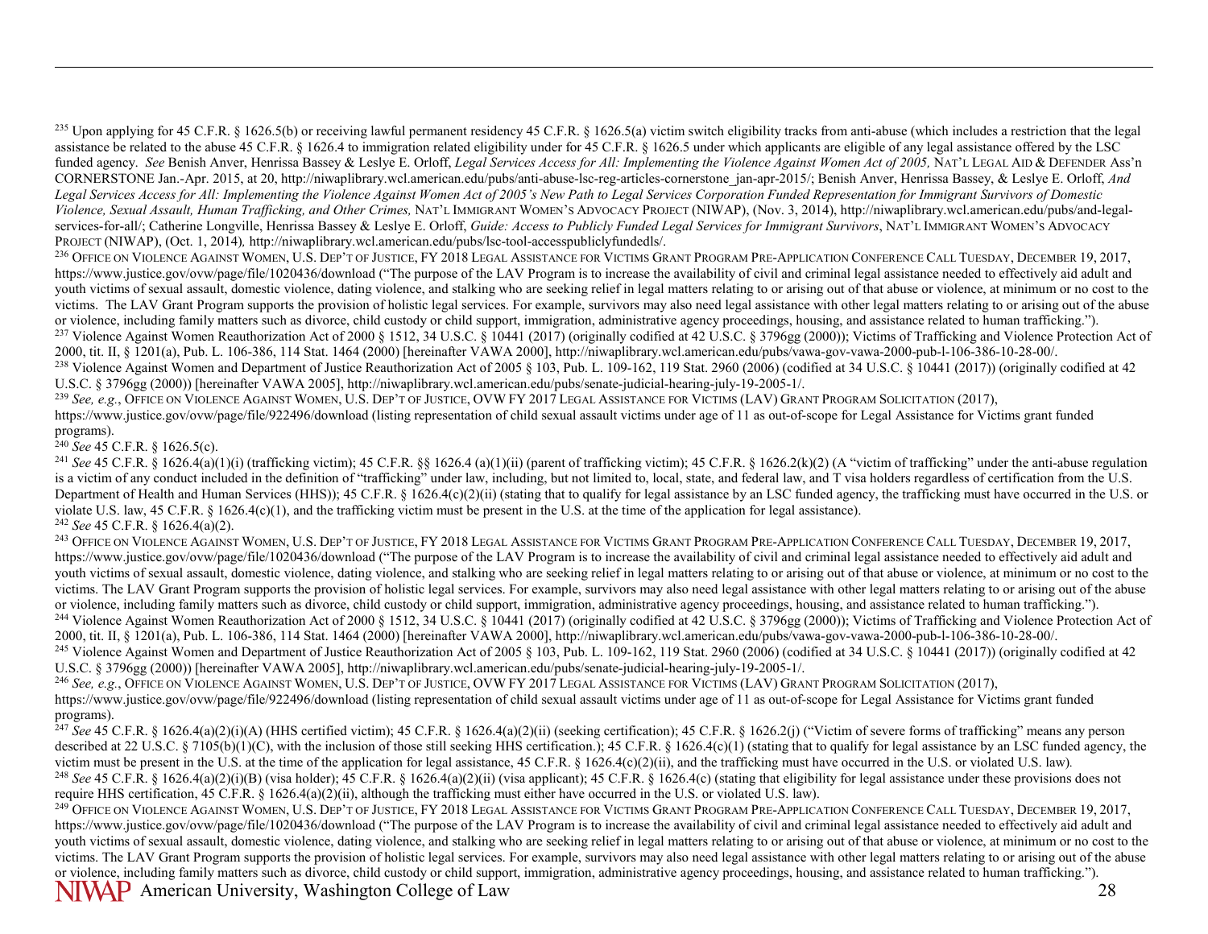[235] Upon applying for 45 C.F.R. § 1626.5(b) or receiving lawful permanent residency 45 C.F.R. § 1626.5(a) victim switch eligibility tracks from anti-abuse (which includes a restriction that the legal assistance be related to the abuse 45 C.F.R. § 1626.4 to immigration related eligibility under for 45 C.F.R. § 1626.5 under which applicants are eligible of any legal assistance offered by the LSC funded agency. *See* Benish Anver, Henrissa Bassey & Leslye E. Orloff, *Legal Services Access for All: Implementing the Violence Against Women Act of 2005,* NAT'L LEGAL AID & DEFENDER Ass'n CORNERSTONE Jan.-Apr. 2015, at 20, http://niwaplibrary.wcl.american.edu/pubs/anti-abuse-lsc-reg-articles-cornerstone_jan-apr-2015/; Benish Anver, Henrissa Bassey, & Leslye E. Orloff, *And Legal Services Access for All: Implementing the Violence Against Women Act of 2005's New Path to Legal Services Corporation Funded Representation for Immigrant Survivors of Domestic Violence, Sexual Assault, Human Trafficking, and Other Crimes,* NAT'L IMMIGRANT WOMEN'S ADVOCACY PROJECT (NIWAP), (Nov. 3, 2014), http://niwaplibrary.wcl.american.edu/pubs/and-legal-services-for-all/; Catherine Longville, Henrissa Bassey & Leslye E. Orloff, *Guide: Access to Publicly Funded Legal Services for Immigrant Survivors*, NAT'L IMMIGRANT WOMEN'S ADVOCACY PROJECT (NIWAP), (Oct. 1, 2014)*,* http://niwaplibrary.wcl.american.edu/pubs/lsc-tool-accesspubliclyfundedls/.

[236] OFFICE ON VIOLENCE AGAINST WOMEN, U.S. DEP'T OF JUSTICE, FY 2018 LEGAL ASSISTANCE FOR VICTIMS GRANT PROGRAM PRE-APPLICATION CONFERENCE CALL TUESDAY, DECEMBER 19, 2017, https://www.justice.gov/ovw/page/file/1020436/download ("The purpose of the LAV Program is to increase the availability of civil and criminal legal assistance needed to effectively aid adult and youth victims of sexual assault, domestic violence, dating violence, and stalking who are seeking relief in legal matters relating to or arising out of that abuse or violence, at minimum or no cost to the victims. The LAV Grant Program supports the provision of holistic legal services. For example, survivors may also need legal assistance with other legal matters relating to or arising out of the abuse or violence, including family matters such as divorce, child custody or child support, immigration, administrative agency proceedings, housing, and assistance related to human trafficking.").

[237] Violence Against Women Reauthorization Act of 2000 § 1512, 34 U.S.C. § 10441 (2017) (originally codified at 42 U.S.C. § 3796gg (2000)); Victims of Trafficking and Violence Protection Act of 2000, tit. II, § 1201(a), Pub. L. 106-386, 114 Stat. 1464 (2000) [hereinafter VAWA 2000], http://niwaplibrary.wcl.american.edu/pubs/vawa-gov-vawa-2000-pub-l-106-386-10-28-00/.

[238] Violence Against Women and Department of Justice Reauthorization Act of 2005 § 103, Pub. L. 109-162, 119 Stat. 2960 (2006) (codified at 34 U.S.C. § 10441 (2017)) (originally codified at 42 U.S.C. § 3796gg (2000)) [hereinafter VAWA 2005], http://niwaplibrary.wcl.american.edu/pubs/senate-judicial-hearing-july-19-2005-1/.

[239] *See, e.g.*, OFFICE ON VIOLENCE AGAINST WOMEN, U.S. DEP'T OF JUSTICE, OVW FY 2017 LEGAL ASSISTANCE FOR VICTIMS (LAV) GRANT PROGRAM SOLICITATION (2017), https://www.justice.gov/ovw/page/file/922496/download (listing representation of child sexual assault victims under age of 11 as out-of-scope for Legal Assistance for Victims grant funded programs).

[240] *See* 45 C.F.R. § 1626.5(c).

[241] *See* 45 C.F.R. § 1626.4(a)(1)(i) (trafficking victim); 45 C.F.R. §§ 1626.4 (a)(1)(ii) (parent of trafficking victim); 45 C.F.R. § 1626.2(k)(2) (A "victim of trafficking" under the anti-abuse regulation is a victim of any conduct included in the definition of "trafficking" under law, including, but not limited to, local, state, and federal law, and T visa holders regardless of certification from the U.S. Department of Health and Human Services (HHS)); 45 C.F.R. § 1626.4(c)(2)(ii) (stating that to qualify for legal assistance by an LSC funded agency, the trafficking must have occurred in the U.S. or violate U.S. law, 45 C.F.R. § 1626.4(c)(1), and the trafficking victim must be present in the U.S. at the time of the application for legal assistance).

[242] *See* 45 C.F.R. § 1626.4(a)(2).

[243] OFFICE ON VIOLENCE AGAINST WOMEN, U.S. DEP'T OF JUSTICE, FY 2018 LEGAL ASSISTANCE FOR VICTIMS GRANT PROGRAM PRE-APPLICATION CONFERENCE CALL TUESDAY, DECEMBER 19, 2017, https://www.justice.gov/ovw/page/file/1020436/download ("The purpose of the LAV Program is to increase the availability of civil and criminal legal assistance needed to effectively aid adult and youth victims of sexual assault, domestic violence, dating violence, and stalking who are seeking relief in legal matters relating to or arising out of that abuse or violence, at minimum or no cost to the victims. The LAV Grant Program supports the provision of holistic legal services. For example, survivors may also need legal assistance with other legal matters relating to or arising out of the abuse or violence, including family matters such as divorce, child custody or child support, immigration, administrative agency proceedings, housing, and assistance related to human trafficking.").

[244] Violence Against Women Reauthorization Act of 2000 § 1512, 34 U.S.C. § 10441 (2017) (originally codified at 42 U.S.C. § 3796gg (2000)); Victims of Trafficking and Violence Protection Act of 2000, tit. II, § 1201(a), Pub. L. 106-386, 114 Stat. 1464 (2000) [hereinafter VAWA 2000], http://niwaplibrary.wcl.american.edu/pubs/vawa-gov-vawa-2000-pub-l-106-386-10-28-00/.

[245] Violence Against Women and Department of Justice Reauthorization Act of 2005 § 103, Pub. L. 109-162, 119 Stat. 2960 (2006) (codified at 34 U.S.C. § 10441 (2017)) (originally codified at 42 U.S.C. § 3796gg (2000)) [hereinafter VAWA 2005], http://niwaplibrary.wcl.american.edu/pubs/senate-judicial-hearing-july-19-2005-1/.

[246] *See, e.g.*, OFFICE ON VIOLENCE AGAINST WOMEN, U.S. DEP'T OF JUSTICE, OVW FY 2017 LEGAL ASSISTANCE FOR VICTIMS (LAV) GRANT PROGRAM SOLICITATION (2017), https://www.justice.gov/ovw/page/file/922496/download (listing representation of child sexual assault victims under age of 11 as out-of-scope for Legal Assistance for Victims grant funded programs).

[247] *See* 45 C.F.R. § 1626.4(a)(2)(i)(A) (HHS certified victim); 45 C.F.R. § 1626.4(a)(2)(ii) (seeking certification); 45 C.F.R. § 1626.2(j) ("Victim of severe forms of trafficking" means any person described at 22 U.S.C. § 7105(b)(1)(C), with the inclusion of those still seeking HHS certification.); 45 C.F.R. § 1626.4(c)(1) (stating that to qualify for legal assistance by an LSC funded agency, the victim must be present in the U.S. at the time of the application for legal assistance, 45 C.F.R. § 1626.4(c)(2)(ii), and the trafficking must have occurred in the U.S. or violated U.S. law).

[248] *See* 45 C.F.R. § 1626.4(a)(2)(i)(B) (visa holder); 45 C.F.R. § 1626.4(a)(2)(ii) (visa applicant); 45 C.F.R. § 1626.4(c) (stating that eligibility for legal assistance under these provisions does not require HHS certification, 45 C.F.R. § 1626.4(a)(2)(ii), although the trafficking must either have occurred in the U.S. or violated U.S. law).

[249] OFFICE ON VIOLENCE AGAINST WOMEN, U.S. DEP'T OF JUSTICE, FY 2018 LEGAL ASSISTANCE FOR VICTIMS GRANT PROGRAM PRE-APPLICATION CONFERENCE CALL TUESDAY, DECEMBER 19, 2017, https://www.justice.gov/ovw/page/file/1020436/download ("The purpose of the LAV Program is to increase the availability of civil and criminal legal assistance needed to effectively aid adult and youth victims of sexual assault, domestic violence, dating violence, and stalking who are seeking relief in legal matters relating to or arising out of that abuse or violence, at minimum or no cost to the victims. The LAV Grant Program supports the provision of holistic legal services. For example, survivors may also need legal assistance with other legal matters relating to or arising out of the abuse or violence, including family matters such as divorce, child custody or child support, immigration, administrative agency proceedings, housing, and assistance related to human trafficking.").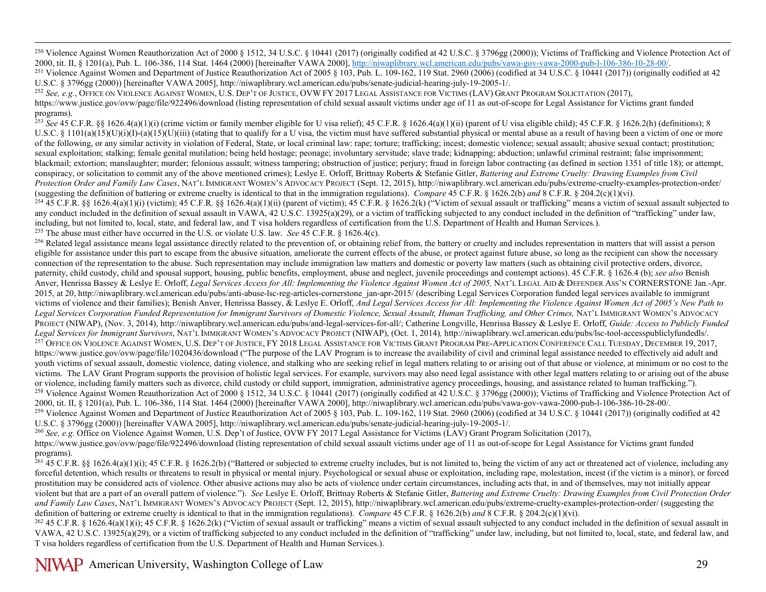[250] Violence Against Women Reauthorization Act of 2000 § 1512, 34 U.S.C. § 10441 (2017) (originally codified at 42 U.S.C. § 3796gg (2000)); Victims of Trafficking and Violence Protection Act of 2000, tit. II, § 1201(a), Pub. L. 106-386, 114 Stat. 1464 (2000) [hereinafter VAWA 2000], http://niwaplibrary.wcl.american.edu/pubs/vawa-gov-vawa-2000-pub-l-106-386-10-28-00/.

[251] Violence Against Women and Department of Justice Reauthorization Act of 2005 § 103, Pub. L. 109-162, 119 Stat. 2960 (2006) (codified at 34 U.S.C. § 10441 (2017)) (originally codified at 42 U.S.C. § 3796gg (2000)) [hereinafter VAWA 2005], http://niwaplibrary.wcl.american.edu/pubs/senate-judicial-hearing-july-19-2005-1/.

[252] *See, e.g.*, OFFICE ON VIOLENCE AGAINST WOMEN, U.S. DEP'T OF JUSTICE, OVW FY 2017 LEGAL ASSISTANCE FOR VICTIMS (LAV) GRANT PROGRAM SOLICITATION (2017), https://www.justice.gov/ovw/page/file/922496/download (listing representation of child sexual assault victims under age of 11 as out-of-scope for Legal Assistance for Victims grant funded programs).

[253] *See* 45 C.F.R. §§ 1626.4(a)(1)(i) (crime victim or family member eligible for U visa relief); 45 C.F.R. § 1626.4(a)(1)(ii) (parent of U visa eligible child); 45 C.F.R. § 1626.2(h) (definitions); 8 U.S.C. § 1101(a)(15)(U)(i)(I)-(a)(15)(U)(iii) (stating that to qualify for a U visa, the victim must have suffered substantial physical or mental abuse as a result of having been a victim of one or more of the following, or any similar activity in violation of Federal, State, or local criminal law: rape; torture; trafficking; incest; domestic violence; sexual assault; abusive sexual contact; prostitution; sexual exploitation; stalking; female genital mutilation; being held hostage; peonage; involuntary servitude; slave trade; kidnapping; abduction; unlawful criminal restraint; false imprisonment; blackmail; extortion; manslaughter; murder; felonious assault; witness tampering; obstruction of justice; perjury; fraud in foreign labor contracting (as defined in section 1351 of title 18); or attempt, conspiracy, or solicitation to commit any of the above mentioned crimes); Leslye E. Orloff, Brittnay Roberts & Stefanie Gitler, *Battering and Extreme Cruelty: Drawing Examples from Civil Protection Order and Family Law Cases*, NAT'L IMMIGRANT WOMEN'S ADVOCACY PROJECT (Sept. 12, 2015), http://niwaplibrary.wcl.american.edu/pubs/extreme-cruelty-examples-protection-order/ (suggesting the definition of battering or extreme cruelty is identical to that in the immigration regulations). *Compare* 45 C.F.R. § 1626.2(b) *and* 8 C.F.R. § 204.2(c)(1)(vi).

[254] 45 C.F.R. §§ 1626.4(a)(1)(i) (victim); 45 C.F.R. §§ 1626.4(a)(1)(ii) (parent of victim); 45 C.F.R. § 1626.2(k) ("Victim of sexual assault or trafficking" means a victim of sexual assault subjected to any conduct included in the definition of sexual assault in VAWA, 42 U.S.C. 13925(a)(29), or a victim of trafficking subjected to any conduct included in the definition of "trafficking" under law, including, but not limited to, local, state, and federal law, and T visa holders regardless of certification from the U.S. Department of Health and Human Services.).

[255] The abuse must either have occurred in the U.S. or violate U.S. law. *See* 45 C.F.R. § 1626.4(c).

[256] Related legal assistance means legal assistance directly related to the prevention of, or obtaining relief from, the battery or cruelty and includes representation in matters that will assist a person eligible for assistance under this part to escape from the abusive situation, ameliorate the current effects of the abuse, or protect against future abuse, so long as the recipient can show the necessary connection of the representation to the abuse. Such representation may include immigration law matters and domestic or poverty law matters (such as obtaining civil protective orders, divorce, paternity, child custody, child and spousal support, housing, public benefits, employment, abuse and neglect, juvenile proceedings and contempt actions). 45 C.F.R. § 1626.4 (b); *see also* Benish Anver, Henrissa Bassey & Leslye E. Orloff, *Legal Services Access for All: Implementing the Violence Against Women Act of 2005,* NAT'L LEGAL AID & DEFENDER ASS'N CORNERSTONE Jan.-Apr. 2015, at 20, http://niwaplibrary.wcl.american.edu/pubs/anti-abuse-lsc-reg-articles-cornerstone_jan-apr-2015/ (describing Legal Services Corporation funded legal services available to immigrant victims of violence and their families); Benish Anver, Henrissa Bassey, & Leslye E. Orloff, *And Legal Services Access for All: Implementing the Violence Against Women Act of 2005's New Path to Legal Services Corporation Funded Representation for Immigrant Survivors of Domestic Violence, Sexual Assault, Human Trafficking, and Other Crimes,* NAT'L IMMIGRANT WOMEN'S ADVOCACY PROJECT (NIWAP), (Nov. 3, 2014), http://niwaplibrary.wcl.american.edu/pubs/and-legal-services-for-all/; Catherine Longville, Henrissa Bassey & Leslye E. Orloff, *Guide: Access to Publicly Funded Legal Services for Immigrant Survivors*, NAT'L IMMIGRANT WOMEN'S ADVOCACY PROJECT (NIWAP), (Oct. 1, 2014), http://niwaplibrary.wcl.american.edu/pubs/lsc-tool-accesspubliclyfundedls/.

[257] OFFICE ON VIOLENCE AGAINST WOMEN, U.S. DEP'T OF JUSTICE, FY 2018 LEGAL ASSISTANCE FOR VICTIMS GRANT PROGRAM PRE-APPLICATION CONFERENCE CALL TUESDAY, DECEMBER 19, 2017, https://www.justice.gov/ovw/page/file/1020436/download ("The purpose of the LAV Program is to increase the availability of civil and criminal legal assistance needed to effectively aid adult and youth victims of sexual assault, domestic violence, dating violence, and stalking who are seeking relief in legal matters relating to or arising out of that abuse or violence, at minimum or no cost to the victims. The LAV Grant Program supports the provision of holistic legal services. For example, survivors may also need legal assistance with other legal matters relating to or arising out of the abuse or violence, including family matters such as divorce, child custody or child support, immigration, administrative agency proceedings, housing, and assistance related to human trafficking.").

[258] Violence Against Women Reauthorization Act of 2000 § 1512, 34 U.S.C. § 10441 (2017) (originally codified at 42 U.S.C. § 3796gg (2000)); Victims of Trafficking and Violence Protection Act of 2000, tit. II, § 1201(a), Pub. L. 106-386, 114 Stat. 1464 (2000) [hereinafter VAWA 2000], http://niwaplibrary.wcl.american.edu/pubs/vawa-gov-vawa-2000-pub-l-106-386-10-28-00/.

[259] Violence Against Women and Department of Justice Reauthorization Act of 2005 § 103, Pub. L. 109-162, 119 Stat. 2960 (2006) (codified at 34 U.S.C. § 10441 (2017)) (originally codified at 42 U.S.C. § 3796gg (2000)) [hereinafter VAWA 2005], http://niwaplibrary.wcl.american.edu/pubs/senate-judicial-hearing-july-19-2005-1/.

[260] *See, e.g.* Office on Violence Against Women, U.S. Dep't of Justice, OVW FY 2017 Legal Assistance for Victims (LAV) Grant Program Solicitation (2017), https://www.justice.gov/ovw/page/file/922496/download (listing representation of child sexual assault victims under age of 11 as out-of-scope for Legal Assistance for Victims grant funded programs).

[261] 45 C.F.R. §§ 1626.4(a)(1)(i); 45 C.F.R. § 1626.2(b) ("Battered or subjected to extreme cruelty includes, but is not limited to, being the victim of any act or threatened act of violence, including any forceful detention, which results or threatens to result in physical or mental injury. Psychological or sexual abuse or exploitation, including rape, molestation, incest (if the victim is a minor), or forced prostitution may be considered acts of violence. Other abusive actions may also be acts of violence under certain circumstances, including acts that, in and of themselves, may not initially appear violent but that are a part of an overall pattern of violence."). *See* Leslye E. Orloff, Brittnay Roberts & Stefanie Gitler, *Battering and Extreme Cruelty: Drawing Examples from Civil Protection Order and Family Law Cases*, NAT'L IMMIGRANT WOMEN'S ADVOCACY PROJECT (Sept. 12, 2015), http://niwaplibrary.wcl.american.edu/pubs/extreme-cruelty-examples-protection-order/ (suggesting the definition of battering or extreme cruelty is identical to that in the immigration regulations). *Compare* 45 C.F.R. § 1626.2(b) *and* 8 C.F.R. § 204.2(c)(1)(vi).

[262] 45 C.F.R. § 1626.4(a)(1)(i); 45 C.F.R. § 1626.2(k) ("Victim of sexual assault or trafficking" means a victim of sexual assault subjected to any conduct included in the definition of sexual assault in VAWA, 42 U.S.C. 13925(a)(29), or a victim of trafficking subjected to any conduct included in the definition of "trafficking" under law, including, but not limited to, local, state, and federal law, and T visa holders regardless of certification from the U.S. Department of Health and Human Services.).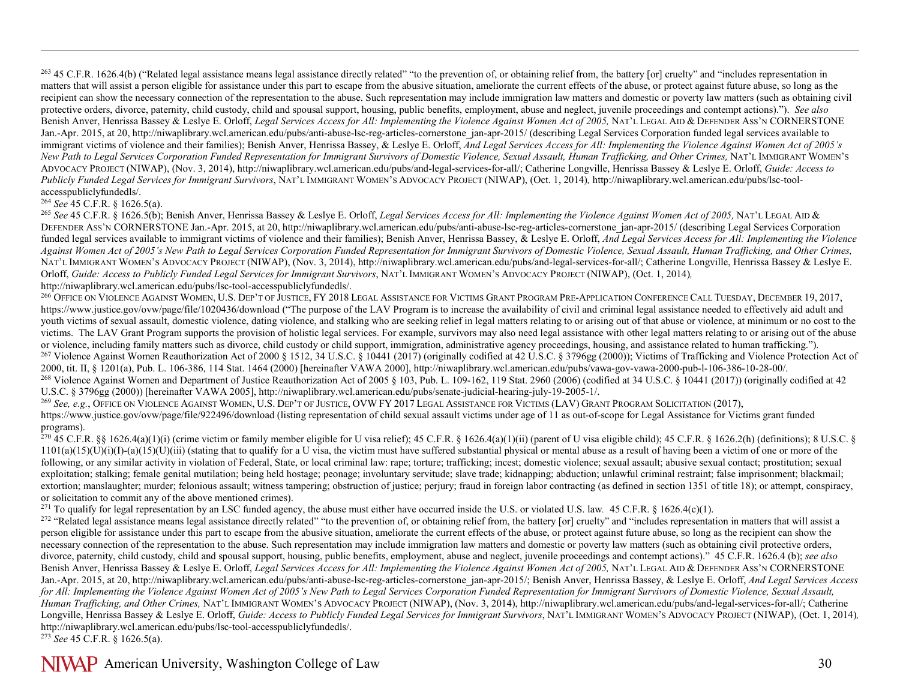[263] 45 C.F.R. 1626.4(b) ("Related legal assistance means legal assistance directly related" "to the prevention of, or obtaining relief from, the battery [or] cruelty" and "includes representation in matters that will assist a person eligible for assistance under this part to escape from the abusive situation, ameliorate the current effects of the abuse, or protect against future abuse, so long as the recipient can show the necessary connection of the representation to the abuse. Such representation may include immigration law matters and domestic or poverty law matters (such as obtaining civil protective orders, divorce, paternity, child custody, child and spousal support, housing, public benefits, employment, abuse and neglect, juvenile proceedings and contempt actions)."). *See also* Benish Anver, Henrissa Bassey & Leslye E. Orloff, *Legal Services Access for All: Implementing the Violence Against Women Act of 2005,* NAT'L LEGAL AID & DEFENDER ASS'N CORNERSTONE Jan.-Apr. 2015, at 20, http://niwaplibrary.wcl.american.edu/pubs/anti-abuse-lsc-reg-articles-cornerstone_jan-apr-2015/ (describing Legal Services Corporation funded legal services available to immigrant victims of violence and their families); Benish Anver, Henrissa Bassey, & Leslye E. Orloff, *And Legal Services Access for All: Implementing the Violence Against Women Act of 2005's New Path to Legal Services Corporation Funded Representation for Immigrant Survivors of Domestic Violence, Sexual Assault, Human Trafficking, and Other Crimes,* NAT'L IMMIGRANT WOMEN'S ADVOCACY PROJECT (NIWAP), (Nov. 3, 2014), http://niwaplibrary.wcl.american.edu/pubs/and-legal-services-for-all/; Catherine Longville, Henrissa Bassey & Leslye E. Orloff, *Guide: Access to Publicly Funded Legal Services for Immigrant Survivors*, NAT'L IMMIGRANT WOMEN'S ADVOCACY PROJECT (NIWAP), (Oct. 1, 2014), http://niwaplibrary.wcl.american.edu/pubs/lsc-tool-accesspubliclyfundedls/.

[264] *See* 45 C.F.R. § 1626.5(a).

[265] *See* 45 C.F.R. § 1626.5(b); Benish Anver, Henrissa Bassey & Leslye E. Orloff, *Legal Services Access for All: Implementing the Violence Against Women Act of 2005,* NAT'L LEGAL AID & DEFENDER ASS'N CORNERSTONE Jan.-Apr. 2015, at 20, http://niwaplibrary.wcl.american.edu/pubs/anti-abuse-lsc-reg-articles-cornerstone_jan-apr-2015/ (describing Legal Services Corporation funded legal services available to immigrant victims of violence and their families); Benish Anver, Henrissa Bassey, & Leslye E. Orloff, *And Legal Services Access for All: Implementing the Violence Against Women Act of 2005's New Path to Legal Services Corporation Funded Representation for Immigrant Survivors of Domestic Violence, Sexual Assault, Human Trafficking, and Other Crimes,* NAT'L IMMIGRANT WOMEN'S ADVOCACY PROJECT (NIWAP), (Nov. 3, 2014), http://niwaplibrary.wcl.american.edu/pubs/and-legal-services-for-all/; Catherine Longville, Henrissa Bassey & Leslye E. Orloff, *Guide: Access to Publicly Funded Legal Services for Immigrant Survivors*, NAT'L IMMIGRANT WOMEN'S ADVOCACY PROJECT (NIWAP), (Oct. 1, 2014), http://niwaplibrary.wcl.american.edu/pubs/lsc-tool-accesspubliclyfundedls/.

[266] OFFICE ON VIOLENCE AGAINST WOMEN, U.S. DEP'T OF JUSTICE, FY 2018 LEGAL ASSISTANCE FOR VICTIMS GRANT PROGRAM PRE-APPLICATION CONFERENCE CALL TUESDAY, DECEMBER 19, 2017, https://www.justice.gov/ovw/page/file/1020436/download ("The purpose of the LAV Program is to increase the availability of civil and criminal legal assistance needed to effectively aid adult and youth victims of sexual assault, domestic violence, dating violence, and stalking who are seeking relief in legal matters relating to or arising out of that abuse or violence, at minimum or no cost to the victims. The LAV Grant Program supports the provision of holistic legal services. For example, survivors may also need legal assistance with other legal matters relating to or arising out of the abuse or violence, including family matters such as divorce, child custody or child support, immigration, administrative agency proceedings, housing, and assistance related to human trafficking.").

[267] Violence Against Women Reauthorization Act of 2000 § 1512, 34 U.S.C. § 10441 (2017) (originally codified at 42 U.S.C. § 3796gg (2000)); Victims of Trafficking and Violence Protection Act of 2000, tit. II, § 1201(a), Pub. L. 106-386, 114 Stat. 1464 (2000) [hereinafter VAWA 2000], http://niwaplibrary.wcl.american.edu/pubs/vawa-gov-vawa-2000-pub-l-106-386-10-28-00/.

[268] Violence Against Women and Department of Justice Reauthorization Act of 2005 § 103, Pub. L. 109-162, 119 Stat. 2960 (2006) (codified at 34 U.S.C. § 10441 (2017)) (originally codified at 42 U.S.C. § 3796gg (2000)) [hereinafter VAWA 2005], http://niwaplibrary.wcl.american.edu/pubs/senate-judicial-hearing-july-19-2005-1/.

[269] *See, e.g.*, OFFICE ON VIOLENCE AGAINST WOMEN, U.S. DEP'T OF JUSTICE, OVW FY 2017 LEGAL ASSISTANCE FOR VICTIMS (LAV) GRANT PROGRAM SOLICITATION (2017), https://www.justice.gov/ovw/page/file/922496/download (listing representation of child sexual assault victims under age of 11 as out-of-scope for Legal Assistance for Victims grant funded programs).

[270] 45 C.F.R. §§ 1626.4(a)(1)(i) (crime victim or family member eligible for U visa relief); 45 C.F.R. § 1626.4(a)(1)(ii) (parent of U visa eligible child); 45 C.F.R. § 1626.2(h) (definitions); 8 U.S.C. § 1101(a)(15)(U)(i)(I)-(a)(15)(U)(iii) (stating that to qualify for a U visa, the victim must have suffered substantial physical or mental abuse as a result of having been a victim of one or more of the following, or any similar activity in violation of Federal, State, or local criminal law: rape; torture; trafficking; incest; domestic violence; sexual assault; abusive sexual contact; prostitution; sexual exploitation; stalking; female genital mutilation; being held hostage; peonage; involuntary servitude; slave trade; kidnapping; abduction; unlawful criminal restraint; false imprisonment; blackmail; extortion; manslaughter; murder; felonious assault; witness tampering; obstruction of justice; perjury; fraud in foreign labor contracting (as defined in section 1351 of title 18); or attempt, conspiracy, or solicitation to commit any of the above mentioned crimes).

[271] To qualify for legal representation by an LSC funded agency, the abuse must either have occurred inside the U.S. or violated U.S. law. 45 C.F.R. § 1626.4(c)(1).

[272] "Related legal assistance means legal assistance directly related" "to the prevention of, or obtaining relief from, the battery [or] cruelty" and "includes representation in matters that will assist a person eligible for assistance under this part to escape from the abusive situation, ameliorate the current effects of the abuse, or protect against future abuse, so long as the recipient can show the necessary connection of the representation to the abuse. Such representation may include immigration law matters and domestic or poverty law matters (such as obtaining civil protective orders, divorce, paternity, child custody, child and spousal support, housing, public benefits, employment, abuse and neglect, juvenile proceedings and contempt actions)." 45 C.F.R. 1626.4 (b); *see also* Benish Anver, Henrissa Bassey & Leslye E. Orloff, *Legal Services Access for All: Implementing the Violence Against Women Act of 2005,* NAT'L LEGAL AID & DEFENDER ASS'N CORNERSTONE Jan.-Apr. 2015, at 20, http://niwaplibrary.wcl.american.edu/pubs/anti-abuse-lsc-reg-articles-cornerstone_jan-apr-2015/; Benish Anver, Henrissa Bassey, & Leslye E. Orloff, *And Legal Services Access for All: Implementing the Violence Against Women Act of 2005's New Path to Legal Services Corporation Funded Representation for Immigrant Survivors of Domestic Violence, Sexual Assault, Human Trafficking, and Other Crimes,* NAT'L IMMIGRANT WOMEN'S ADVOCACY PROJECT (NIWAP), (Nov. 3, 2014), http://niwaplibrary.wcl.american.edu/pubs/and-legal-services-for-all/; Catherine Longville, Henrissa Bassey & Leslye E. Orloff, *Guide: Access to Publicly Funded Legal Services for Immigrant Survivors*, NAT'L IMMIGRANT WOMEN'S ADVOCACY PROJECT (NIWAP), (Oct. 1, 2014), http://niwaplibrary.wcl.american.edu/pubs/lsc-tool-accesspubliclyfundedls/.

[273] *See* 45 C.F.R. § 1626.5(a).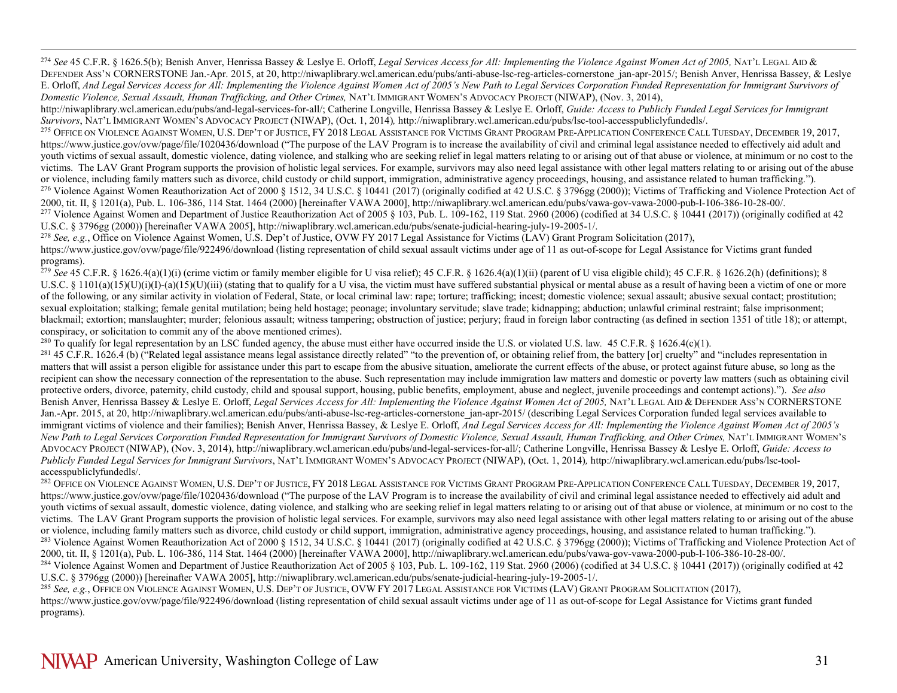[274] *See* 45 C.F.R. § 1626.5(b); Benish Anver, Henrissa Bassey & Leslye E. Orloff, *Legal Services Access for All: Implementing the Violence Against Women Act of 2005,* NAT'L LEGAL AID & DEFENDER ASS'N CORNERSTONE Jan.-Apr. 2015, at 20, http://niwaplibrary.wcl.american.edu/pubs/anti-abuse-lsc-reg-articles-cornerstone_jan-apr-2015/; Benish Anver, Henrissa Bassey, & Leslye E. Orloff, *And Legal Services Access for All: Implementing the Violence Against Women Act of 2005's New Path to Legal Services Corporation Funded Representation for Immigrant Survivors of Domestic Violence, Sexual Assault, Human Trafficking, and Other Crimes,* NAT'L IMMIGRANT WOMEN'S ADVOCACY PROJECT (NIWAP), (Nov. 3, 2014), http://niwaplibrary.wcl.american.edu/pubs/and-legal-services-for-all/; Catherine Longville, Henrissa Bassey & Leslye E. Orloff, *Guide: Access to Publicly Funded Legal Services for Immigrant Survivors*, NAT'L IMMIGRANT WOMEN'S ADVOCACY PROJECT (NIWAP), (Oct. 1, 2014), http://niwaplibrary.wcl.american.edu/pubs/lsc-tool-accesspubliclyfundedls/.

[275] OFFICE ON VIOLENCE AGAINST WOMEN, U.S. DEP'T OF JUSTICE, FY 2018 LEGAL ASSISTANCE FOR VICTIMS GRANT PROGRAM PRE-APPLICATION CONFERENCE CALL TUESDAY, DECEMBER 19, 2017, https://www.justice.gov/ovw/page/file/1020436/download ("The purpose of the LAV Program is to increase the availability of civil and criminal legal assistance needed to effectively aid adult and youth victims of sexual assault, domestic violence, dating violence, and stalking who are seeking relief in legal matters relating to or arising out of that abuse or violence, at minimum or no cost to the victims. The LAV Grant Program supports the provision of holistic legal services. For example, survivors may also need legal assistance with other legal matters relating to or arising out of the abuse or violence, including family matters such as divorce, child custody or child support, immigration, administrative agency proceedings, housing, and assistance related to human trafficking.").

[276] Violence Against Women Reauthorization Act of 2000 § 1512, 34 U.S.C. § 10441 (2017) (originally codified at 42 U.S.C. § 3796gg (2000)); Victims of Trafficking and Violence Protection Act of 2000, tit. II, § 1201(a), Pub. L. 106-386, 114 Stat. 1464 (2000) [hereinafter VAWA 2000], http://niwaplibrary.wcl.american.edu/pubs/vawa-gov-vawa-2000-pub-l-106-386-10-28-00/.

[277] Violence Against Women and Department of Justice Reauthorization Act of 2005 § 103, Pub. L. 109-162, 119 Stat. 2960 (2006) (codified at 34 U.S.C. § 10441 (2017)) (originally codified at 42 U.S.C. § 3796gg (2000)) [hereinafter VAWA 2005], http://niwaplibrary.wcl.american.edu/pubs/senate-judicial-hearing-july-19-2005-1/.

[278] *See, e.g.*, Office on Violence Against Women, U.S. Dep't of Justice, OVW FY 2017 Legal Assistance for Victims (LAV) Grant Program Solicitation (2017), https://www.justice.gov/ovw/page/file/922496/download (listing representation of child sexual assault victims under age of 11 as out-of-scope for Legal Assistance for Victims grant funded programs).

[279] *See* 45 C.F.R. § 1626.4(a)(1)(i) (crime victim or family member eligible for U visa relief); 45 C.F.R. § 1626.4(a)(1)(ii) (parent of U visa eligible child); 45 C.F.R. § 1626.2(h) (definitions); 8 U.S.C. § 1101(a)(15)(U)(i)(I)-(a)(15)(U)(iii) (stating that to qualify for a U visa, the victim must have suffered substantial physical or mental abuse as a result of having been a victim of one or more of the following, or any similar activity in violation of Federal, State, or local criminal law: rape; torture; trafficking; incest; domestic violence; sexual assault; abusive sexual contact; prostitution; sexual exploitation; stalking; female genital mutilation; being held hostage; peonage; involuntary servitude; slave trade; kidnapping; abduction; unlawful criminal restraint; false imprisonment; blackmail; extortion; manslaughter; murder; felonious assault; witness tampering; obstruction of justice; perjury; fraud in foreign labor contracting (as defined in section 1351 of title 18); or attempt, conspiracy, or solicitation to commit any of the above mentioned crimes).

[280] To qualify for legal representation by an LSC funded agency, the abuse must either have occurred inside the U.S. or violated U.S. law. 45 C.F.R. § 1626.4(c)(1).

[281] 45 C.F.R. 1626.4 (b) ("Related legal assistance means legal assistance directly related" "to the prevention of, or obtaining relief from, the battery [or] cruelty" and "includes representation in matters that will assist a person eligible for assistance under this part to escape from the abusive situation, ameliorate the current effects of the abuse, or protect against future abuse, so long as the recipient can show the necessary connection of the representation to the abuse. Such representation may include immigration law matters and domestic or poverty law matters (such as obtaining civil protective orders, divorce, paternity, child custody, child and spousal support, housing, public benefits, employment, abuse and neglect, juvenile proceedings and contempt actions)."). *See also* Benish Anver, Henrissa Bassey & Leslye E. Orloff, *Legal Services Access for All: Implementing the Violence Against Women Act of 2005,* NAT'L LEGAL AID & DEFENDER ASS'N CORNERSTONE Jan.-Apr. 2015, at 20, http://niwaplibrary.wcl.american.edu/pubs/anti-abuse-lsc-reg-articles-cornerstone_jan-apr-2015/ (describing Legal Services Corporation funded legal services available to immigrant victims of violence and their families); Benish Anver, Henrissa Bassey, & Leslye E. Orloff, *And Legal Services Access for All: Implementing the Violence Against Women Act of 2005's New Path to Legal Services Corporation Funded Representation for Immigrant Survivors of Domestic Violence, Sexual Assault, Human Trafficking, and Other Crimes,* NAT'L IMMIGRANT WOMEN'S ADVOCACY PROJECT (NIWAP), (Nov. 3, 2014), http://niwaplibrary.wcl.american.edu/pubs/and-legal-services-for-all/; Catherine Longville, Henrissa Bassey & Leslye E. Orloff, *Guide: Access to Publicly Funded Legal Services for Immigrant Survivors*, NAT'L IMMIGRANT WOMEN'S ADVOCACY PROJECT (NIWAP), (Oct. 1, 2014), http://niwaplibrary.wcl.american.edu/pubs/lsc-tool-accesspubliclyfundedls/.

[282] OFFICE ON VIOLENCE AGAINST WOMEN, U.S. DEP'T OF JUSTICE, FY 2018 LEGAL ASSISTANCE FOR VICTIMS GRANT PROGRAM PRE-APPLICATION CONFERENCE CALL TUESDAY, DECEMBER 19, 2017, https://www.justice.gov/ovw/page/file/1020436/download ("The purpose of the LAV Program is to increase the availability of civil and criminal legal assistance needed to effectively aid adult and youth victims of sexual assault, domestic violence, dating violence, and stalking who are seeking relief in legal matters relating to or arising out of that abuse or violence, at minimum or no cost to the victims. The LAV Grant Program supports the provision of holistic legal services. For example, survivors may also need legal assistance with other legal matters relating to or arising out of the abuse or violence, including family matters such as divorce, child custody or child support, immigration, administrative agency proceedings, housing, and assistance related to human trafficking.").

[283] Violence Against Women Reauthorization Act of 2000 § 1512, 34 U.S.C. § 10441 (2017) (originally codified at 42 U.S.C. § 3796gg (2000)); Victims of Trafficking and Violence Protection Act of 2000, tit. II, § 1201(a), Pub. L. 106-386, 114 Stat. 1464 (2000) [hereinafter VAWA 2000], http://niwaplibrary.wcl.american.edu/pubs/vawa-gov-vawa-2000-pub-l-106-386-10-28-00/.

[284] Violence Against Women and Department of Justice Reauthorization Act of 2005 § 103, Pub. L. 109-162, 119 Stat. 2960 (2006) (codified at 34 U.S.C. § 10441 (2017)) (originally codified at 42 U.S.C. § 3796gg (2000)) [hereinafter VAWA 2005], http://niwaplibrary.wcl.american.edu/pubs/senate-judicial-hearing-july-19-2005-1/.

[285] *See, e.g.*, OFFICE ON VIOLENCE AGAINST WOMEN, U.S. DEP'T OF JUSTICE, OVW FY 2017 LEGAL ASSISTANCE FOR VICTIMS (LAV) GRANT PROGRAM SOLICITATION (2017), https://www.justice.gov/ovw/page/file/922496/download (listing representation of child sexual assault victims under age of 11 as out-of-scope for Legal Assistance for Victims grant funded programs).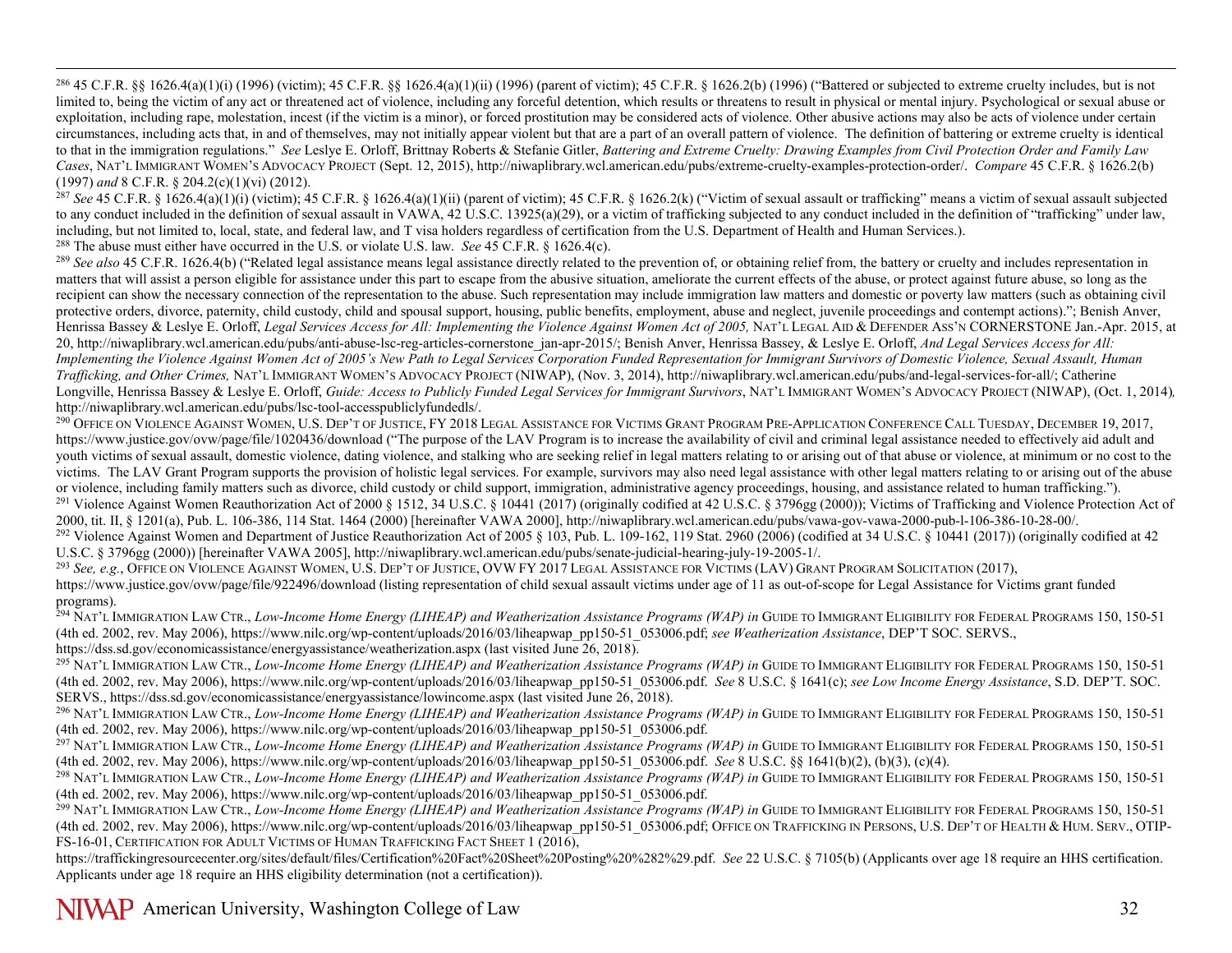[286] 45 C.F.R. §§ 1626.4(a)(1)(i) (1996) (victim); 45 C.F.R. §§ 1626.4(a)(1)(ii) (1996) (parent of victim); 45 C.F.R. § 1626.2(b) (1996) ("Battered or subjected to extreme cruelty includes, but is not limited to, being the victim of any act or threatened act of violence, including any forceful detention, which results or threatens to result in physical or mental injury. Psychological or sexual abuse or exploitation, including rape, molestation, incest (if the victim is a minor), or forced prostitution may be considered acts of violence. Other abusive actions may also be acts of violence under certain circumstances, including acts that, in and of themselves, may not initially appear violent but that are a part of an overall pattern of violence. The definition of battering or extreme cruelty is identical to that in the immigration regulations." *See* Leslye E. Orloff, Brittnay Roberts & Stefanie Gitler, *Battering and Extreme Cruelty: Drawing Examples from Civil Protection Order and Family Law Cases*, NAT'L IMMIGRANT WOMEN'S ADVOCACY PROJECT (Sept. 12, 2015), http://niwaplibrary.wcl.american.edu/pubs/extreme-cruelty-examples-protection-order/. *Compare* 45 C.F.R. § 1626.2(b) (1997) *and* 8 C.F.R. § 204.2(c)(1)(vi) (2012).

[287] *See* 45 C.F.R. § 1626.4(a)(1)(i) (victim); 45 C.F.R. § 1626.4(a)(1)(ii) (parent of victim); 45 C.F.R. § 1626.2(k) ("Victim of sexual assault or trafficking" means a victim of sexual assault subjected to any conduct included in the definition of sexual assault in VAWA, 42 U.S.C. 13925(a)(29), or a victim of trafficking subjected to any conduct included in the definition of "trafficking" under law, including, but not limited to, local, state, and federal law, and T visa holders regardless of certification from the U.S. Department of Health and Human Services.).

[288] The abuse must either have occurred in the U.S. or violate U.S. law. *See* 45 C.F.R. § 1626.4(c).

[289] *See also* 45 C.F.R. 1626.4(b) ("Related legal assistance means legal assistance directly related to the prevention of, or obtaining relief from, the battery or cruelty and includes representation in matters that will assist a person eligible for assistance under this part to escape from the abusive situation, ameliorate the current effects of the abuse, or protect against future abuse, so long as the recipient can show the necessary connection of the representation to the abuse. Such representation may include immigration law matters and domestic or poverty law matters (such as obtaining civil protective orders, divorce, paternity, child custody, child and spousal support, housing, public benefits, employment, abuse and neglect, juvenile proceedings and contempt actions)."; Benish Anver, Henrissa Bassey & Leslye E. Orloff, *Legal Services Access for All: Implementing the Violence Against Women Act of 2005,* NAT'L LEGAL AID & DEFENDER ASS'N CORNERSTONE Jan.-Apr. 2015, at 20, http://niwaplibrary.wcl.american.edu/pubs/anti-abuse-lsc-reg-articles-cornerstone_jan-apr-2015/; Benish Anver, Henrissa Bassey, & Leslye E. Orloff, *And Legal Services Access for All: Implementing the Violence Against Women Act of 2005's New Path to Legal Services Corporation Funded Representation for Immigrant Survivors of Domestic Violence, Sexual Assault, Human Trafficking, and Other Crimes,* NAT'L IMMIGRANT WOMEN'S ADVOCACY PROJECT (NIWAP), (Nov. 3, 2014), http://niwaplibrary.wcl.american.edu/pubs/and-legal-services-for-all/; Catherine Longville, Henrissa Bassey & Leslye E. Orloff, *Guide: Access to Publicly Funded Legal Services for Immigrant Survivors*, NAT'L IMMIGRANT WOMEN'S ADVOCACY PROJECT (NIWAP), (Oct. 1, 2014), http://niwaplibrary.wcl.american.edu/pubs/lsc-tool-accesspubliclyfundedls/.

[290] OFFICE ON VIOLENCE AGAINST WOMEN, U.S. DEP'T OF JUSTICE, FY 2018 LEGAL ASSISTANCE FOR VICTIMS GRANT PROGRAM PRE-APPLICATION CONFERENCE CALL TUESDAY, DECEMBER 19, 2017, https://www.justice.gov/ovw/page/file/1020436/download ("The purpose of the LAV Program is to increase the availability of civil and criminal legal assistance needed to effectively aid adult and youth victims of sexual assault, domestic violence, dating violence, and stalking who are seeking relief in legal matters relating to or arising out of that abuse or violence, at minimum or no cost to the victims. The LAV Grant Program supports the provision of holistic legal services. For example, survivors may also need legal assistance with other legal matters relating to or arising out of the abuse or violence, including family matters such as divorce, child custody or child support, immigration, administrative agency proceedings, housing, and assistance related to human trafficking.").

[291] Violence Against Women Reauthorization Act of 2000 § 1512, 34 U.S.C. § 10441 (2017) (originally codified at 42 U.S.C. § 3796gg (2000)); Victims of Trafficking and Violence Protection Act of 2000, tit. II, § 1201(a), Pub. L. 106-386, 114 Stat. 1464 (2000) [hereinafter VAWA 2000], http://niwaplibrary.wcl.american.edu/pubs/vawa-gov-vawa-2000-pub-l-106-386-10-28-00/.

[292] Violence Against Women and Department of Justice Reauthorization Act of 2005 § 103, Pub. L. 109-162, 119 Stat. 2960 (2006) (codified at 34 U.S.C. § 10441 (2017)) (originally codified at 42 U.S.C. § 3796gg (2000)) [hereinafter VAWA 2005], http://niwaplibrary.wcl.american.edu/pubs/senate-judicial-hearing-july-19-2005-1/.

[293] *See, e.g.*, OFFICE ON VIOLENCE AGAINST WOMEN, U.S. DEP'T OF JUSTICE, OVW FY 2017 LEGAL ASSISTANCE FOR VICTIMS (LAV) GRANT PROGRAM SOLICITATION (2017), https://www.justice.gov/ovw/page/file/922496/download (listing representation of child sexual assault victims under age of 11 as out-of-scope for Legal Assistance for Victims grant funded programs).

[294] NAT'L IMMIGRATION LAW CTR., *Low-Income Home Energy (LIHEAP) and Weatherization Assistance Programs (WAP) in* GUIDE TO IMMIGRANT ELIGIBILITY FOR FEDERAL PROGRAMS 150, 150-51 (4th ed. 2002, rev. May 2006), https://www.nilc.org/wp-content/uploads/2016/03/liheapwap_pp150-51_053006.pdf; *see Weatherization Assistance*, DEP'T SOC. SERVS., https://dss.sd.gov/economicassistance/energyassistance/weatherization.aspx (last visited June 26, 2018).

[295] NAT'L IMMIGRATION LAW CTR., *Low-Income Home Energy (LIHEAP) and Weatherization Assistance Programs (WAP) in* GUIDE TO IMMIGRANT ELIGIBILITY FOR FEDERAL PROGRAMS 150, 150-51 (4th ed. 2002, rev. May 2006), https://www.nilc.org/wp-content/uploads/2016/03/liheapwap_pp150-51_053006.pdf. *See* 8 U.S.C. § 1641(c); *see Low Income Energy Assistance*, S.D. DEP'T. SOC. SERVS., https://dss.sd.gov/economicassistance/energyassistance/lowincome.aspx (last visited June 26, 2018).

[296] NAT'L IMMIGRATION LAW CTR., *Low-Income Home Energy (LIHEAP) and Weatherization Assistance Programs (WAP) in* GUIDE TO IMMIGRANT ELIGIBILITY FOR FEDERAL PROGRAMS 150, 150-51 (4th ed. 2002, rev. May 2006), https://www.nilc.org/wp-content/uploads/2016/03/liheapwap_pp150-51_053006.pdf.

[297] NAT'L IMMIGRATION LAW CTR., *Low-Income Home Energy (LIHEAP) and Weatherization Assistance Programs (WAP) in* GUIDE TO IMMIGRANT ELIGIBILITY FOR FEDERAL PROGRAMS 150, 150-51 (4th ed. 2002, rev. May 2006), https://www.nilc.org/wp-content/uploads/2016/03/liheapwap_pp150-51_053006.pdf. *See* 8 U.S.C. §§ 1641(b)(2), (b)(3), (c)(4).

[298] NAT'L IMMIGRATION LAW CTR., *Low-Income Home Energy (LIHEAP) and Weatherization Assistance Programs (WAP) in* GUIDE TO IMMIGRANT ELIGIBILITY FOR FEDERAL PROGRAMS 150, 150-51 (4th ed. 2002, rev. May 2006), https://www.nilc.org/wp-content/uploads/2016/03/liheapwap_pp150-51_053006.pdf.

[299] NAT'L IMMIGRATION LAW CTR., *Low-Income Home Energy (LIHEAP) and Weatherization Assistance Programs (WAP) in* GUIDE TO IMMIGRANT ELIGIBILITY FOR FEDERAL PROGRAMS 150, 150-51 (4th ed. 2002, rev. May 2006), https://www.nilc.org/wp-content/uploads/2016/03/liheapwap_pp150-51_053006.pdf; OFFICE ON TRAFFICKING IN PERSONS, U.S. DEP'T OF HEALTH & HUM. SERV., OTIP-FS-16-01, CERTIFICATION FOR ADULT VICTIMS OF HUMAN TRAFFICKING FACT SHEET 1 (2016), https://traffickingresourcecenter.org/sites/default/files/Certification%20Fact%20Sheet%20Posting%20%282%29.pdf. *See* 22 U.S.C. § 7105(b) (Applicants over age 18 require an HHS certification. Applicants under age 18 require an HHS eligibility determination (not a certification)).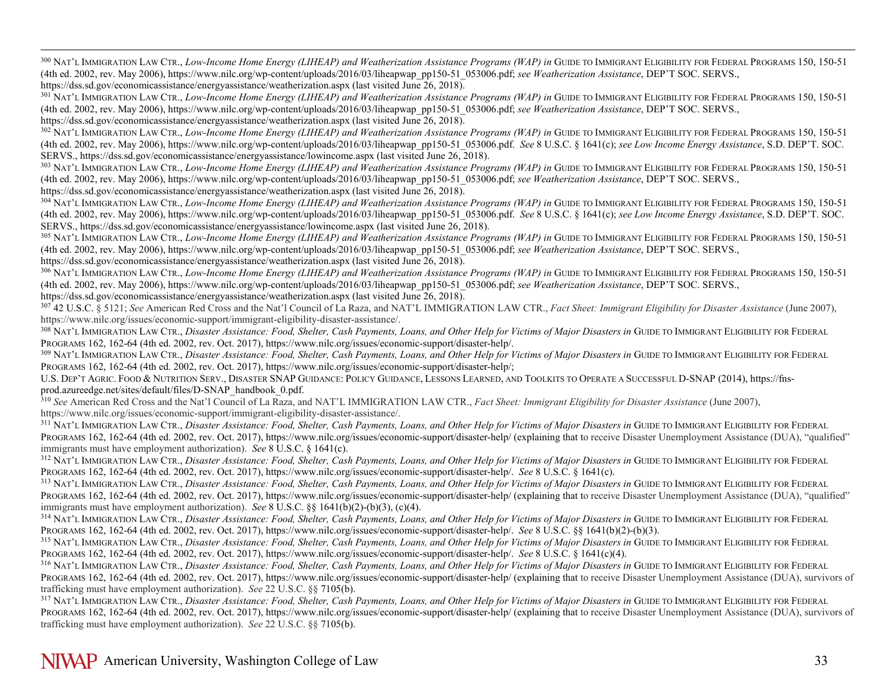[300] Nat'l Immigration Law Ctr., *Low-Income Home Energy (LIHEAP) and Weatherization Assistance Programs (WAP) in* Guide to Immigrant Eligibility for Federal Programs 150, 150-51 (4th ed. 2002, rev. May 2006), https://www.nilc.org/wp-content/uploads/2016/03/liheapwap_pp150-51_053006.pdf; *see Weatherization Assistance*, DEP'T SOC. SERVS., https://dss.sd.gov/economicassistance/energyassistance/weatherization.aspx (last visited June 26, 2018).

[301] Nat'l Immigration Law Ctr., *Low-Income Home Energy (LIHEAP) and Weatherization Assistance Programs (WAP) in* Guide to Immigrant Eligibility for Federal Programs 150, 150-51 (4th ed. 2002, rev. May 2006), https://www.nilc.org/wp-content/uploads/2016/03/liheapwap_pp150-51_053006.pdf; *see Weatherization Assistance*, DEP'T SOC. SERVS., https://dss.sd.gov/economicassistance/energyassistance/weatherization.aspx (last visited June 26, 2018).

[302] Nat'l Immigration Law Ctr., *Low-Income Home Energy (LIHEAP) and Weatherization Assistance Programs (WAP) in* Guide to Immigrant Eligibility for Federal Programs 150, 150-51 (4th ed. 2002, rev. May 2006), https://www.nilc.org/wp-content/uploads/2016/03/liheapwap_pp150-51_053006.pdf. *See* 8 U.S.C. § 1641(c); *see Low Income Energy Assistance*, S.D. DEP'T. SOC. SERVS., https://dss.sd.gov/economicassistance/energyassistance/lowincome.aspx (last visited June 26, 2018).

[303] Nat'l Immigration Law Ctr., *Low-Income Home Energy (LIHEAP) and Weatherization Assistance Programs (WAP) in* Guide to Immigrant Eligibility for Federal Programs 150, 150-51 (4th ed. 2002, rev. May 2006), https://www.nilc.org/wp-content/uploads/2016/03/liheapwap_pp150-51_053006.pdf; *see Weatherization Assistance*, DEP'T SOC. SERVS., https://dss.sd.gov/economicassistance/energyassistance/weatherization.aspx (last visited June 26, 2018).

[304] Nat'l Immigration Law Ctr., *Low-Income Home Energy (LIHEAP) and Weatherization Assistance Programs (WAP) in* Guide to Immigrant Eligibility for Federal Programs 150, 150-51 (4th ed. 2002, rev. May 2006), https://www.nilc.org/wp-content/uploads/2016/03/liheapwap_pp150-51_053006.pdf. *See* 8 U.S.C. § 1641(c); *see Low Income Energy Assistance*, S.D. DEP'T. SOC. SERVS., https://dss.sd.gov/economicassistance/energyassistance/lowincome.aspx (last visited June 26, 2018).

[305] Nat'l Immigration Law Ctr., *Low-Income Home Energy (LIHEAP) and Weatherization Assistance Programs (WAP) in* Guide to Immigrant Eligibility for Federal Programs 150, 150-51 (4th ed. 2002, rev. May 2006), https://www.nilc.org/wp-content/uploads/2016/03/liheapwap_pp150-51_053006.pdf; *see Weatherization Assistance*, DEP'T SOC. SERVS., https://dss.sd.gov/economicassistance/energyassistance/weatherization.aspx (last visited June 26, 2018).

[306] Nat'l Immigration Law Ctr., *Low-Income Home Energy (LIHEAP) and Weatherization Assistance Programs (WAP) in* Guide to Immigrant Eligibility for Federal Programs 150, 150-51 (4th ed. 2002, rev. May 2006), https://www.nilc.org/wp-content/uploads/2016/03/liheapwap_pp150-51_053006.pdf; *see Weatherization Assistance*, DEP'T SOC. SERVS., https://dss.sd.gov/economicassistance/energyassistance/weatherization.aspx (last visited June 26, 2018).

[307] 42 U.S.C. § 5121; *See* American Red Cross and the Nat'l Council of La Raza, and NAT'L IMMIGRATION LAW CTR., *Fact Sheet: Immigrant Eligibility for Disaster Assistance* (June 2007), https://www.nilc.org/issues/economic-support/immigrant-eligibility-disaster-assistance/.

[308] Nat'l Immigration Law Ctr., *Disaster Assistance: Food, Shelter, Cash Payments, Loans, and Other Help for Victims of Major Disasters in* Guide to Immigrant Eligibility for Federal Programs 162, 162-64 (4th ed. 2002, rev. Oct. 2017), https://www.nilc.org/issues/economic-support/disaster-help/.

[309] Nat'l Immigration Law Ctr., *Disaster Assistance: Food, Shelter, Cash Payments, Loans, and Other Help for Victims of Major Disasters in* Guide to Immigrant Eligibility for Federal Programs 162, 162-64 (4th ed. 2002, rev. Oct. 2017), https://www.nilc.org/issues/economic-support/disaster-help/;
U.S. Dep't Agric. Food & Nutrition Serv., Disaster SNAP Guidance: Policy Guidance, Lessons Learned, and Toolkits to Operate a Successful D-SNAP (2014), https://fns-prod.azureedge.net/sites/default/files/D-SNAP_handbook_0.pdf.

[310] *See* American Red Cross and the Nat'l Council of La Raza, and NAT'L IMMIGRATION LAW CTR., *Fact Sheet: Immigrant Eligibility for Disaster Assistance* (June 2007), https://www.nilc.org/issues/economic-support/immigrant-eligibility-disaster-assistance/.

[311] Nat'l Immigration Law Ctr., *Disaster Assistance: Food, Shelter, Cash Payments, Loans, and Other Help for Victims of Major Disasters in* Guide to Immigrant Eligibility for Federal Programs 162, 162-64 (4th ed. 2002, rev. Oct. 2017), https://www.nilc.org/issues/economic-support/disaster-help/ (explaining that to receive Disaster Unemployment Assistance (DUA), "qualified" immigrants must have employment authorization). *See* 8 U.S.C. § 1641(c).

[312] Nat'l Immigration Law Ctr., *Disaster Assistance: Food, Shelter, Cash Payments, Loans, and Other Help for Victims of Major Disasters in* Guide to Immigrant Eligibility for Federal Programs 162, 162-64 (4th ed. 2002, rev. Oct. 2017), https://www.nilc.org/issues/economic-support/disaster-help/. *See* 8 U.S.C. § 1641(c).

[313] Nat'l Immigration Law Ctr., *Disaster Assistance: Food, Shelter, Cash Payments, Loans, and Other Help for Victims of Major Disasters in* Guide to Immigrant Eligibility for Federal Programs 162, 162-64 (4th ed. 2002, rev. Oct. 2017), https://www.nilc.org/issues/economic-support/disaster-help/ (explaining that to receive Disaster Unemployment Assistance (DUA), "qualified" immigrants must have employment authorization). *See* 8 U.S.C. §§ 1641(b)(2)-(b)(3), (c)(4).

[314] Nat'l Immigration Law Ctr., *Disaster Assistance: Food, Shelter, Cash Payments, Loans, and Other Help for Victims of Major Disasters in* Guide to Immigrant Eligibility for Federal Programs 162, 162-64 (4th ed. 2002, rev. Oct. 2017), https://www.nilc.org/issues/economic-support/disaster-help/. *See* 8 U.S.C. §§ 1641(b)(2)-(b)(3).

[315] Nat'l Immigration Law Ctr., *Disaster Assistance: Food, Shelter, Cash Payments, Loans, and Other Help for Victims of Major Disasters in* Guide to Immigrant Eligibility for Federal Programs 162, 162-64 (4th ed. 2002, rev. Oct. 2017), https://www.nilc.org/issues/economic-support/disaster-help/. *See* 8 U.S.C. § 1641(c)(4).

[316] Nat'l Immigration Law Ctr., *Disaster Assistance: Food, Shelter, Cash Payments, Loans, and Other Help for Victims of Major Disasters in* Guide to Immigrant Eligibility for Federal Programs 162, 162-64 (4th ed. 2002, rev. Oct. 2017), https://www.nilc.org/issues/economic-support/disaster-help/ (explaining that to receive Disaster Unemployment Assistance (DUA), survivors of trafficking must have employment authorization). *See* 22 U.S.C. §§ 7105(b).

[317] Nat'l Immigration Law Ctr., *Disaster Assistance: Food, Shelter, Cash Payments, Loans, and Other Help for Victims of Major Disasters in* Guide to Immigrant Eligibility for Federal Programs 162, 162-64 (4th ed. 2002, rev. Oct. 2017), https://www.nilc.org/issues/economic-support/disaster-help/ (explaining that to receive Disaster Unemployment Assistance (DUA), survivors of trafficking must have employment authorization). *See* 22 U.S.C. §§ 7105(b).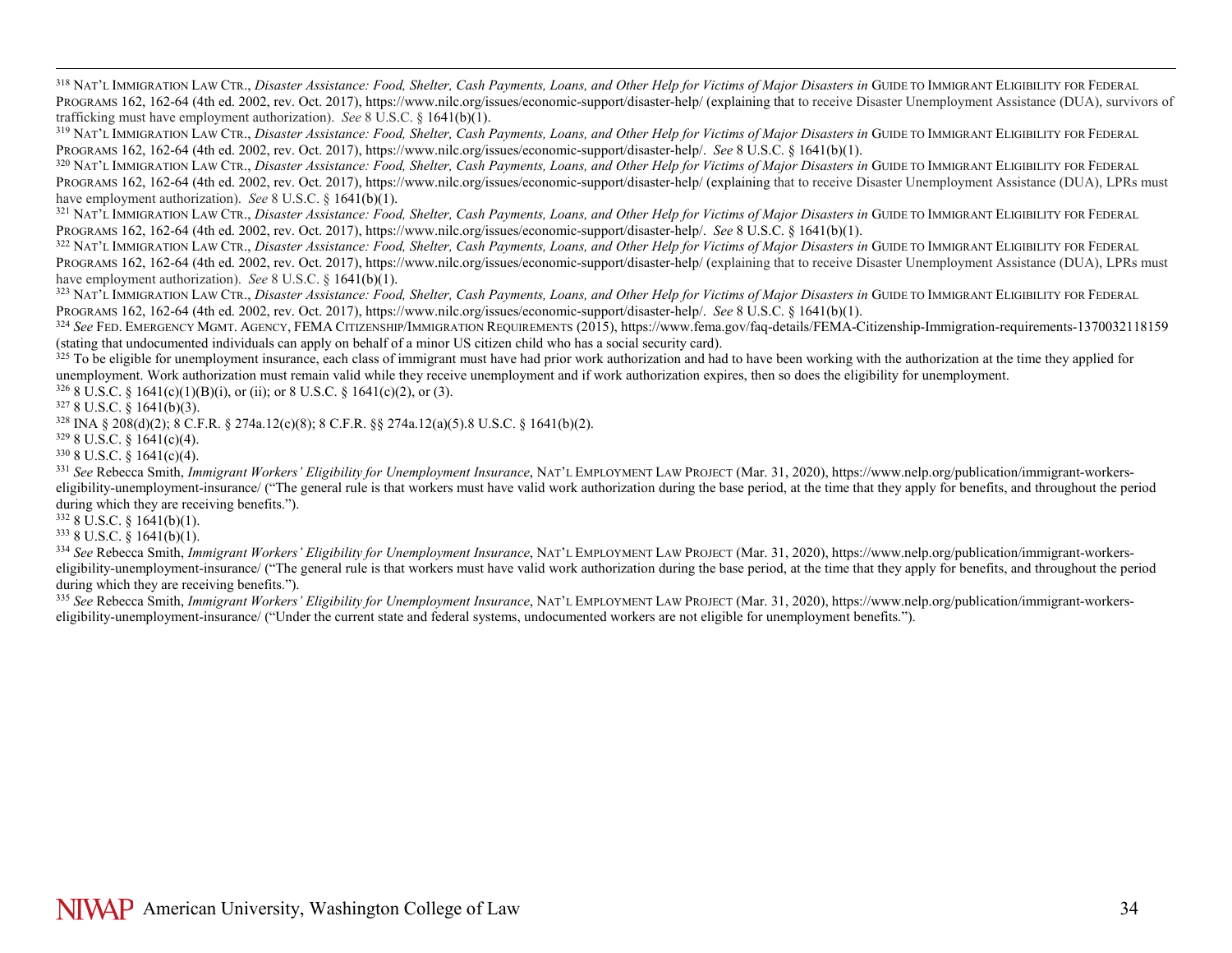[318] Nat'l Immigration Law Ctr., *Disaster Assistance: Food, Shelter, Cash Payments, Loans, and Other Help for Victims of Major Disasters in* Guide to Immigrant Eligibility for Federal Programs 162, 162-64 (4th ed. 2002, rev. Oct. 2017), https://www.nilc.org/issues/economic-support/disaster-help/ (explaining that to receive Disaster Unemployment Assistance (DUA), survivors of trafficking must have employment authorization). *See* 8 U.S.C. § 1641(b)(1).

[319] Nat'l Immigration Law Ctr., *Disaster Assistance: Food, Shelter, Cash Payments, Loans, and Other Help for Victims of Major Disasters in* Guide to Immigrant Eligibility for Federal Programs 162, 162-64 (4th ed. 2002, rev. Oct. 2017), https://www.nilc.org/issues/economic-support/disaster-help/. *See* 8 U.S.C. § 1641(b)(1).

[320] Nat'l Immigration Law Ctr., *Disaster Assistance: Food, Shelter, Cash Payments, Loans, and Other Help for Victims of Major Disasters in* Guide to Immigrant Eligibility for Federal Programs 162, 162-64 (4th ed. 2002, rev. Oct. 2017), https://www.nilc.org/issues/economic-support/disaster-help/ (explaining that to receive Disaster Unemployment Assistance (DUA), LPRs must have employment authorization). *See* 8 U.S.C. § 1641(b)(1).

[321] Nat'l Immigration Law Ctr., *Disaster Assistance: Food, Shelter, Cash Payments, Loans, and Other Help for Victims of Major Disasters in* Guide to Immigrant Eligibility for Federal Programs 162, 162-64 (4th ed. 2002, rev. Oct. 2017), https://www.nilc.org/issues/economic-support/disaster-help/. *See* 8 U.S.C. § 1641(b)(1).

[322] Nat'l Immigration Law Ctr., *Disaster Assistance: Food, Shelter, Cash Payments, Loans, and Other Help for Victims of Major Disasters in* Guide to Immigrant Eligibility for Federal Programs 162, 162-64 (4th ed. 2002, rev. Oct. 2017), https://www.nilc.org/issues/economic-support/disaster-help/ (explaining that to receive Disaster Unemployment Assistance (DUA), LPRs must have employment authorization). *See* 8 U.S.C. § 1641(b)(1).

[323] Nat'l Immigration Law Ctr., *Disaster Assistance: Food, Shelter, Cash Payments, Loans, and Other Help for Victims of Major Disasters in* Guide to Immigrant Eligibility for Federal Programs 162, 162-64 (4th ed. 2002, rev. Oct. 2017), https://www.nilc.org/issues/economic-support/disaster-help/. *See* 8 U.S.C. § 1641(b)(1).

[324] *See* Fed. Emergency Mgmt. Agency, FEMA Citizenship/Immigration Requirements (2015), https://www.fema.gov/faq-details/FEMA-Citizenship-Immigration-requirements-1370032118159 (stating that undocumented individuals can apply on behalf of a minor US citizen child who has a social security card).

[325] To be eligible for unemployment insurance, each class of immigrant must have had prior work authorization and had to have been working with the authorization at the time they applied for unemployment. Work authorization must remain valid while they receive unemployment and if work authorization expires, then so does the eligibility for unemployment.

[326] 8 U.S.C. § 1641(c)(1)(B)(i), or (ii); or 8 U.S.C. § 1641(c)(2), or (3).

[327] 8 U.S.C. § 1641(b)(3).

[328] INA § 208(d)(2); 8 C.F.R. § 274a.12(c)(8); 8 C.F.R. §§ 274a.12(a)(5).8 U.S.C. § 1641(b)(2).

[329] 8 U.S.C. § 1641(c)(4).

[330] 8 U.S.C. § 1641(c)(4).

[331] *See* Rebecca Smith, *Immigrant Workers' Eligibility for Unemployment Insurance*, Nat'l Employment Law Project (Mar. 31, 2020), https://www.nelp.org/publication/immigrant-workers-eligibility-unemployment-insurance/ ("The general rule is that workers must have valid work authorization during the base period, at the time that they apply for benefits, and throughout the period during which they are receiving benefits.").

[332] 8 U.S.C. § 1641(b)(1).

[333] 8 U.S.C. § 1641(b)(1).

[334] *See* Rebecca Smith, *Immigrant Workers' Eligibility for Unemployment Insurance*, Nat'l Employment Law Project (Mar. 31, 2020), https://www.nelp.org/publication/immigrant-workers-eligibility-unemployment-insurance/ ("The general rule is that workers must have valid work authorization during the base period, at the time that they apply for benefits, and throughout the period during which they are receiving benefits.").

[335] *See* Rebecca Smith, *Immigrant Workers' Eligibility for Unemployment Insurance*, Nat'l Employment Law Project (Mar. 31, 2020), https://www.nelp.org/publication/immigrant-workers-eligibility-unemployment-insurance/ ("Under the current state and federal systems, undocumented workers are not eligible for unemployment benefits.").